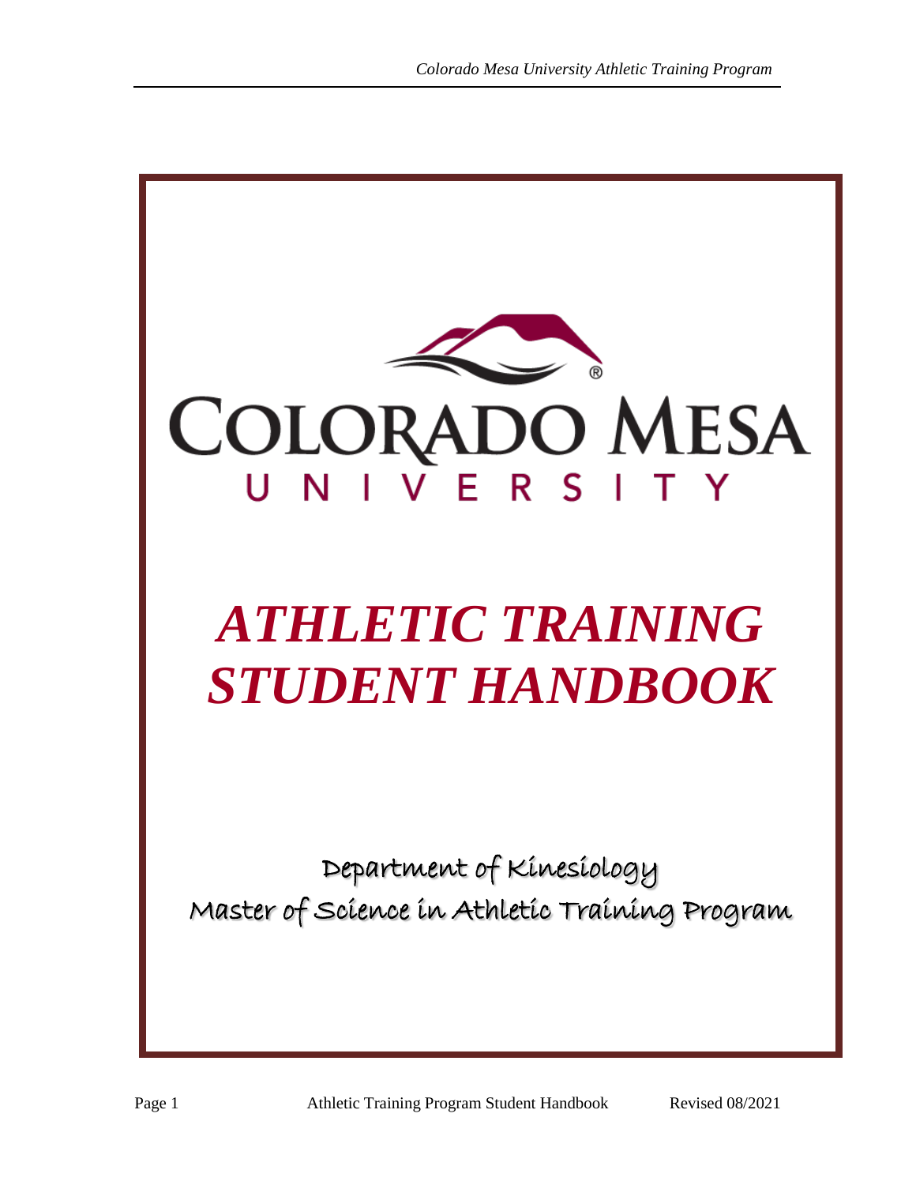# COLORADO MESA UNIVERSITY

# *ATHLETIC TRAINING STUDENT HANDBOOK*

Department of Kinesiology

Master of Science in Athletic Training Program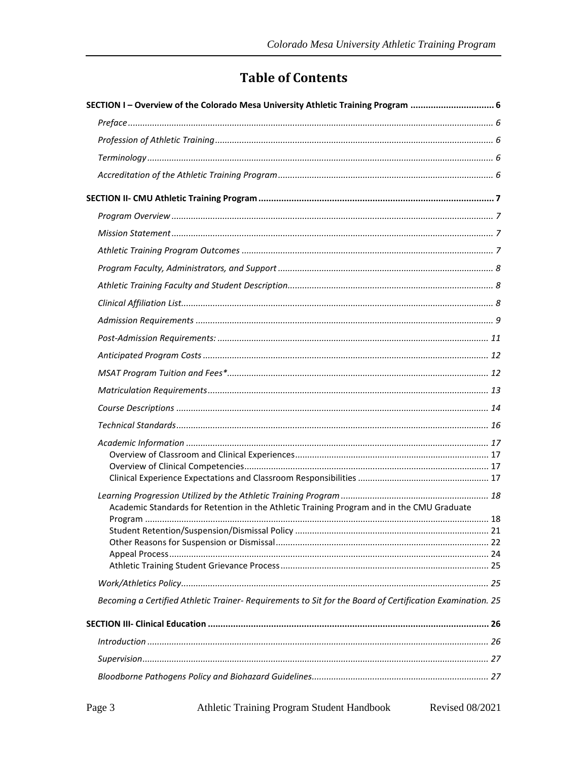# Table of Contents

**SECTION I – Overview of the Colorado Mesa University Athletic Training Program ................................ 6**

*Preface ..................................................................................................................................... 6*

*Profession of Athletic Training ................................................................................................ 6*

*Terminology ............................................................................................................................. 6*

*Accreditation of the Athletic Training Program ....................................................................... 6*

**SECTION II- CMU Athletic Training Program ........................................................................................... 7**

*Program Overview .................................................................................................................. 7*

*Mission Statement .................................................................................................................. 7*

*Athletic Training Program Outcomes ...................................................................................... 7*

*Program Faculty, Administrators, and Support ....................................................................... 8*

*Athletic Training Faculty and Student Description.................................................................. 8*

*Clinical Affiliation List.............................................................................................................. 8*

*Admission Requirements ........................................................................................................ 9*

*Post-Admission Requirements: ............................................................................................. 11*

*Anticipated Program Costs ................................................................................................... 12*

*MSAT Program Tuition and Fees*.......................................................................................... 12*

*Matriculation Requirements................................................................................................. 13*

*Course Descriptions .............................................................................................................. 14*

*Technical Standards............................................................................................................... 16*

*Academic Information ........................................................................................................... 17*

- Overview of Classroom and Clinical Experiences ............................................................... 17
- Overview of Clinical Competencies .................................................................................... 17
- Clinical Experience Expectations and Classroom Responsibilities ..................................... 17

*Learning Progression Utilized by the Athletic Training Program ........................................... 18*

- Academic Standards for Retention in the Athletic Training Program and in the CMU Graduate Program ............................................................................................................................ 18
- Student Retention/Suspension/Dismissal Policy ............................................................... 21
- Other Reasons for Suspension or Dismissal ....................................................................... 22
- Appeal Process ................................................................................................................... 24
- Athletic Training Student Grievance Process ..................................................................... 25

*Work/Athletics Policy............................................................................................................. 25*

*Becoming a Certified Athletic Trainer- Requirements to Sit for the Board of Certification Examination. 25*

**SECTION III- Clinical Education ............................................................................................................... 26**

*Introduction .......................................................................................................................... 26*

*Supervision............................................................................................................................ 27*

*Bloodborne Pathogens Policy and Biohazard Guidelines....................................................... 27*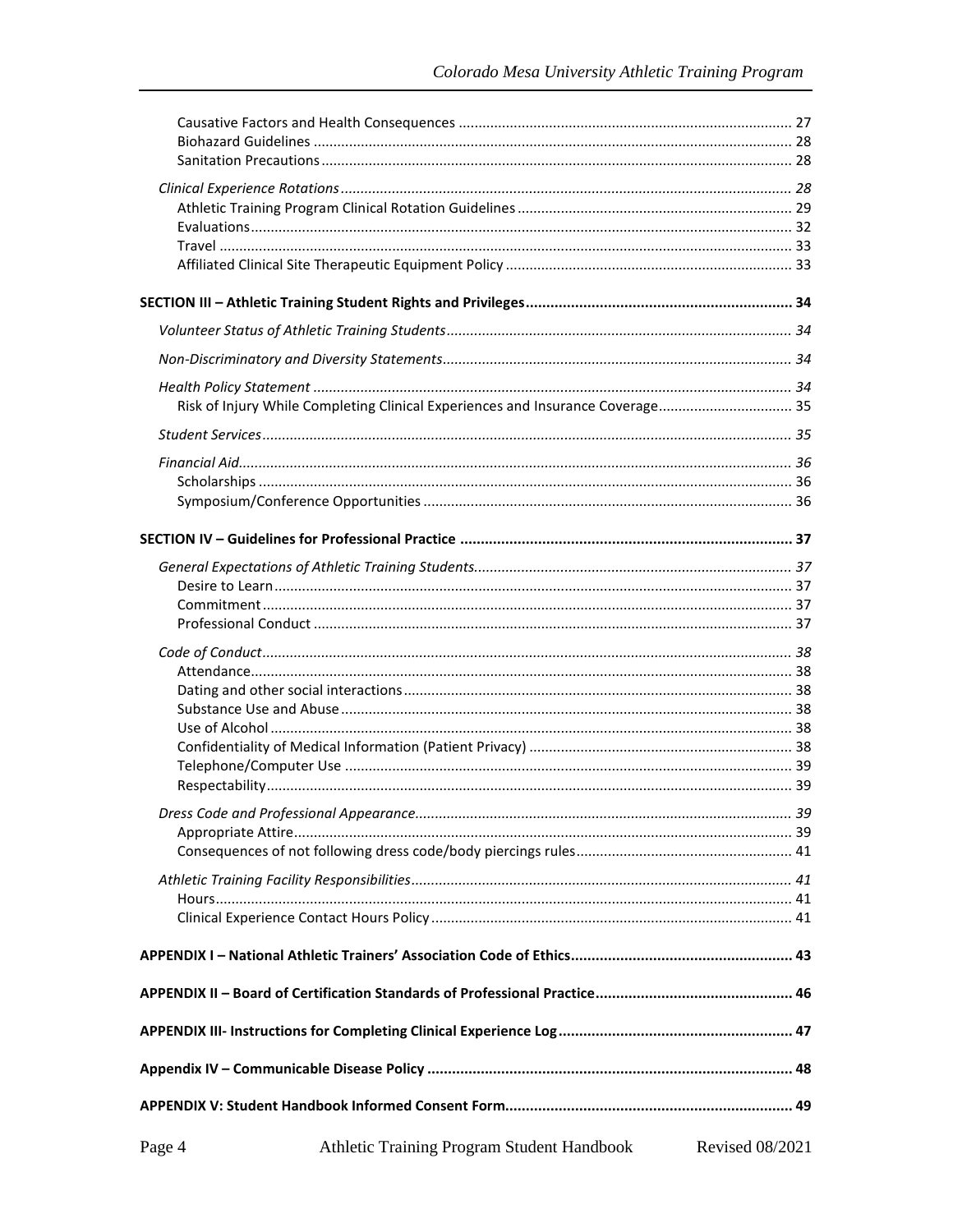Causative Factors and Health Consequences .................... 27
Biohazard Guidelines .................... 28
Sanitation Precautions .................... 28

*Clinical Experience Rotations* .................... *28*
Athletic Training Program Clinical Rotation Guidelines .................... 29
Evaluations .................... 32
Travel .................... 33
Affiliated Clinical Site Therapeutic Equipment Policy .................... 33

**SECTION III – Athletic Training Student Rights and Privileges .................... 34**

*Volunteer Status of Athletic Training Students* .................... *34*

*Non-Discriminatory and Diversity Statements* .................... *34*

*Health Policy Statement* .................... *34*
Risk of Injury While Completing Clinical Experiences and Insurance Coverage .................... 35

*Student Services* .................... *35*

*Financial Aid* .................... *36*
Scholarships .................... 36
Symposium/Conference Opportunities .................... 36

**SECTION IV – Guidelines for Professional Practice .................... 37**

*General Expectations of Athletic Training Students* .................... *37*
Desire to Learn .................... 37
Commitment .................... 37
Professional Conduct .................... 37

*Code of Conduct* .................... *38*
Attendance .................... 38
Dating and other social interactions .................... 38
Substance Use and Abuse .................... 38
Use of Alcohol .................... 38
Confidentiality of Medical Information (Patient Privacy) .................... 38
Telephone/Computer Use .................... 39
Respectability .................... 39

*Dress Code and Professional Appearance* .................... *39*
Appropriate Attire .................... 39
Consequences of not following dress code/body piercings rules .................... 41

*Athletic Training Facility Responsibilities* .................... *41*
Hours .................... 41
Clinical Experience Contact Hours Policy .................... 41

**APPENDIX I – National Athletic Trainers' Association Code of Ethics .................... 43**

**APPENDIX II – Board of Certification Standards of Professional Practice .................... 46**

**APPENDIX III- Instructions for Completing Clinical Experience Log .................... 47**

**Appendix IV – Communicable Disease Policy .................... 48**

**APPENDIX V: Student Handbook Informed Consent Form .................... 49**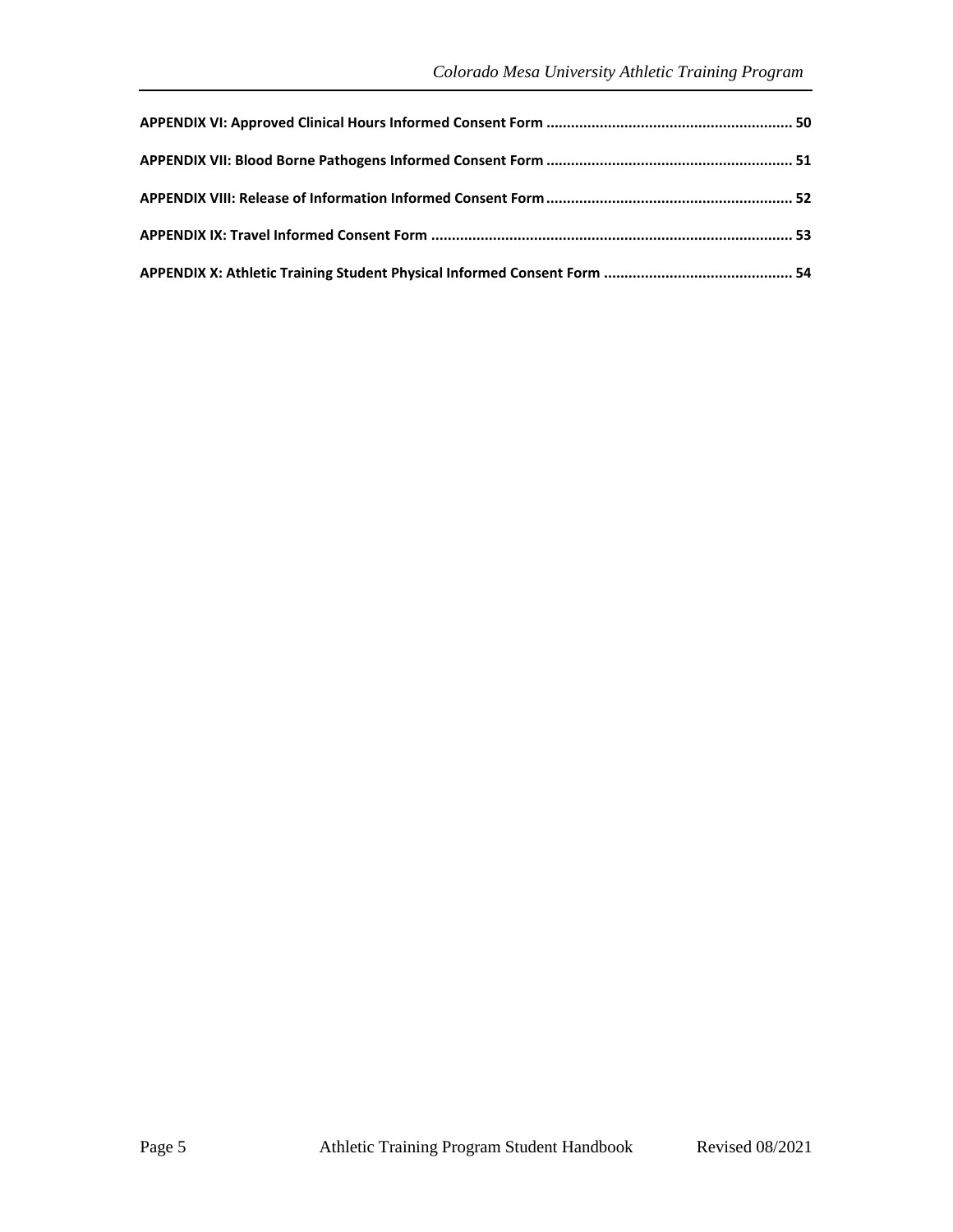**APPENDIX VI: Approved Clinical Hours Informed Consent Form ............................................................ 50**

**APPENDIX VII: Blood Borne Pathogens Informed Consent Form ............................................................ 51**

**APPENDIX VIII: Release of Information Informed Consent Form ............................................................ 52**

**APPENDIX IX: Travel Informed Consent Form ........................................................................................ 53**

**APPENDIX X: Athletic Training Student Physical Informed Consent Form .............................................. 54**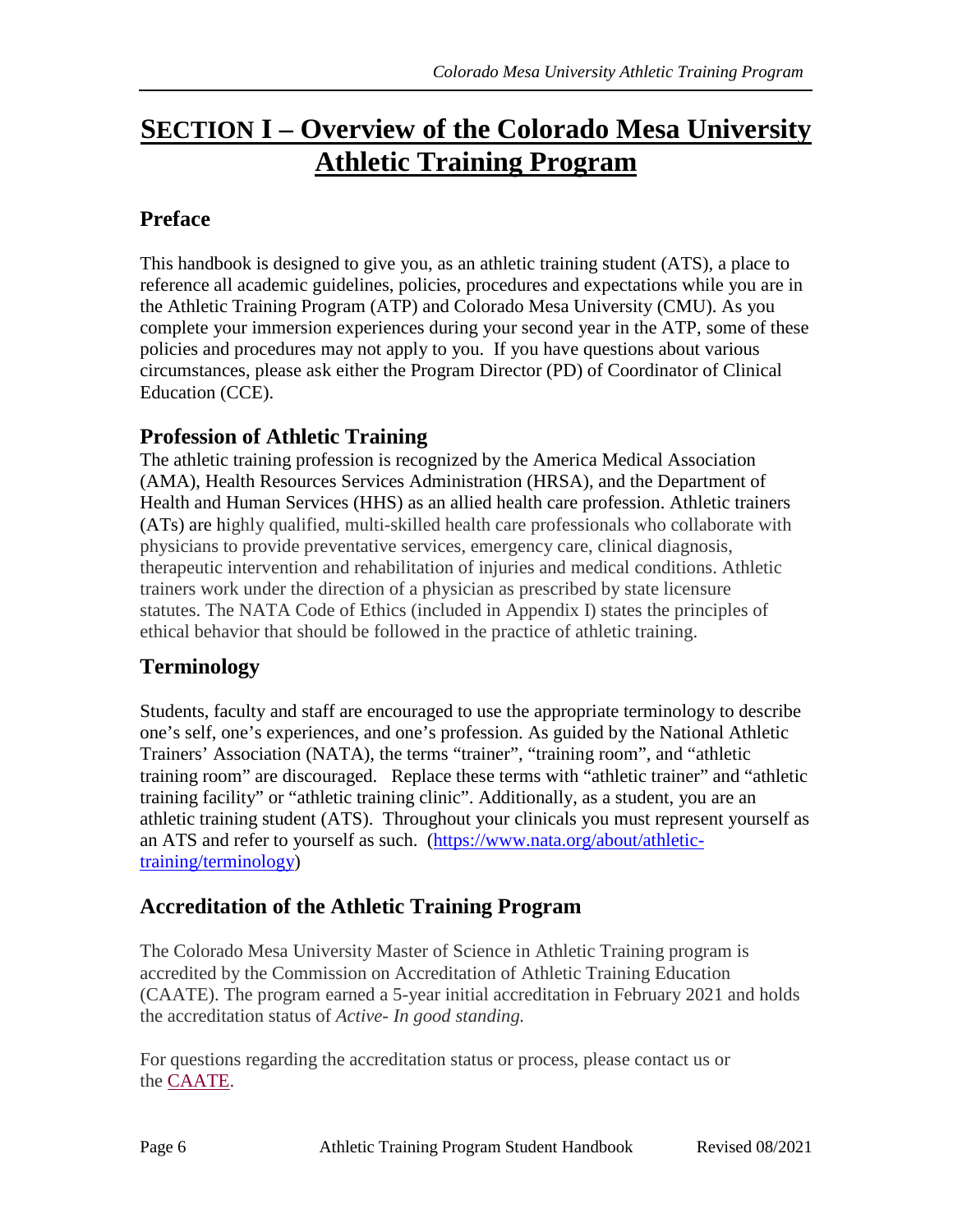# SECTION I – Overview of the Colorado Mesa University Athletic Training Program

## Preface

This handbook is designed to give you, as an athletic training student (ATS), a place to reference all academic guidelines, policies, procedures and expectations while you are in the Athletic Training Program (ATP) and Colorado Mesa University (CMU). As you complete your immersion experiences during your second year in the ATP, some of these policies and procedures may not apply to you. If you have questions about various circumstances, please ask either the Program Director (PD) of Coordinator of Clinical Education (CCE).

## Profession of Athletic Training

The athletic training profession is recognized by the America Medical Association (AMA), Health Resources Services Administration (HRSA), and the Department of Health and Human Services (HHS) as an allied health care profession. Athletic trainers (ATs) are highly qualified, multi-skilled health care professionals who collaborate with physicians to provide preventative services, emergency care, clinical diagnosis, therapeutic intervention and rehabilitation of injuries and medical conditions. Athletic trainers work under the direction of a physician as prescribed by state licensure statutes. The NATA Code of Ethics (included in Appendix I) states the principles of ethical behavior that should be followed in the practice of athletic training.

## Terminology

Students, faculty and staff are encouraged to use the appropriate terminology to describe one's self, one's experiences, and one's profession. As guided by the National Athletic Trainers' Association (NATA), the terms "trainer", "training room", and "athletic training room" are discouraged. Replace these terms with "athletic trainer" and "athletic training facility" or "athletic training clinic". Additionally, as a student, you are an athletic training student (ATS). Throughout your clinicals you must represent yourself as an ATS and refer to yourself as such. ([https://www.nata.org/about/athletic-training/terminology](https://www.nata.org/about/athletic-training/terminology))

## Accreditation of the Athletic Training Program

The Colorado Mesa University Master of Science in Athletic Training program is accredited by the Commission on Accreditation of Athletic Training Education (CAATE). The program earned a 5-year initial accreditation in February 2021 and holds the accreditation status of *Active- In good standing.*

For questions regarding the accreditation status or process, please contact us or the CAATE.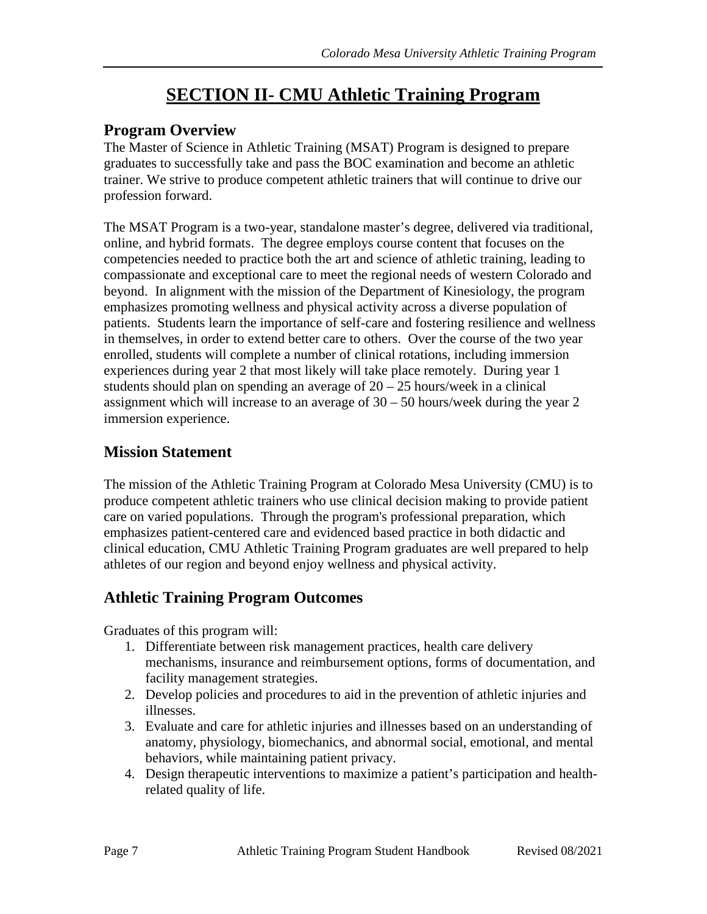# SECTION II- CMU Athletic Training Program

## Program Overview

The Master of Science in Athletic Training (MSAT) Program is designed to prepare graduates to successfully take and pass the BOC examination and become an athletic trainer. We strive to produce competent athletic trainers that will continue to drive our profession forward.

The MSAT Program is a two-year, standalone master's degree, delivered via traditional, online, and hybrid formats. The degree employs course content that focuses on the competencies needed to practice both the art and science of athletic training, leading to compassionate and exceptional care to meet the regional needs of western Colorado and beyond. In alignment with the mission of the Department of Kinesiology, the program emphasizes promoting wellness and physical activity across a diverse population of patients. Students learn the importance of self-care and fostering resilience and wellness in themselves, in order to extend better care to others. Over the course of the two year enrolled, students will complete a number of clinical rotations, including immersion experiences during year 2 that most likely will take place remotely. During year 1 students should plan on spending an average of 20 – 25 hours/week in a clinical assignment which will increase to an average of 30 – 50 hours/week during the year 2 immersion experience.

## Mission Statement

The mission of the Athletic Training Program at Colorado Mesa University (CMU) is to produce competent athletic trainers who use clinical decision making to provide patient care on varied populations. Through the program's professional preparation, which emphasizes patient-centered care and evidenced based practice in both didactic and clinical education, CMU Athletic Training Program graduates are well prepared to help athletes of our region and beyond enjoy wellness and physical activity.

## Athletic Training Program Outcomes

Graduates of this program will:

1. Differentiate between risk management practices, health care delivery mechanisms, insurance and reimbursement options, forms of documentation, and facility management strategies.
2. Develop policies and procedures to aid in the prevention of athletic injuries and illnesses.
3. Evaluate and care for athletic injuries and illnesses based on an understanding of anatomy, physiology, biomechanics, and abnormal social, emotional, and mental behaviors, while maintaining patient privacy.
4. Design therapeutic interventions to maximize a patient's participation and health-related quality of life.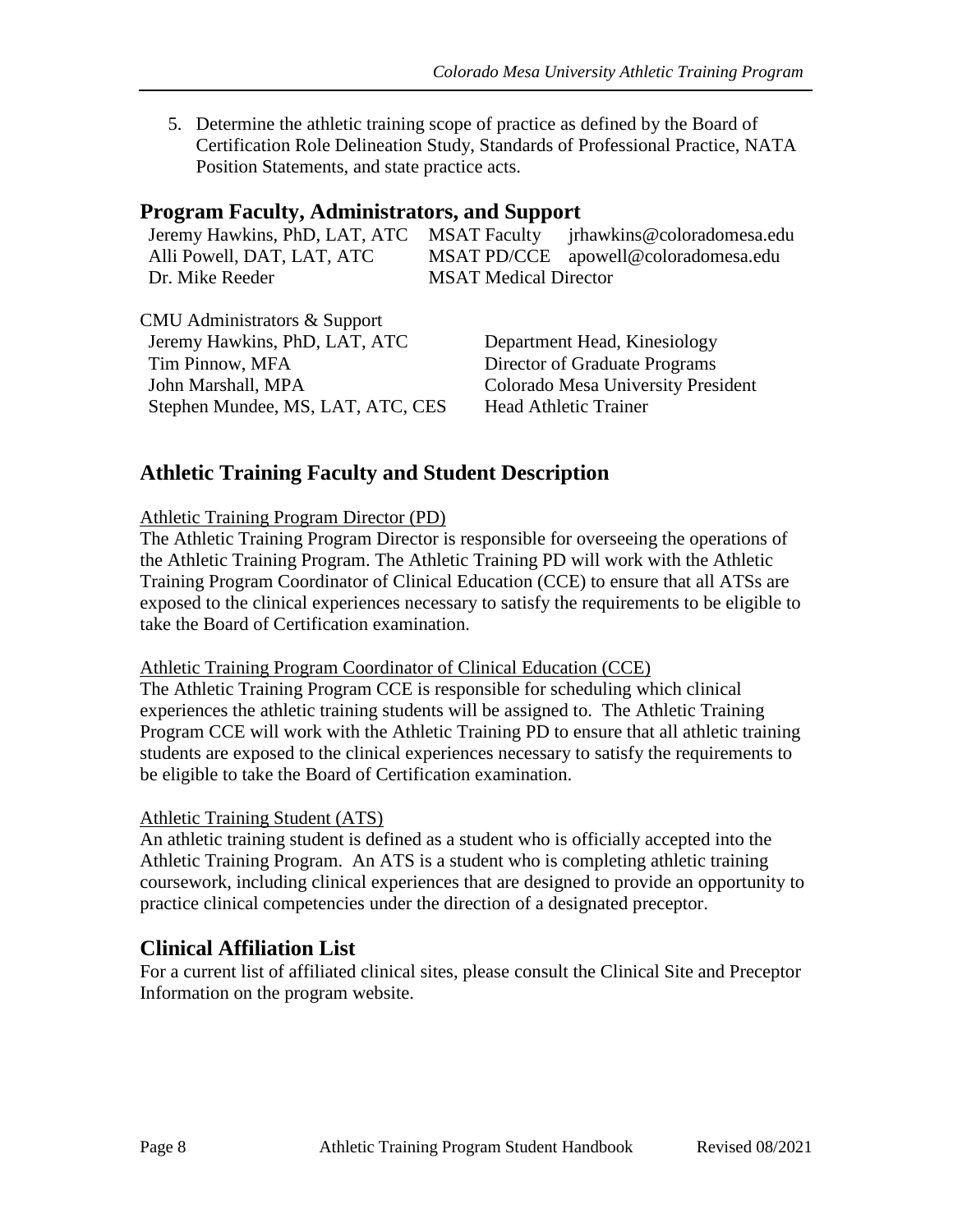5. Determine the athletic training scope of practice as defined by the Board of Certification Role Delineation Study, Standards of Professional Practice, NATA Position Statements, and state practice acts.

## Program Faculty, Administrators, and Support

| | | |
|---|---|---|
| Jeremy Hawkins, PhD, LAT, ATC | MSAT Faculty | jrhawkins@coloradomesa.edu |
| Alli Powell, DAT, LAT, ATC | MSAT PD/CCE | apowell@coloradomesa.edu |
| Dr. Mike Reeder | MSAT Medical Director | |

CMU Administrators & Support

| | |
|---|---|
| Jeremy Hawkins, PhD, LAT, ATC | Department Head, Kinesiology |
| Tim Pinnow, MFA | Director of Graduate Programs |
| John Marshall, MPA | Colorado Mesa University President |
| Stephen Mundee, MS, LAT, ATC, CES | Head Athletic Trainer |

## Athletic Training Faculty and Student Description

Athletic Training Program Director (PD)

The Athletic Training Program Director is responsible for overseeing the operations of the Athletic Training Program. The Athletic Training PD will work with the Athletic Training Program Coordinator of Clinical Education (CCE) to ensure that all ATSs are exposed to the clinical experiences necessary to satisfy the requirements to be eligible to take the Board of Certification examination.

Athletic Training Program Coordinator of Clinical Education (CCE)

The Athletic Training Program CCE is responsible for scheduling which clinical experiences the athletic training students will be assigned to. The Athletic Training Program CCE will work with the Athletic Training PD to ensure that all athletic training students are exposed to the clinical experiences necessary to satisfy the requirements to be eligible to take the Board of Certification examination.

Athletic Training Student (ATS)

An athletic training student is defined as a student who is officially accepted into the Athletic Training Program. An ATS is a student who is completing athletic training coursework, including clinical experiences that are designed to provide an opportunity to practice clinical competencies under the direction of a designated preceptor.

## Clinical Affiliation List

For a current list of affiliated clinical sites, please consult the Clinical Site and Preceptor Information on the program website.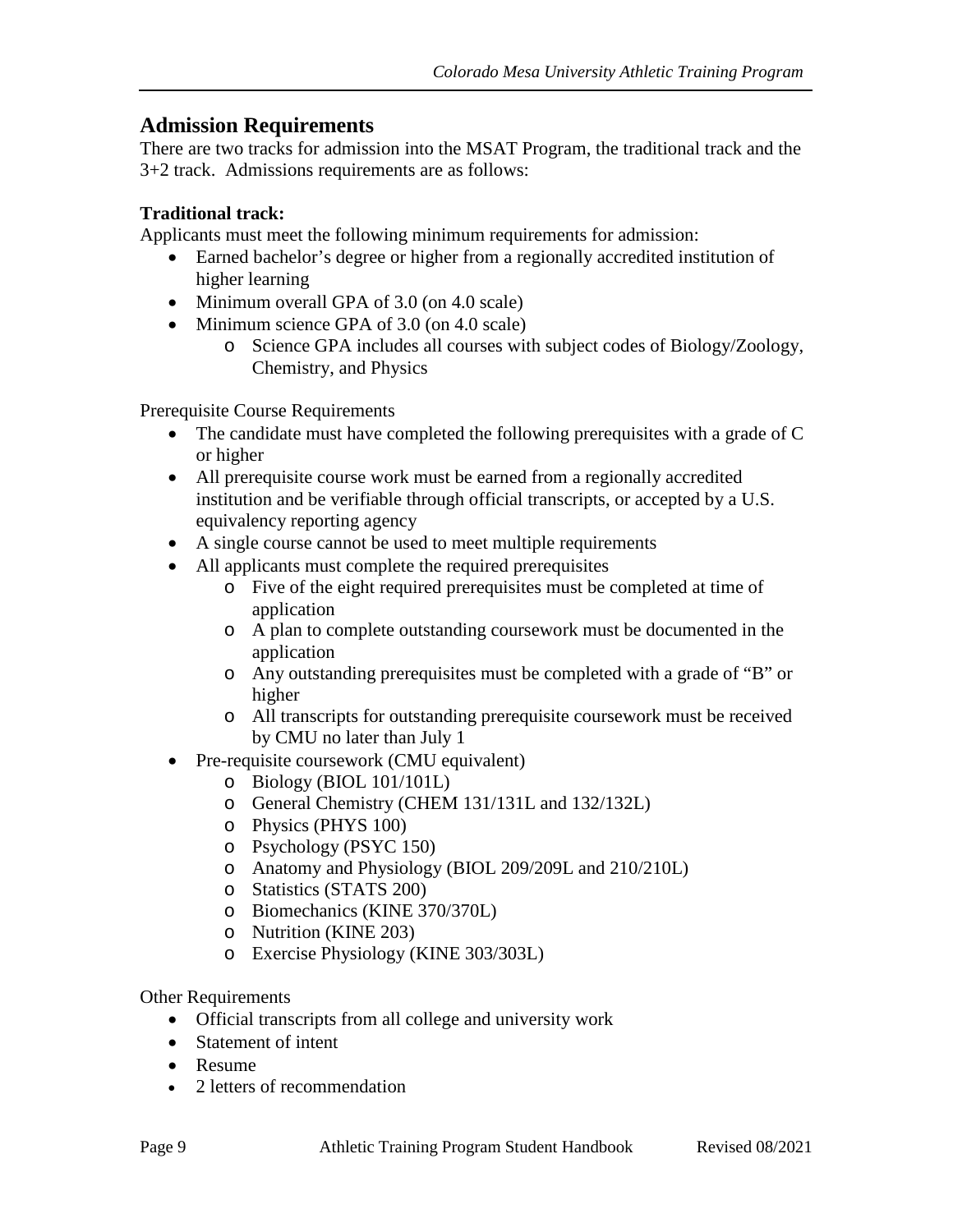## Admission Requirements

There are two tracks for admission into the MSAT Program, the traditional track and the 3+2 track. Admissions requirements are as follows:

**Traditional track:**

Applicants must meet the following minimum requirements for admission:

- Earned bachelor's degree or higher from a regionally accredited institution of higher learning
- Minimum overall GPA of 3.0 (on 4.0 scale)
- Minimum science GPA of 3.0 (on 4.0 scale)
  - Science GPA includes all courses with subject codes of Biology/Zoology, Chemistry, and Physics

Prerequisite Course Requirements

- The candidate must have completed the following prerequisites with a grade of C or higher
- All prerequisite course work must be earned from a regionally accredited institution and be verifiable through official transcripts, or accepted by a U.S. equivalency reporting agency
- A single course cannot be used to meet multiple requirements
- All applicants must complete the required prerequisites
  - Five of the eight required prerequisites must be completed at time of application
  - A plan to complete outstanding coursework must be documented in the application
  - Any outstanding prerequisites must be completed with a grade of "B" or higher
  - All transcripts for outstanding prerequisite coursework must be received by CMU no later than July 1
- Pre-requisite coursework (CMU equivalent)
  - Biology (BIOL 101/101L)
  - General Chemistry (CHEM 131/131L and 132/132L)
  - Physics (PHYS 100)
  - Psychology (PSYC 150)
  - Anatomy and Physiology (BIOL 209/209L and 210/210L)
  - Statistics (STATS 200)
  - Biomechanics (KINE 370/370L)
  - Nutrition (KINE 203)
  - Exercise Physiology (KINE 303/303L)

Other Requirements

- Official transcripts from all college and university work
- Statement of intent
- Resume
- 2 letters of recommendation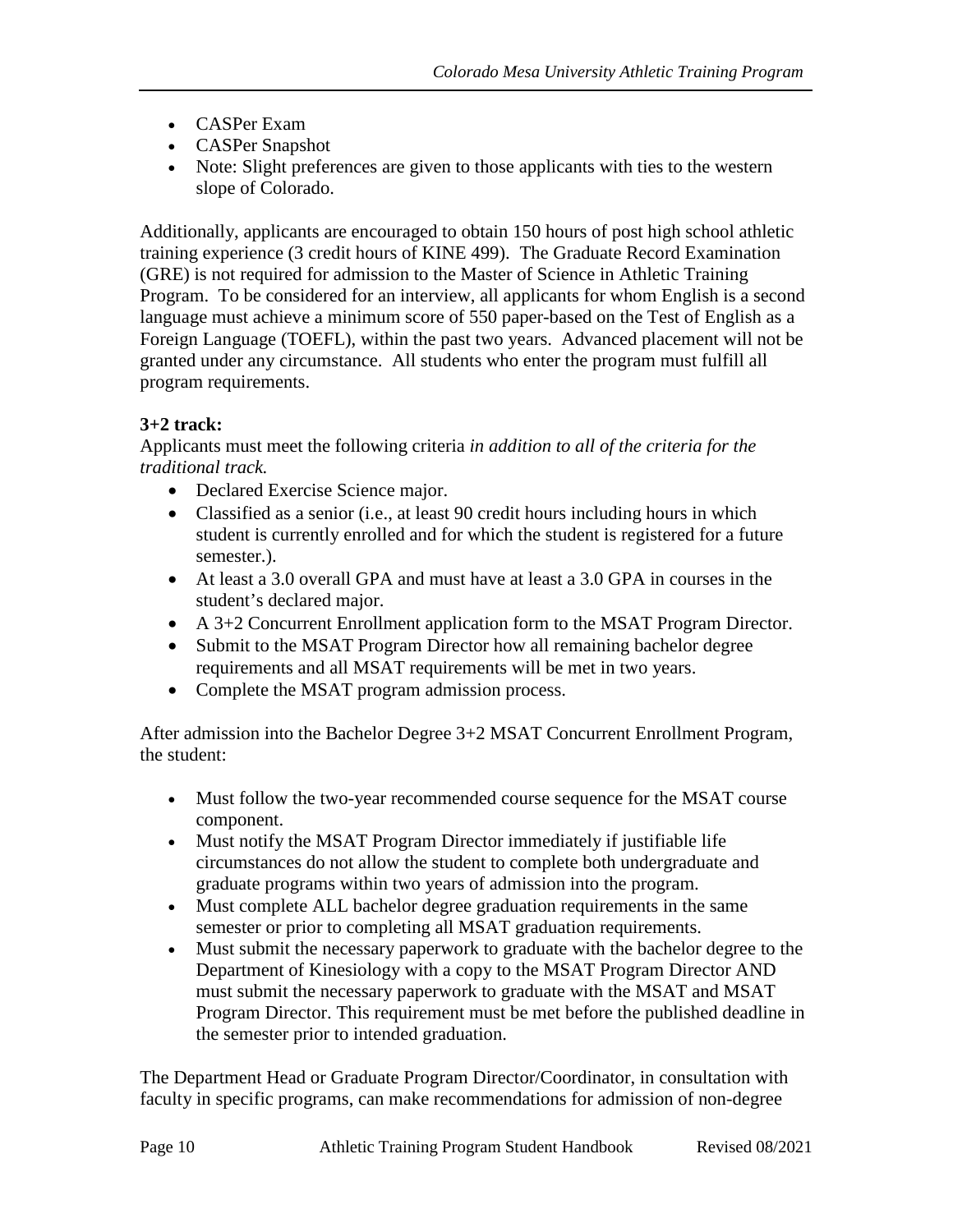- CASPer Exam
- CASPer Snapshot
- Note: Slight preferences are given to those applicants with ties to the western slope of Colorado.

Additionally, applicants are encouraged to obtain 150 hours of post high school athletic training experience (3 credit hours of KINE 499). The Graduate Record Examination (GRE) is not required for admission to the Master of Science in Athletic Training Program. To be considered for an interview, all applicants for whom English is a second language must achieve a minimum score of 550 paper-based on the Test of English as a Foreign Language (TOEFL), within the past two years. Advanced placement will not be granted under any circumstance. All students who enter the program must fulfill all program requirements.

**3+2 track:**

Applicants must meet the following criteria *in addition to all of the criteria for the traditional track.*

- Declared Exercise Science major.
- Classified as a senior (i.e., at least 90 credit hours including hours in which student is currently enrolled and for which the student is registered for a future semester.).
- At least a 3.0 overall GPA and must have at least a 3.0 GPA in courses in the student's declared major.
- A 3+2 Concurrent Enrollment application form to the MSAT Program Director.
- Submit to the MSAT Program Director how all remaining bachelor degree requirements and all MSAT requirements will be met in two years.
- Complete the MSAT program admission process.

After admission into the Bachelor Degree 3+2 MSAT Concurrent Enrollment Program, the student:

- Must follow the two-year recommended course sequence for the MSAT course component.
- Must notify the MSAT Program Director immediately if justifiable life circumstances do not allow the student to complete both undergraduate and graduate programs within two years of admission into the program.
- Must complete ALL bachelor degree graduation requirements in the same semester or prior to completing all MSAT graduation requirements.
- Must submit the necessary paperwork to graduate with the bachelor degree to the Department of Kinesiology with a copy to the MSAT Program Director AND must submit the necessary paperwork to graduate with the MSAT and MSAT Program Director. This requirement must be met before the published deadline in the semester prior to intended graduation.

The Department Head or Graduate Program Director/Coordinator, in consultation with faculty in specific programs, can make recommendations for admission of non-degree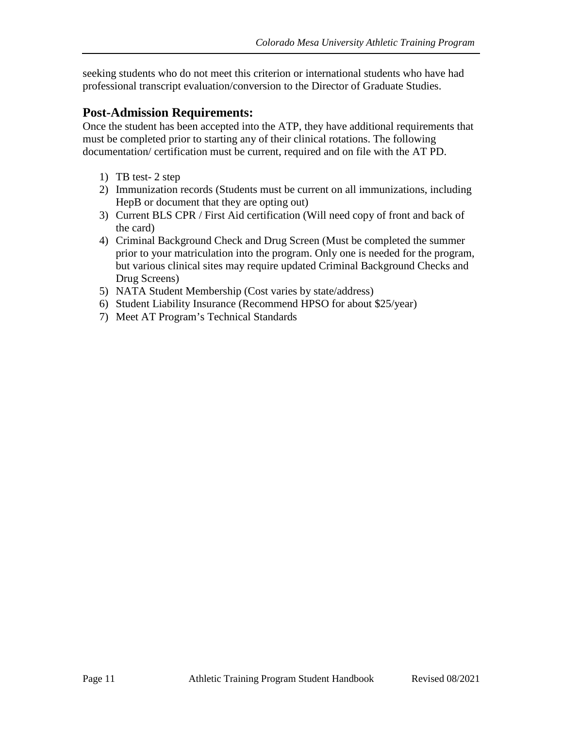seeking students who do not meet this criterion or international students who have had professional transcript evaluation/conversion to the Director of Graduate Studies.

## Post-Admission Requirements:

Once the student has been accepted into the ATP, they have additional requirements that must be completed prior to starting any of their clinical rotations. The following documentation/ certification must be current, required and on file with the AT PD.

1) TB test- 2 step
2) Immunization records (Students must be current on all immunizations, including HepB or document that they are opting out)
3) Current BLS CPR / First Aid certification (Will need copy of front and back of the card)
4) Criminal Background Check and Drug Screen (Must be completed the summer prior to your matriculation into the program. Only one is needed for the program, but various clinical sites may require updated Criminal Background Checks and Drug Screens)
5) NATA Student Membership (Cost varies by state/address)
6) Student Liability Insurance (Recommend HPSO for about $25/year)
7) Meet AT Program's Technical Standards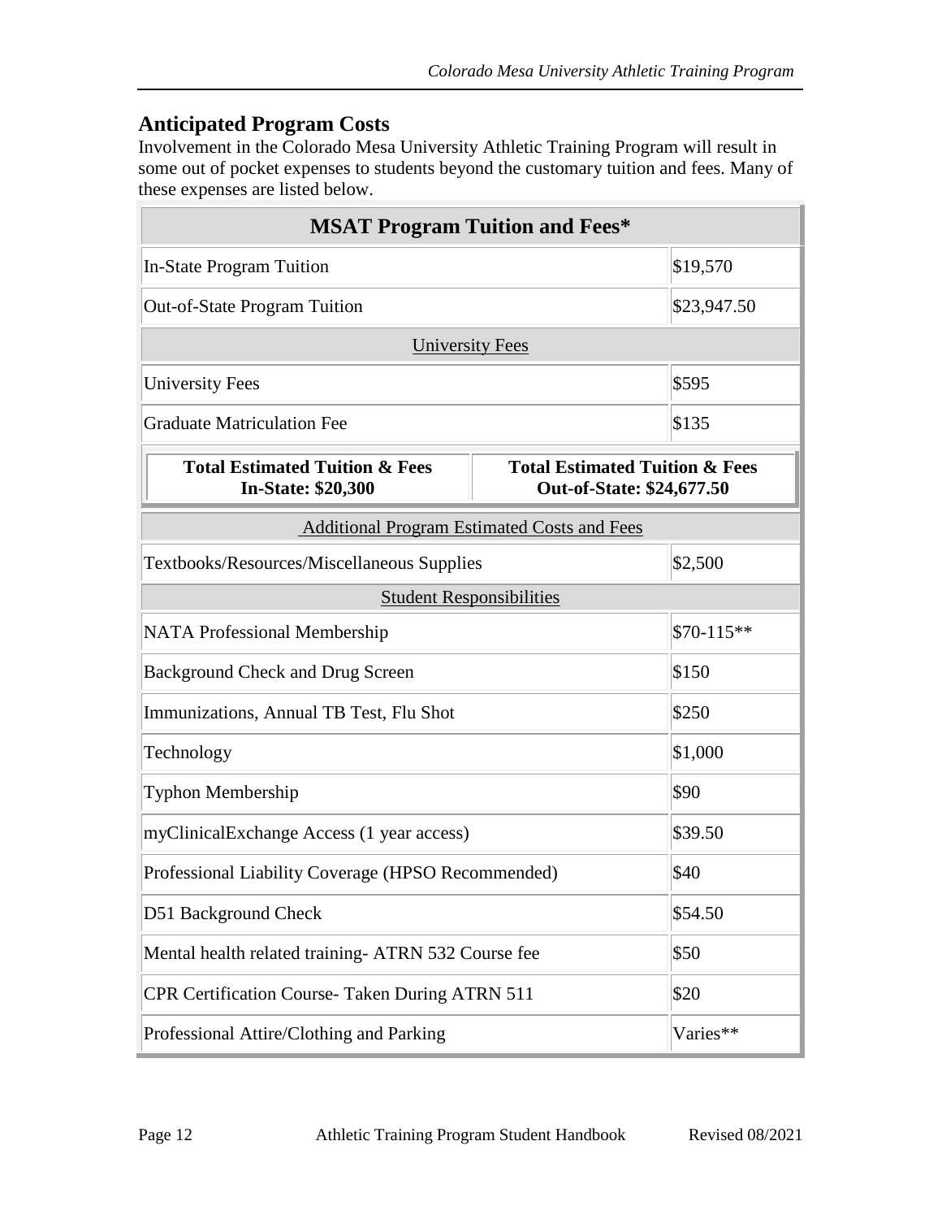## Anticipated Program Costs

Involvement in the Colorado Mesa University Athletic Training Program will result in some out of pocket expenses to students beyond the customary tuition and fees. Many of these expenses are listed below.

| MSAT Program Tuition and Fees* | |
|---|---|
| In-State Program Tuition | $19,570 |
| Out-of-State Program Tuition | $23,947.50 |
| University Fees | |
| University Fees | $595 |
| Graduate Matriculation Fee | $135 |
| **Total Estimated Tuition & Fees In-State: $20,300** | **Total Estimated Tuition & Fees Out-of-State: $24,677.50** |
| Additional Program Estimated Costs and Fees | |
| Textbooks/Resources/Miscellaneous Supplies | $2,500 |
| Student Responsibilities | |
| NATA Professional Membership | $70-115** |
| Background Check and Drug Screen | $150 |
| Immunizations, Annual TB Test, Flu Shot | $250 |
| Technology | $1,000 |
| Typhon Membership | $90 |
| myClinicalExchange Access (1 year access) | $39.50 |
| Professional Liability Coverage (HPSO Recommended) | $40 |
| D51 Background Check | $54.50 |
| Mental health related training- ATRN 532 Course fee | $50 |
| CPR Certification Course- Taken During ATRN 511 | $20 |
| Professional Attire/Clothing and Parking | Varies** |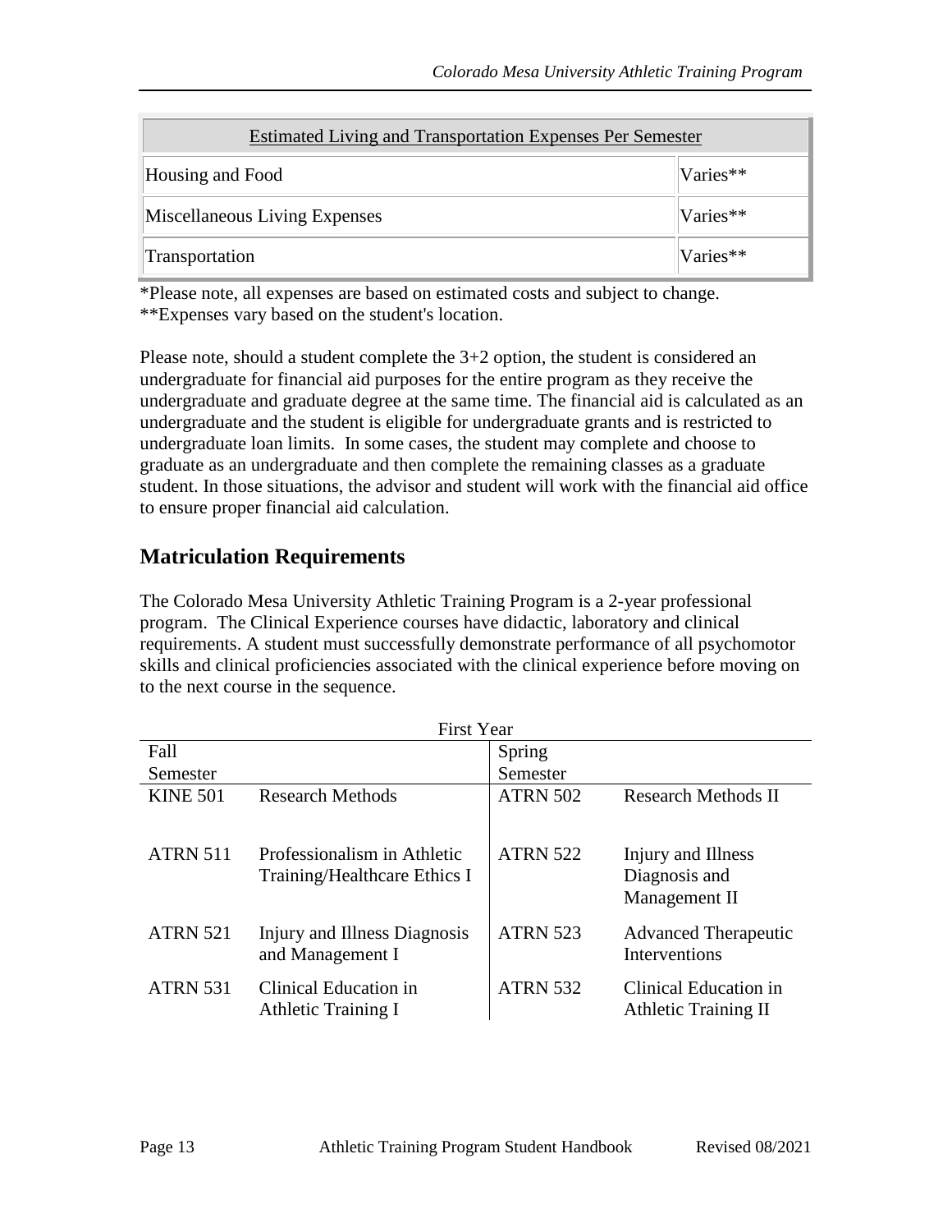| Estimated Living and Transportation Expenses Per Semester | |
|---|---|
| Housing and Food | Varies** |
| Miscellaneous Living Expenses | Varies** |
| Transportation | Varies** |

*Please note, all expenses are based on estimated costs and subject to change.
**Expenses vary based on the student's location.

Please note, should a student complete the 3+2 option, the student is considered an undergraduate for financial aid purposes for the entire program as they receive the undergraduate and graduate degree at the same time. The financial aid is calculated as an undergraduate and the student is eligible for undergraduate grants and is restricted to undergraduate loan limits. In some cases, the student may complete and choose to graduate as an undergraduate and then complete the remaining classes as a graduate student. In those situations, the advisor and student will work with the financial aid office to ensure proper financial aid calculation.

## Matriculation Requirements

The Colorado Mesa University Athletic Training Program is a 2-year professional program. The Clinical Experience courses have didactic, laboratory and clinical requirements. A student must successfully demonstrate performance of all psychomotor skills and clinical proficiencies associated with the clinical experience before moving on to the next course in the sequence.

| First Year | | | |
|---|---|---|---|
| Fall Semester | | Spring Semester | |
| KINE 501 | Research Methods | ATRN 502 | Research Methods II |
| ATRN 511 | Professionalism in Athletic Training/Healthcare Ethics I | ATRN 522 | Injury and Illness Diagnosis and Management II |
| ATRN 521 | Injury and Illness Diagnosis and Management I | ATRN 523 | Advanced Therapeutic Interventions |
| ATRN 531 | Clinical Education in Athletic Training I | ATRN 532 | Clinical Education in Athletic Training II |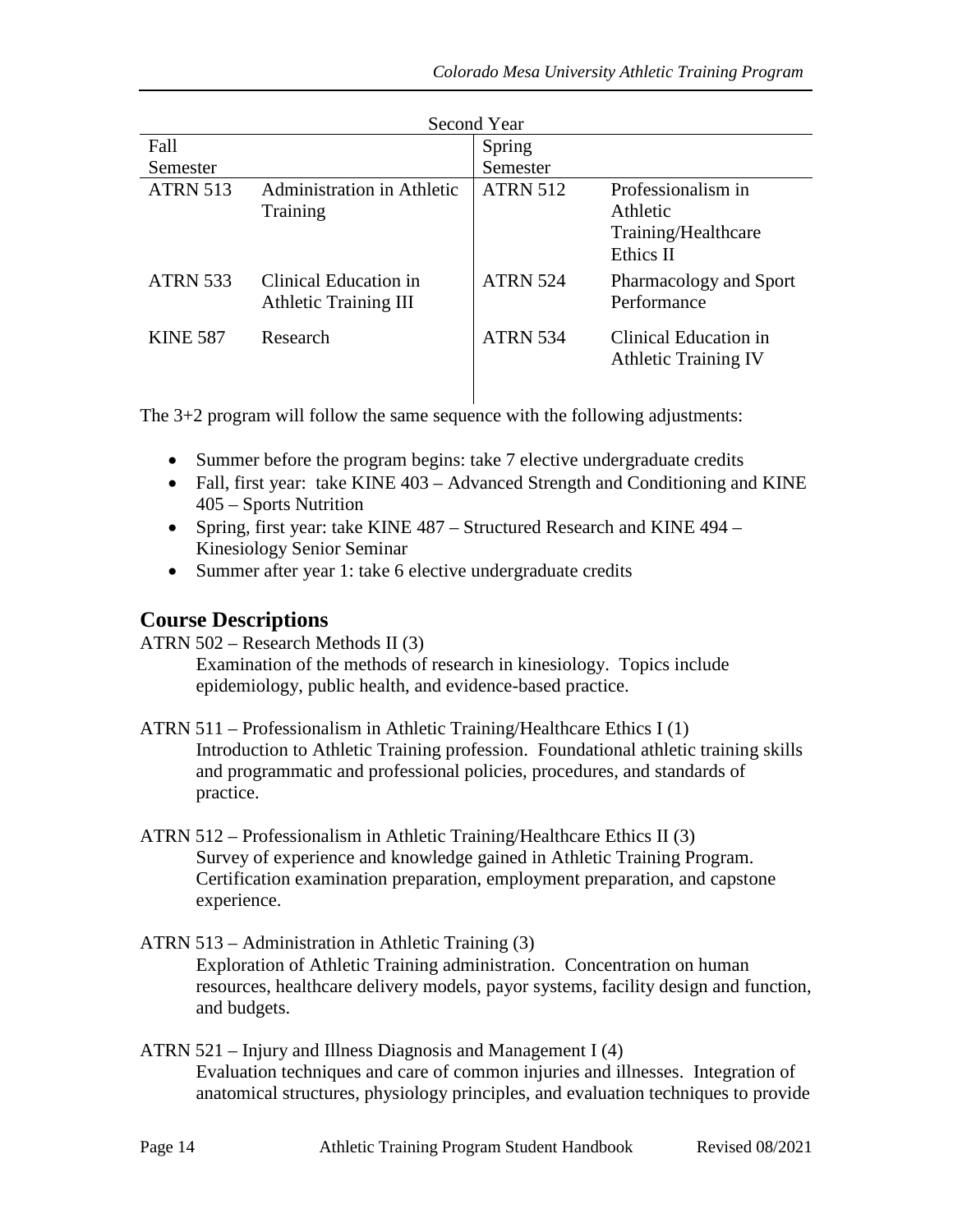| Second Year | | | |
|---|---|---|---|
| Fall Semester | | Spring Semester | |
| ATRN 513 | Administration in Athletic Training | ATRN 512 | Professionalism in Athletic Training/Healthcare Ethics II |
| ATRN 533 | Clinical Education in Athletic Training III | ATRN 524 | Pharmacology and Sport Performance |
| KINE 587 | Research | ATRN 534 | Clinical Education in Athletic Training IV |

The 3+2 program will follow the same sequence with the following adjustments:

- Summer before the program begins: take 7 elective undergraduate credits
- Fall, first year: take KINE 403 – Advanced Strength and Conditioning and KINE 405 – Sports Nutrition
- Spring, first year: take KINE 487 – Structured Research and KINE 494 – Kinesiology Senior Seminar
- Summer after year 1: take 6 elective undergraduate credits

## Course Descriptions

ATRN 502 – Research Methods II (3)
Examination of the methods of research in kinesiology. Topics include epidemiology, public health, and evidence-based practice.

ATRN 511 – Professionalism in Athletic Training/Healthcare Ethics I (1)
Introduction to Athletic Training profession. Foundational athletic training skills and programmatic and professional policies, procedures, and standards of practice.

ATRN 512 – Professionalism in Athletic Training/Healthcare Ethics II (3)
Survey of experience and knowledge gained in Athletic Training Program. Certification examination preparation, employment preparation, and capstone experience.

ATRN 513 – Administration in Athletic Training (3)
Exploration of Athletic Training administration. Concentration on human resources, healthcare delivery models, payor systems, facility design and function, and budgets.

ATRN 521 – Injury and Illness Diagnosis and Management I (4)
Evaluation techniques and care of common injuries and illnesses. Integration of anatomical structures, physiology principles, and evaluation techniques to provide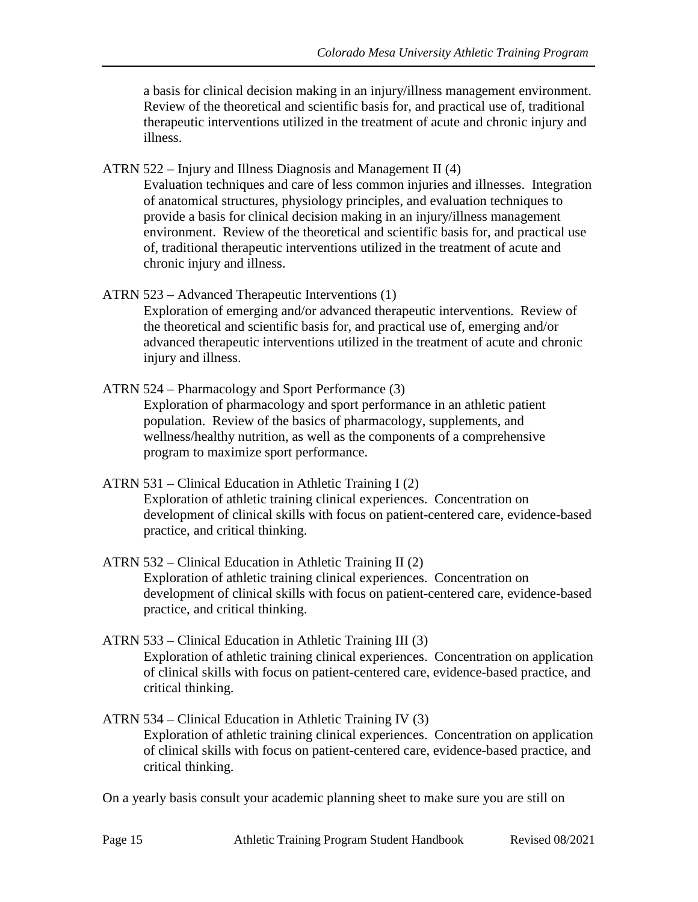a basis for clinical decision making in an injury/illness management environment. Review of the theoretical and scientific basis for, and practical use of, traditional therapeutic interventions utilized in the treatment of acute and chronic injury and illness.

ATRN 522 – Injury and Illness Diagnosis and Management II (4)

Evaluation techniques and care of less common injuries and illnesses. Integration of anatomical structures, physiology principles, and evaluation techniques to provide a basis for clinical decision making in an injury/illness management environment. Review of the theoretical and scientific basis for, and practical use of, traditional therapeutic interventions utilized in the treatment of acute and chronic injury and illness.

ATRN 523 – Advanced Therapeutic Interventions (1)

Exploration of emerging and/or advanced therapeutic interventions. Review of the theoretical and scientific basis for, and practical use of, emerging and/or advanced therapeutic interventions utilized in the treatment of acute and chronic injury and illness.

ATRN 524 – Pharmacology and Sport Performance (3)

Exploration of pharmacology and sport performance in an athletic patient population. Review of the basics of pharmacology, supplements, and wellness/healthy nutrition, as well as the components of a comprehensive program to maximize sport performance.

ATRN 531 – Clinical Education in Athletic Training I (2)

Exploration of athletic training clinical experiences. Concentration on development of clinical skills with focus on patient-centered care, evidence-based practice, and critical thinking.

ATRN 532 – Clinical Education in Athletic Training II (2)

Exploration of athletic training clinical experiences. Concentration on development of clinical skills with focus on patient-centered care, evidence-based practice, and critical thinking.

ATRN 533 – Clinical Education in Athletic Training III (3)

Exploration of athletic training clinical experiences. Concentration on application of clinical skills with focus on patient-centered care, evidence-based practice, and critical thinking.

ATRN 534 – Clinical Education in Athletic Training IV (3)

Exploration of athletic training clinical experiences. Concentration on application of clinical skills with focus on patient-centered care, evidence-based practice, and critical thinking.

On a yearly basis consult your academic planning sheet to make sure you are still on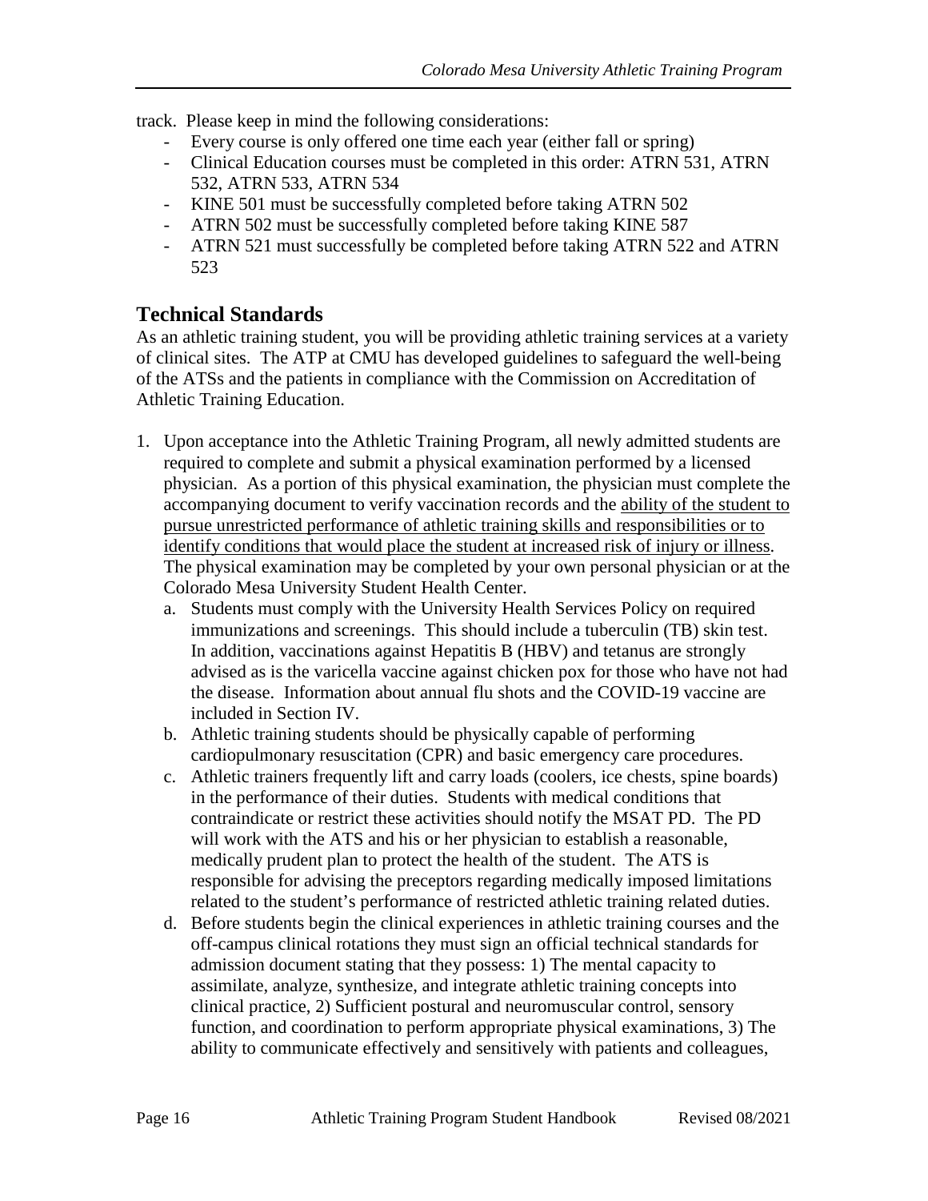track. Please keep in mind the following considerations:

- Every course is only offered one time each year (either fall or spring)
- Clinical Education courses must be completed in this order: ATRN 531, ATRN 532, ATRN 533, ATRN 534
- KINE 501 must be successfully completed before taking ATRN 502
- ATRN 502 must be successfully completed before taking KINE 587
- ATRN 521 must successfully be completed before taking ATRN 522 and ATRN 523

## Technical Standards

As an athletic training student, you will be providing athletic training services at a variety of clinical sites. The ATP at CMU has developed guidelines to safeguard the well-being of the ATSs and the patients in compliance with the Commission on Accreditation of Athletic Training Education.

1. Upon acceptance into the Athletic Training Program, all newly admitted students are required to complete and submit a physical examination performed by a licensed physician. As a portion of this physical examination, the physician must complete the accompanying document to verify vaccination records and the <u>ability of the student to pursue unrestricted performance of athletic training skills and responsibilities or to identify conditions that would place the student at increased risk of injury or illness</u>. The physical examination may be completed by your own personal physician or at the Colorado Mesa University Student Health Center.
   a. Students must comply with the University Health Services Policy on required immunizations and screenings. This should include a tuberculin (TB) skin test. In addition, vaccinations against Hepatitis B (HBV) and tetanus are strongly advised as is the varicella vaccine against chicken pox for those who have not had the disease. Information about annual flu shots and the COVID-19 vaccine are included in Section IV.
   b. Athletic training students should be physically capable of performing cardiopulmonary resuscitation (CPR) and basic emergency care procedures.
   c. Athletic trainers frequently lift and carry loads (coolers, ice chests, spine boards) in the performance of their duties. Students with medical conditions that contraindicate or restrict these activities should notify the MSAT PD. The PD will work with the ATS and his or her physician to establish a reasonable, medically prudent plan to protect the health of the student. The ATS is responsible for advising the preceptors regarding medically imposed limitations related to the student's performance of restricted athletic training related duties.
   d. Before students begin the clinical experiences in athletic training courses and the off-campus clinical rotations they must sign an official technical standards for admission document stating that they possess: 1) The mental capacity to assimilate, analyze, synthesize, and integrate athletic training concepts into clinical practice, 2) Sufficient postural and neuromuscular control, sensory function, and coordination to perform appropriate physical examinations, 3) The ability to communicate effectively and sensitively with patients and colleagues,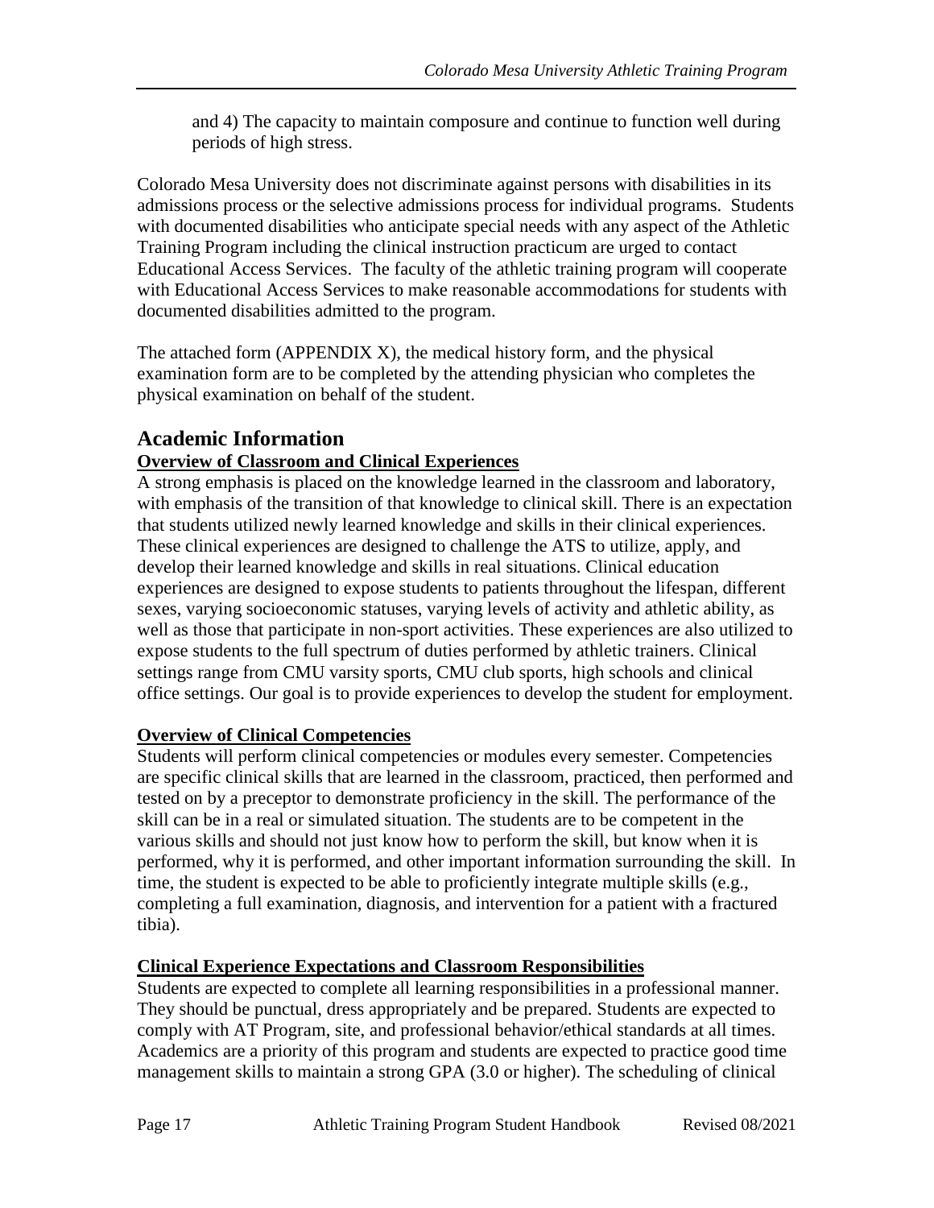and 4) The capacity to maintain composure and continue to function well during periods of high stress.

Colorado Mesa University does not discriminate against persons with disabilities in its admissions process or the selective admissions process for individual programs. Students with documented disabilities who anticipate special needs with any aspect of the Athletic Training Program including the clinical instruction practicum are urged to contact Educational Access Services. The faculty of the athletic training program will cooperate with Educational Access Services to make reasonable accommodations for students with documented disabilities admitted to the program.

The attached form (APPENDIX X), the medical history form, and the physical examination form are to be completed by the attending physician who completes the physical examination on behalf of the student.

## Academic Information

### Overview of Classroom and Clinical Experiences

A strong emphasis is placed on the knowledge learned in the classroom and laboratory, with emphasis of the transition of that knowledge to clinical skill. There is an expectation that students utilized newly learned knowledge and skills in their clinical experiences. These clinical experiences are designed to challenge the ATS to utilize, apply, and develop their learned knowledge and skills in real situations. Clinical education experiences are designed to expose students to patients throughout the lifespan, different sexes, varying socioeconomic statuses, varying levels of activity and athletic ability, as well as those that participate in non-sport activities. These experiences are also utilized to expose students to the full spectrum of duties performed by athletic trainers. Clinical settings range from CMU varsity sports, CMU club sports, high schools and clinical office settings. Our goal is to provide experiences to develop the student for employment.

### Overview of Clinical Competencies

Students will perform clinical competencies or modules every semester. Competencies are specific clinical skills that are learned in the classroom, practiced, then performed and tested on by a preceptor to demonstrate proficiency in the skill. The performance of the skill can be in a real or simulated situation. The students are to be competent in the various skills and should not just know how to perform the skill, but know when it is performed, why it is performed, and other important information surrounding the skill. In time, the student is expected to be able to proficiently integrate multiple skills (e.g., completing a full examination, diagnosis, and intervention for a patient with a fractured tibia).

### Clinical Experience Expectations and Classroom Responsibilities

Students are expected to complete all learning responsibilities in a professional manner. They should be punctual, dress appropriately and be prepared. Students are expected to comply with AT Program, site, and professional behavior/ethical standards at all times. Academics are a priority of this program and students are expected to practice good time management skills to maintain a strong GPA (3.0 or higher). The scheduling of clinical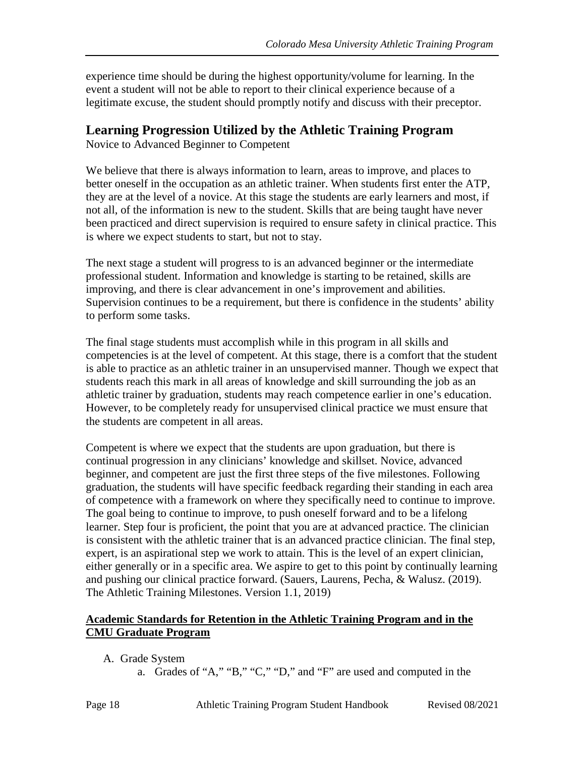experience time should be during the highest opportunity/volume for learning. In the event a student will not be able to report to their clinical experience because of a legitimate excuse, the student should promptly notify and discuss with their preceptor.

## Learning Progression Utilized by the Athletic Training Program

Novice to Advanced Beginner to Competent

We believe that there is always information to learn, areas to improve, and places to better oneself in the occupation as an athletic trainer. When students first enter the ATP, they are at the level of a novice. At this stage the students are early learners and most, if not all, of the information is new to the student. Skills that are being taught have never been practiced and direct supervision is required to ensure safety in clinical practice. This is where we expect students to start, but not to stay.

The next stage a student will progress to is an advanced beginner or the intermediate professional student. Information and knowledge is starting to be retained, skills are improving, and there is clear advancement in one's improvement and abilities. Supervision continues to be a requirement, but there is confidence in the students' ability to perform some tasks.

The final stage students must accomplish while in this program in all skills and competencies is at the level of competent. At this stage, there is a comfort that the student is able to practice as an athletic trainer in an unsupervised manner. Though we expect that students reach this mark in all areas of knowledge and skill surrounding the job as an athletic trainer by graduation, students may reach competence earlier in one's education. However, to be completely ready for unsupervised clinical practice we must ensure that the students are competent in all areas.

Competent is where we expect that the students are upon graduation, but there is continual progression in any clinicians' knowledge and skillset. Novice, advanced beginner, and competent are just the first three steps of the five milestones. Following graduation, the students will have specific feedback regarding their standing in each area of competence with a framework on where they specifically need to continue to improve. The goal being to continue to improve, to push oneself forward and to be a lifelong learner. Step four is proficient, the point that you are at advanced practice. The clinician is consistent with the athletic trainer that is an advanced practice clinician. The final step, expert, is an aspirational step we work to attain. This is the level of an expert clinician, either generally or in a specific area. We aspire to get to this point by continually learning and pushing our clinical practice forward. (Sauers, Laurens, Pecha, & Walusz. (2019). The Athletic Training Milestones. Version 1.1, 2019)

### Academic Standards for Retention in the Athletic Training Program and in the CMU Graduate Program

A. Grade System
   a. Grades of "A," "B," "C," "D," and "F" are used and computed in the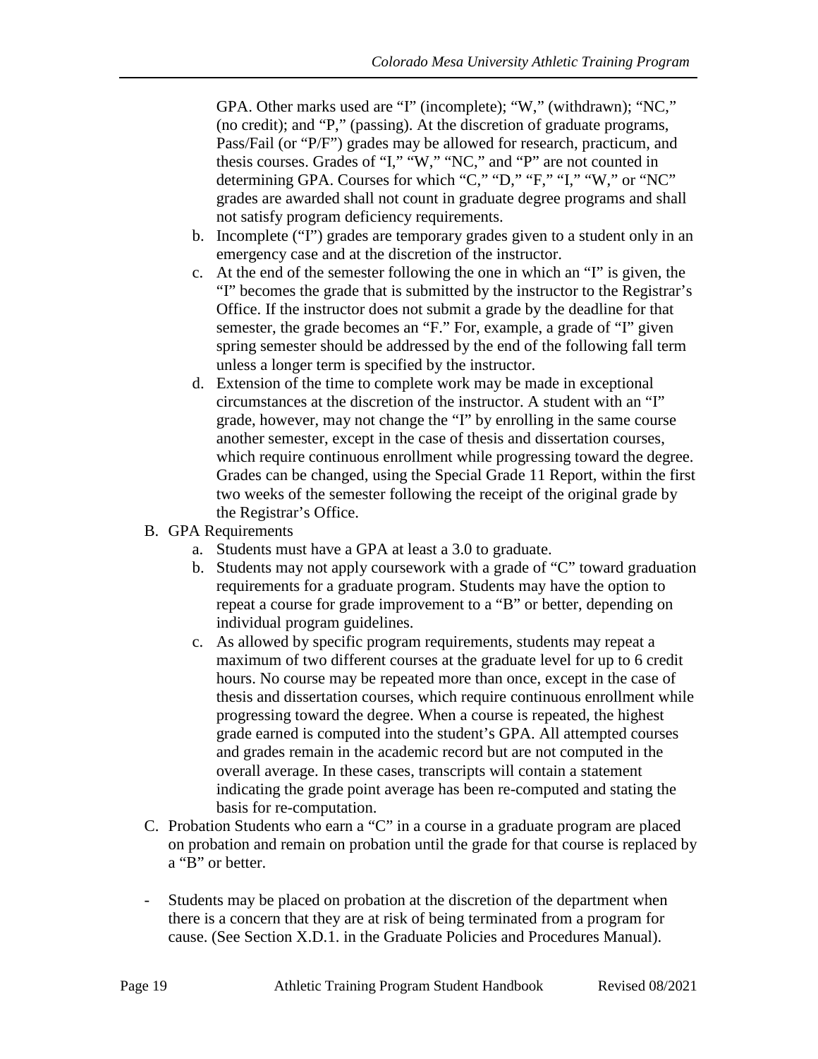GPA. Other marks used are "I" (incomplete); "W," (withdrawn); "NC," (no credit); and "P," (passing). At the discretion of graduate programs, Pass/Fail (or "P/F") grades may be allowed for research, practicum, and thesis courses. Grades of "I," "W," "NC," and "P" are not counted in determining GPA. Courses for which "C," "D," "F," "I," "W," or "NC" grades are awarded shall not count in graduate degree programs and shall not satisfy program deficiency requirements.

   b. Incomplete ("I") grades are temporary grades given to a student only in an emergency case and at the discretion of the instructor.
   c. At the end of the semester following the one in which an "I" is given, the "I" becomes the grade that is submitted by the instructor to the Registrar's Office. If the instructor does not submit a grade by the deadline for that semester, the grade becomes an "F." For, example, a grade of "I" given spring semester should be addressed by the end of the following fall term unless a longer term is specified by the instructor.
   d. Extension of the time to complete work may be made in exceptional circumstances at the discretion of the instructor. A student with an "I" grade, however, may not change the "I" by enrolling in the same course another semester, except in the case of thesis and dissertation courses, which require continuous enrollment while progressing toward the degree. Grades can be changed, using the Special Grade 11 Report, within the first two weeks of the semester following the receipt of the original grade by the Registrar's Office.

B. GPA Requirements
   a. Students must have a GPA at least a 3.0 to graduate.
   b. Students may not apply coursework with a grade of "C" toward graduation requirements for a graduate program. Students may have the option to repeat a course for grade improvement to a "B" or better, depending on individual program guidelines.
   c. As allowed by specific program requirements, students may repeat a maximum of two different courses at the graduate level for up to 6 credit hours. No course may be repeated more than once, except in the case of thesis and dissertation courses, which require continuous enrollment while progressing toward the degree. When a course is repeated, the highest grade earned is computed into the student's GPA. All attempted courses and grades remain in the academic record but are not computed in the overall average. In these cases, transcripts will contain a statement indicating the grade point average has been re-computed and stating the basis for re-computation.

C. Probation Students who earn a "C" in a course in a graduate program are placed on probation and remain on probation until the grade for that course is replaced by a "B" or better.

- Students may be placed on probation at the discretion of the department when there is a concern that they are at risk of being terminated from a program for cause. (See Section X.D.1. in the Graduate Policies and Procedures Manual).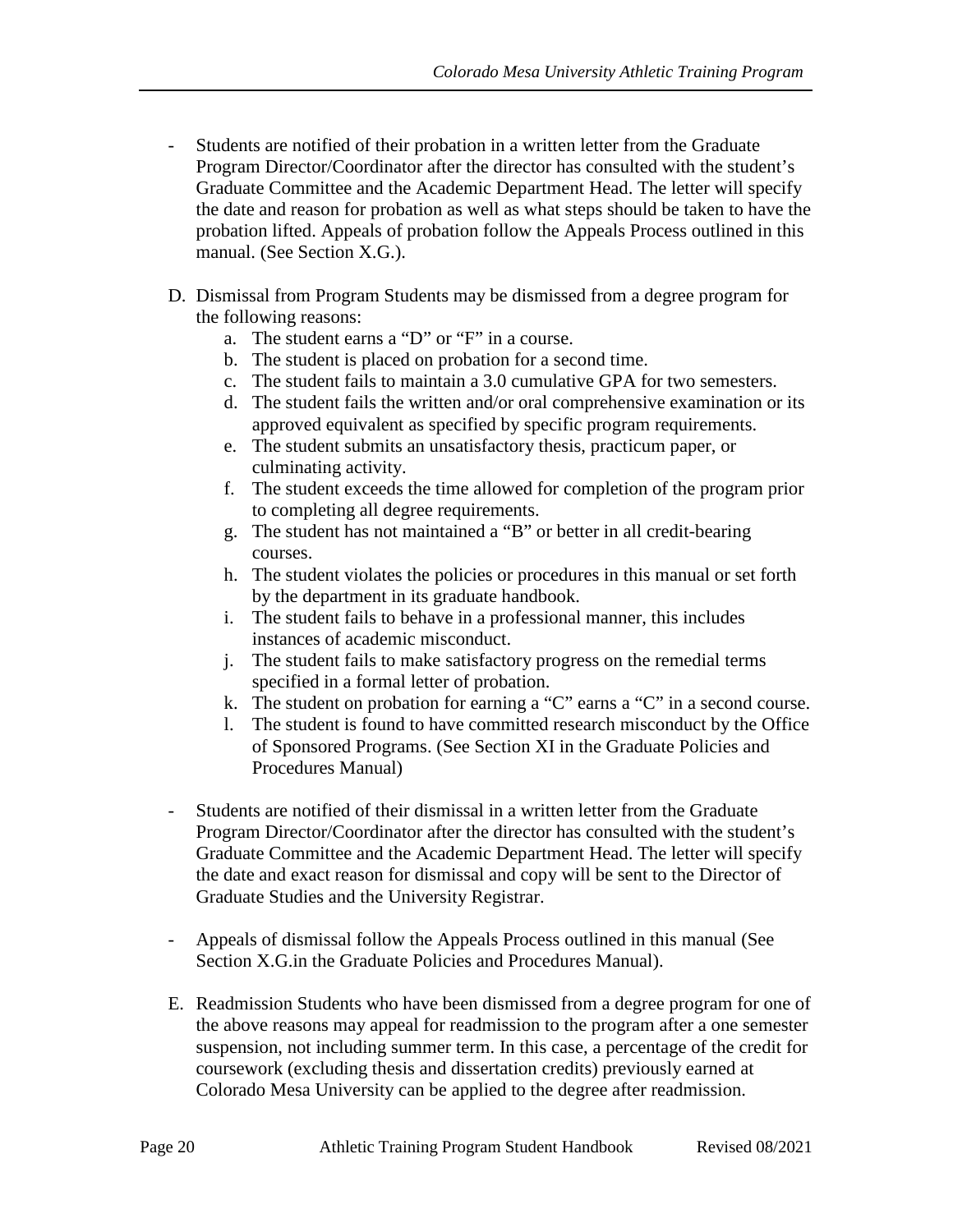- Students are notified of their probation in a written letter from the Graduate Program Director/Coordinator after the director has consulted with the student's Graduate Committee and the Academic Department Head. The letter will specify the date and reason for probation as well as what steps should be taken to have the probation lifted. Appeals of probation follow the Appeals Process outlined in this manual. (See Section X.G.).

D. Dismissal from Program Students may be dismissed from a degree program for the following reasons:
   a. The student earns a "D" or "F" in a course.
   b. The student is placed on probation for a second time.
   c. The student fails to maintain a 3.0 cumulative GPA for two semesters.
   d. The student fails the written and/or oral comprehensive examination or its approved equivalent as specified by specific program requirements.
   e. The student submits an unsatisfactory thesis, practicum paper, or culminating activity.
   f. The student exceeds the time allowed for completion of the program prior to completing all degree requirements.
   g. The student has not maintained a "B" or better in all credit-bearing courses.
   h. The student violates the policies or procedures in this manual or set forth by the department in its graduate handbook.
   i. The student fails to behave in a professional manner, this includes instances of academic misconduct.
   j. The student fails to make satisfactory progress on the remedial terms specified in a formal letter of probation.
   k. The student on probation for earning a "C" earns a "C" in a second course.
   l. The student is found to have committed research misconduct by the Office of Sponsored Programs. (See Section XI in the Graduate Policies and Procedures Manual)

- Students are notified of their dismissal in a written letter from the Graduate Program Director/Coordinator after the director has consulted with the student's Graduate Committee and the Academic Department Head. The letter will specify the date and exact reason for dismissal and copy will be sent to the Director of Graduate Studies and the University Registrar.

- Appeals of dismissal follow the Appeals Process outlined in this manual (See Section X.G.in the Graduate Policies and Procedures Manual).

E. Readmission Students who have been dismissed from a degree program for one of the above reasons may appeal for readmission to the program after a one semester suspension, not including summer term. In this case, a percentage of the credit for coursework (excluding thesis and dissertation credits) previously earned at Colorado Mesa University can be applied to the degree after readmission.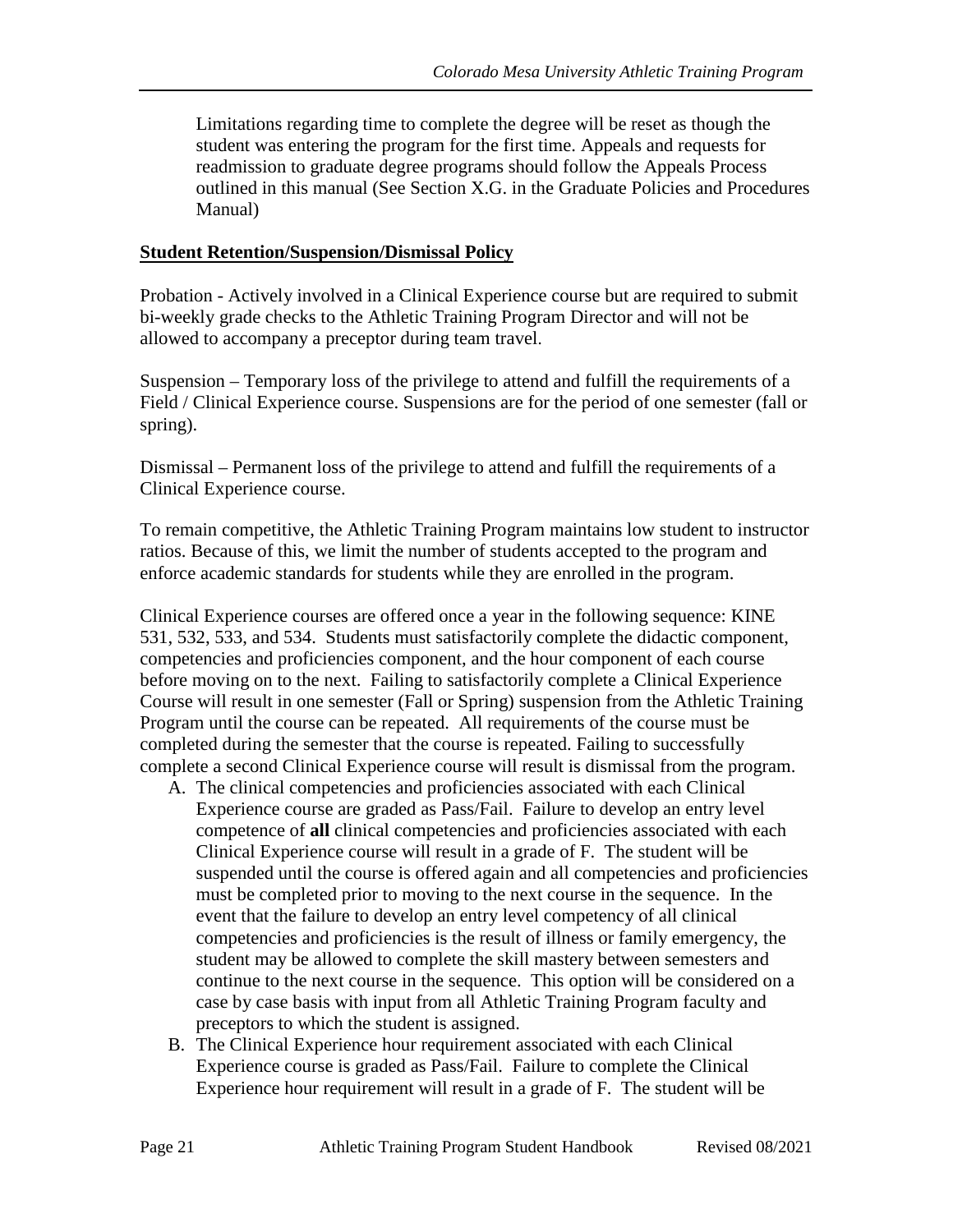Limitations regarding time to complete the degree will be reset as though the student was entering the program for the first time. Appeals and requests for readmission to graduate degree programs should follow the Appeals Process outlined in this manual (See Section X.G. in the Graduate Policies and Procedures Manual)

**Student Retention/Suspension/Dismissal Policy**

Probation - Actively involved in a Clinical Experience course but are required to submit bi-weekly grade checks to the Athletic Training Program Director and will not be allowed to accompany a preceptor during team travel.

Suspension – Temporary loss of the privilege to attend and fulfill the requirements of a Field / Clinical Experience course. Suspensions are for the period of one semester (fall or spring).

Dismissal – Permanent loss of the privilege to attend and fulfill the requirements of a Clinical Experience course.

To remain competitive, the Athletic Training Program maintains low student to instructor ratios. Because of this, we limit the number of students accepted to the program and enforce academic standards for students while they are enrolled in the program.

Clinical Experience courses are offered once a year in the following sequence: KINE 531, 532, 533, and 534. Students must satisfactorily complete the didactic component, competencies and proficiencies component, and the hour component of each course before moving on to the next. Failing to satisfactorily complete a Clinical Experience Course will result in one semester (Fall or Spring) suspension from the Athletic Training Program until the course can be repeated. All requirements of the course must be completed during the semester that the course is repeated. Failing to successfully complete a second Clinical Experience course will result is dismissal from the program.

A. The clinical competencies and proficiencies associated with each Clinical Experience course are graded as Pass/Fail. Failure to develop an entry level competence of **all** clinical competencies and proficiencies associated with each Clinical Experience course will result in a grade of F. The student will be suspended until the course is offered again and all competencies and proficiencies must be completed prior to moving to the next course in the sequence. In the event that the failure to develop an entry level competency of all clinical competencies and proficiencies is the result of illness or family emergency, the student may be allowed to complete the skill mastery between semesters and continue to the next course in the sequence. This option will be considered on a case by case basis with input from all Athletic Training Program faculty and preceptors to which the student is assigned.
B. The Clinical Experience hour requirement associated with each Clinical Experience course is graded as Pass/Fail. Failure to complete the Clinical Experience hour requirement will result in a grade of F. The student will be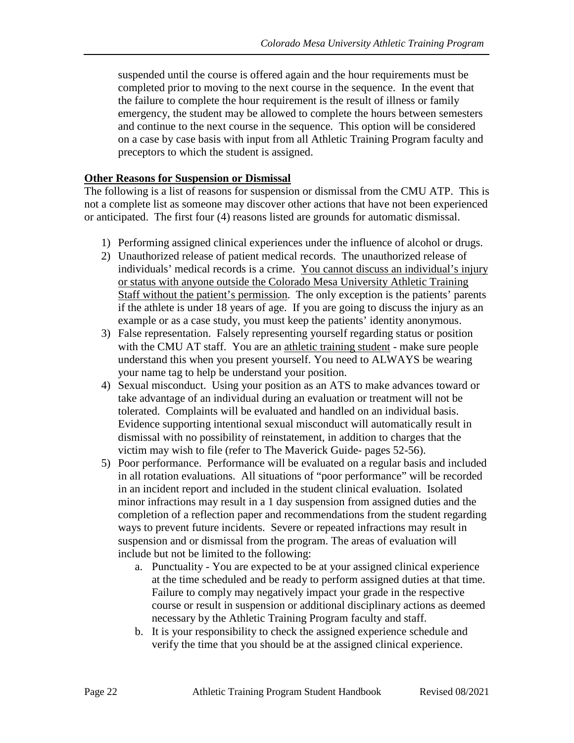suspended until the course is offered again and the hour requirements must be completed prior to moving to the next course in the sequence. In the event that the failure to complete the hour requirement is the result of illness or family emergency, the student may be allowed to complete the hours between semesters and continue to the next course in the sequence. This option will be considered on a case by case basis with input from all Athletic Training Program faculty and preceptors to which the student is assigned.

**Other Reasons for Suspension or Dismissal**

The following is a list of reasons for suspension or dismissal from the CMU ATP. This is not a complete list as someone may discover other actions that have not been experienced or anticipated. The first four (4) reasons listed are grounds for automatic dismissal.

1) Performing assigned clinical experiences under the influence of alcohol or drugs.
2) Unauthorized release of patient medical records. The unauthorized release of individuals' medical records is a crime. <u>You cannot discuss an individual's injury or status with anyone outside the Colorado Mesa University Athletic Training Staff without the patient's permission</u>. The only exception is the patients' parents if the athlete is under 18 years of age. If you are going to discuss the injury as an example or as a case study, you must keep the patients' identity anonymous.
3) False representation. Falsely representing yourself regarding status or position with the CMU AT staff. You are an <u>athletic training student</u> - make sure people understand this when you present yourself. You need to ALWAYS be wearing your name tag to help be understand your position.
4) Sexual misconduct. Using your position as an ATS to make advances toward or take advantage of an individual during an evaluation or treatment will not be tolerated. Complaints will be evaluated and handled on an individual basis. Evidence supporting intentional sexual misconduct will automatically result in dismissal with no possibility of reinstatement, in addition to charges that the victim may wish to file (refer to The Maverick Guide- pages 52-56).
5) Poor performance. Performance will be evaluated on a regular basis and included in all rotation evaluations. All situations of "poor performance" will be recorded in an incident report and included in the student clinical evaluation. Isolated minor infractions may result in a 1 day suspension from assigned duties and the completion of a reflection paper and recommendations from the student regarding ways to prevent future incidents. Severe or repeated infractions may result in suspension and or dismissal from the program. The areas of evaluation will include but not be limited to the following:
    a. Punctuality - You are expected to be at your assigned clinical experience at the time scheduled and be ready to perform assigned duties at that time. Failure to comply may negatively impact your grade in the respective course or result in suspension or additional disciplinary actions as deemed necessary by the Athletic Training Program faculty and staff.
    b. It is your responsibility to check the assigned experience schedule and verify the time that you should be at the assigned clinical experience.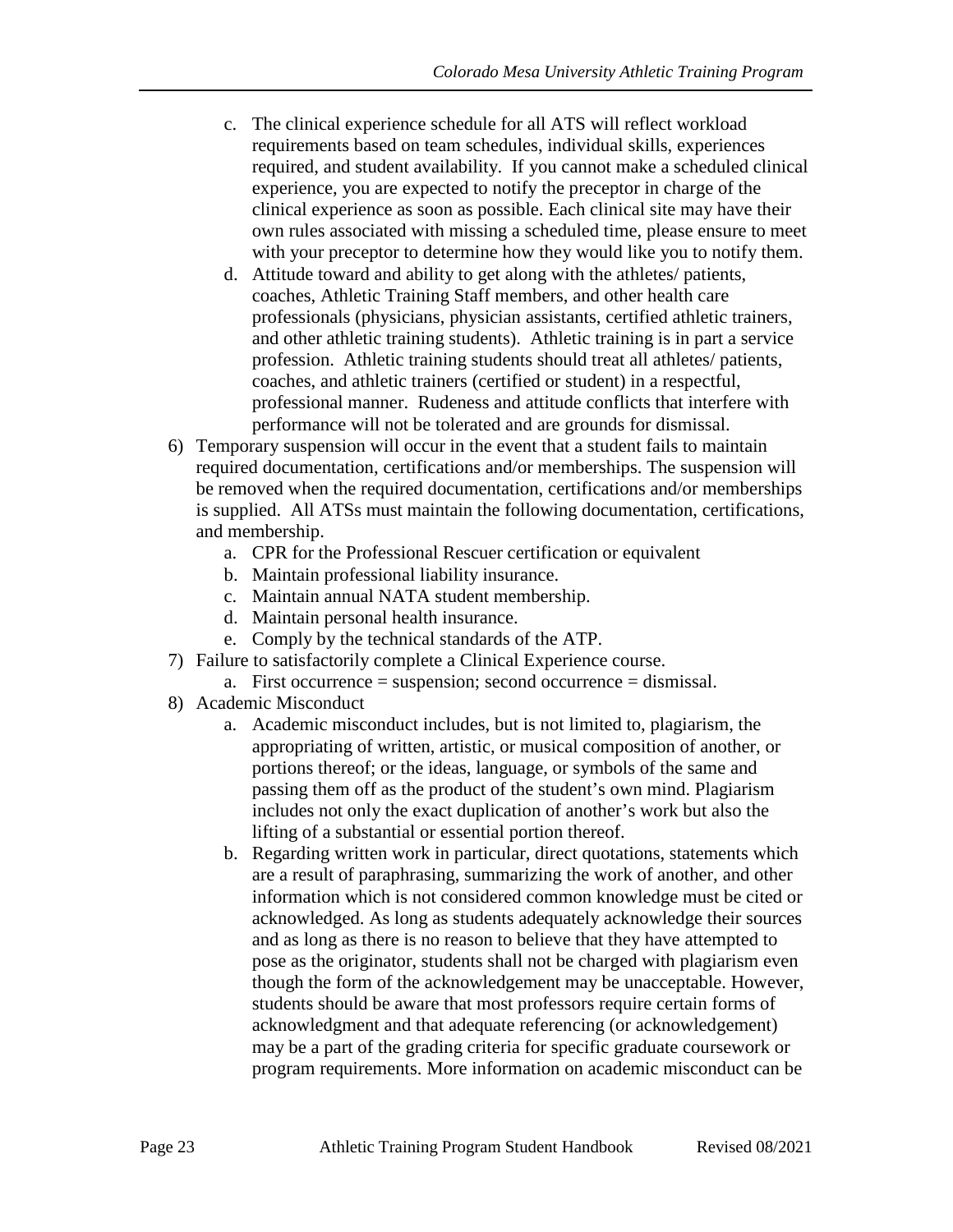c. The clinical experience schedule for all ATS will reflect workload requirements based on team schedules, individual skills, experiences required, and student availability. If you cannot make a scheduled clinical experience, you are expected to notify the preceptor in charge of the clinical experience as soon as possible. Each clinical site may have their own rules associated with missing a scheduled time, please ensure to meet with your preceptor to determine how they would like you to notify them.
   d. Attitude toward and ability to get along with the athletes/ patients, coaches, Athletic Training Staff members, and other health care professionals (physicians, physician assistants, certified athletic trainers, and other athletic training students). Athletic training is in part a service profession. Athletic training students should treat all athletes/ patients, coaches, and athletic trainers (certified or student) in a respectful, professional manner. Rudeness and attitude conflicts that interfere with performance will not be tolerated and are grounds for dismissal.

6) Temporary suspension will occur in the event that a student fails to maintain required documentation, certifications and/or memberships. The suspension will be removed when the required documentation, certifications and/or memberships is supplied. All ATSs must maintain the following documentation, certifications, and membership.
   a. CPR for the Professional Rescuer certification or equivalent
   b. Maintain professional liability insurance.
   c. Maintain annual NATA student membership.
   d. Maintain personal health insurance.
   e. Comply by the technical standards of the ATP.

7) Failure to satisfactorily complete a Clinical Experience course.
   a. First occurrence = suspension; second occurrence = dismissal.

8) Academic Misconduct
   a. Academic misconduct includes, but is not limited to, plagiarism, the appropriating of written, artistic, or musical composition of another, or portions thereof; or the ideas, language, or symbols of the same and passing them off as the product of the student's own mind. Plagiarism includes not only the exact duplication of another's work but also the lifting of a substantial or essential portion thereof.
   b. Regarding written work in particular, direct quotations, statements which are a result of paraphrasing, summarizing the work of another, and other information which is not considered common knowledge must be cited or acknowledged. As long as students adequately acknowledge their sources and as long as there is no reason to believe that they have attempted to pose as the originator, students shall not be charged with plagiarism even though the form of the acknowledgement may be unacceptable. However, students should be aware that most professors require certain forms of acknowledgment and that adequate referencing (or acknowledgement) may be a part of the grading criteria for specific graduate coursework or program requirements. More information on academic misconduct can be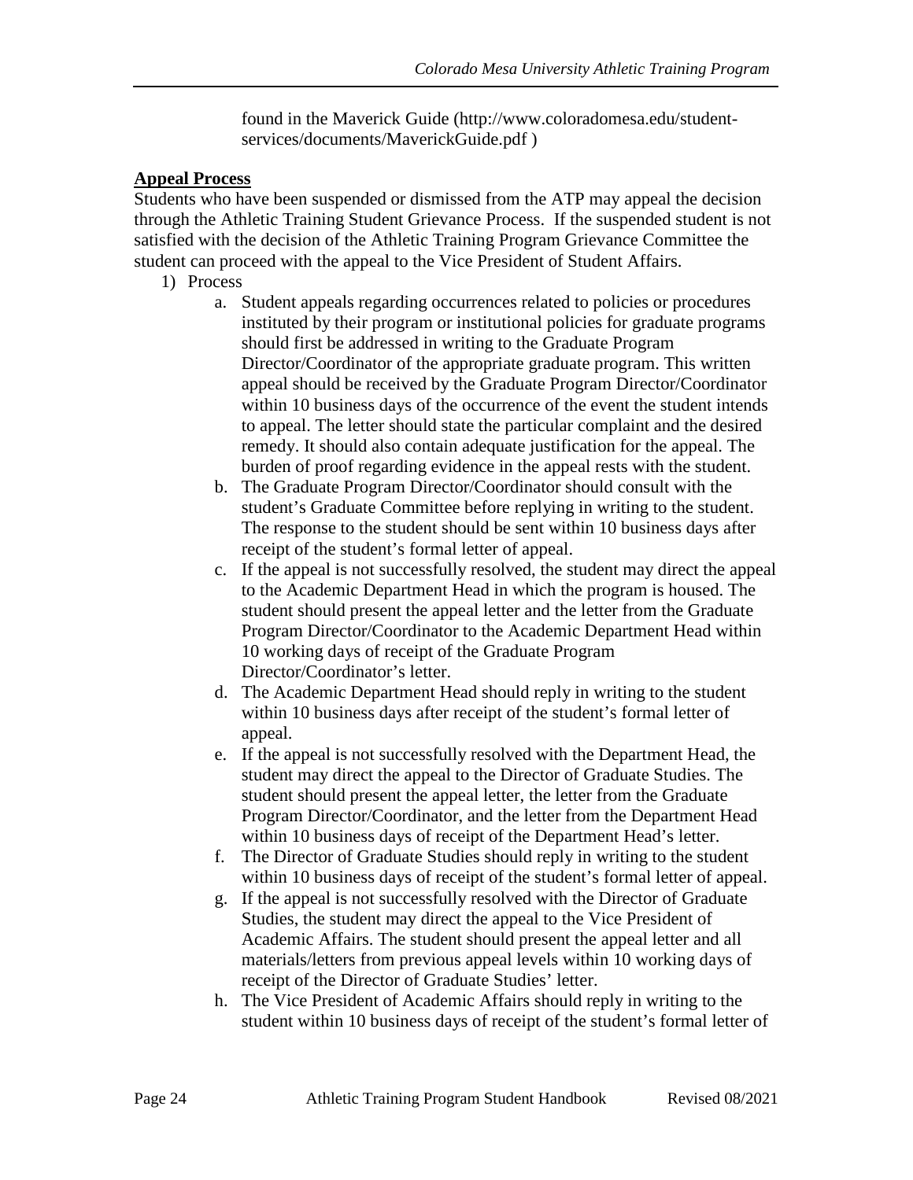found in the Maverick Guide (http://www.coloradomesa.edu/student-services/documents/MaverickGuide.pdf )

**Appeal Process**

Students who have been suspended or dismissed from the ATP may appeal the decision through the Athletic Training Student Grievance Process. If the suspended student is not satisfied with the decision of the Athletic Training Program Grievance Committee the student can proceed with the appeal to the Vice President of Student Affairs.

1) Process
   a. Student appeals regarding occurrences related to policies or procedures instituted by their program or institutional policies for graduate programs should first be addressed in writing to the Graduate Program Director/Coordinator of the appropriate graduate program. This written appeal should be received by the Graduate Program Director/Coordinator within 10 business days of the occurrence of the event the student intends to appeal. The letter should state the particular complaint and the desired remedy. It should also contain adequate justification for the appeal. The burden of proof regarding evidence in the appeal rests with the student.
   b. The Graduate Program Director/Coordinator should consult with the student's Graduate Committee before replying in writing to the student. The response to the student should be sent within 10 business days after receipt of the student's formal letter of appeal.
   c. If the appeal is not successfully resolved, the student may direct the appeal to the Academic Department Head in which the program is housed. The student should present the appeal letter and the letter from the Graduate Program Director/Coordinator to the Academic Department Head within 10 working days of receipt of the Graduate Program Director/Coordinator's letter.
   d. The Academic Department Head should reply in writing to the student within 10 business days after receipt of the student's formal letter of appeal.
   e. If the appeal is not successfully resolved with the Department Head, the student may direct the appeal to the Director of Graduate Studies. The student should present the appeal letter, the letter from the Graduate Program Director/Coordinator, and the letter from the Department Head within 10 business days of receipt of the Department Head's letter.
   f. The Director of Graduate Studies should reply in writing to the student within 10 business days of receipt of the student's formal letter of appeal.
   g. If the appeal is not successfully resolved with the Director of Graduate Studies, the student may direct the appeal to the Vice President of Academic Affairs. The student should present the appeal letter and all materials/letters from previous appeal levels within 10 working days of receipt of the Director of Graduate Studies' letter.
   h. The Vice President of Academic Affairs should reply in writing to the student within 10 business days of receipt of the student's formal letter of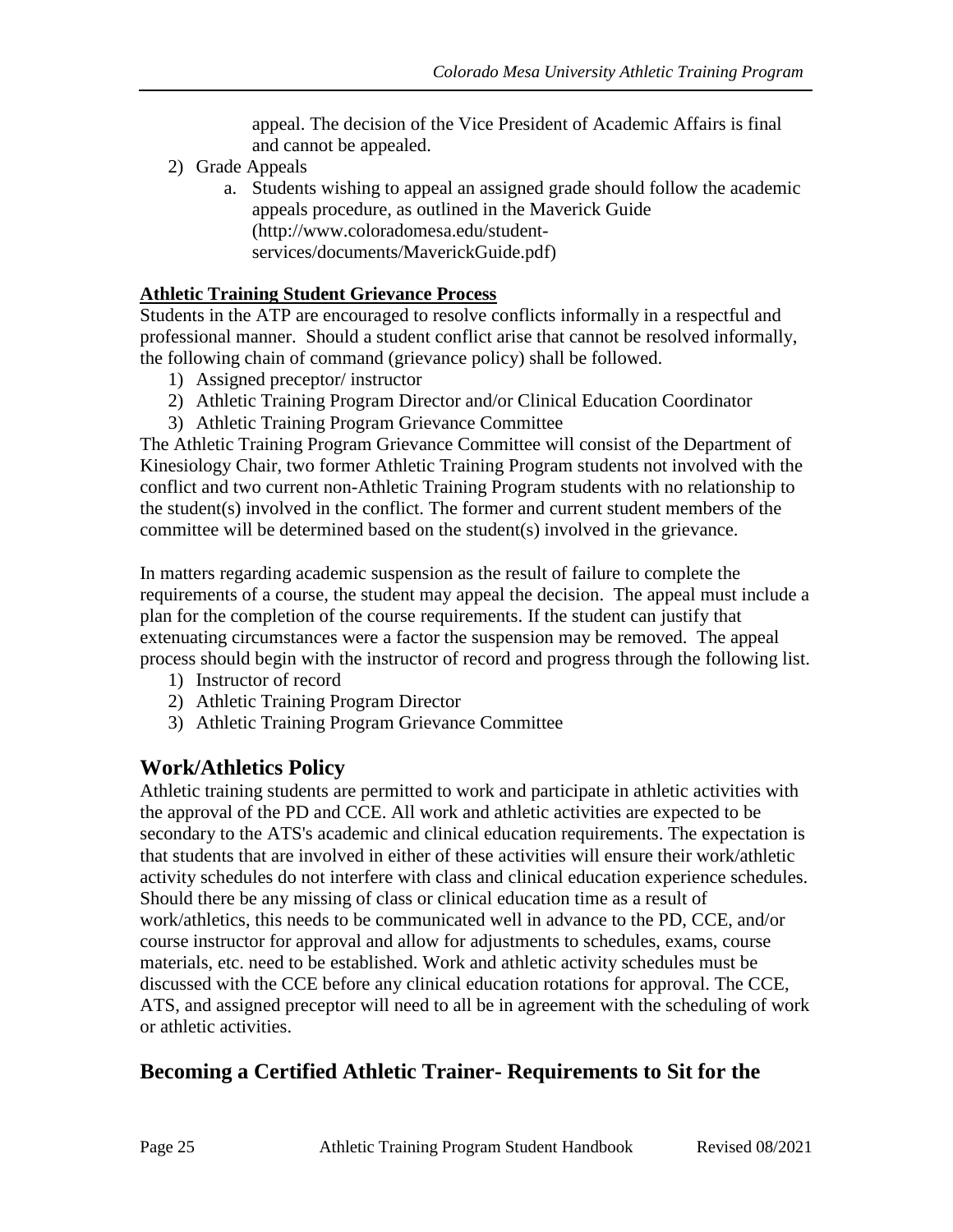appeal. The decision of the Vice President of Academic Affairs is final and cannot be appealed.

2) Grade Appeals
    a. Students wishing to appeal an assigned grade should follow the academic appeals procedure, as outlined in the Maverick Guide (http://www.coloradomesa.edu/student-services/documents/MaverickGuide.pdf)

**Athletic Training Student Grievance Process**

Students in the ATP are encouraged to resolve conflicts informally in a respectful and professional manner. Should a student conflict arise that cannot be resolved informally, the following chain of command (grievance policy) shall be followed.

1) Assigned preceptor/ instructor
2) Athletic Training Program Director and/or Clinical Education Coordinator
3) Athletic Training Program Grievance Committee

The Athletic Training Program Grievance Committee will consist of the Department of Kinesiology Chair, two former Athletic Training Program students not involved with the conflict and two current non-Athletic Training Program students with no relationship to the student(s) involved in the conflict. The former and current student members of the committee will be determined based on the student(s) involved in the grievance.

In matters regarding academic suspension as the result of failure to complete the requirements of a course, the student may appeal the decision. The appeal must include a plan for the completion of the course requirements. If the student can justify that extenuating circumstances were a factor the suspension may be removed. The appeal process should begin with the instructor of record and progress through the following list.

1) Instructor of record
2) Athletic Training Program Director
3) Athletic Training Program Grievance Committee

## Work/Athletics Policy

Athletic training students are permitted to work and participate in athletic activities with the approval of the PD and CCE. All work and athletic activities are expected to be secondary to the ATS's academic and clinical education requirements. The expectation is that students that are involved in either of these activities will ensure their work/athletic activity schedules do not interfere with class and clinical education experience schedules. Should there be any missing of class or clinical education time as a result of work/athletics, this needs to be communicated well in advance to the PD, CCE, and/or course instructor for approval and allow for adjustments to schedules, exams, course materials, etc. need to be established. Work and athletic activity schedules must be discussed with the CCE before any clinical education rotations for approval. The CCE, ATS, and assigned preceptor will need to all be in agreement with the scheduling of work or athletic activities.

## Becoming a Certified Athletic Trainer- Requirements to Sit for the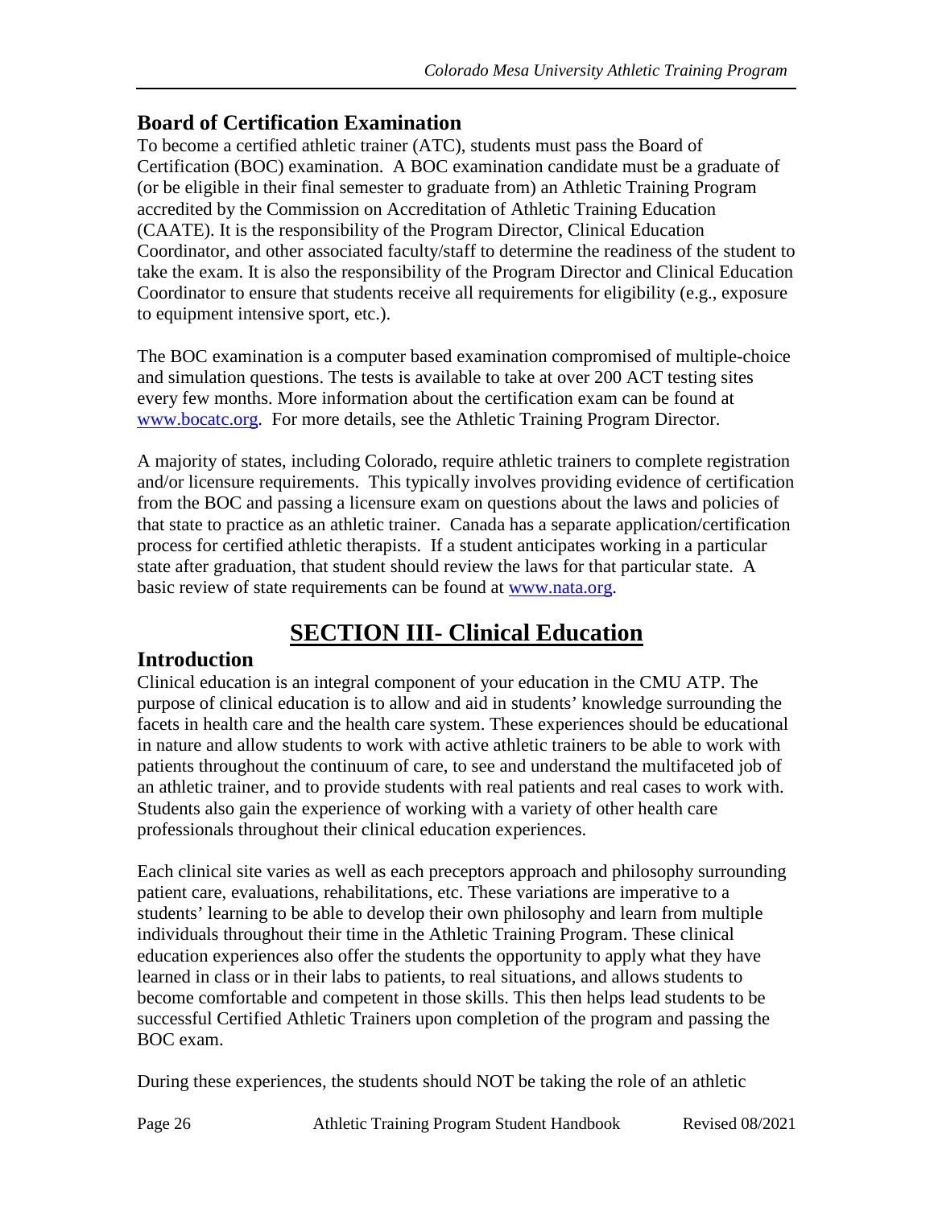## Board of Certification Examination

To become a certified athletic trainer (ATC), students must pass the Board of Certification (BOC) examination. A BOC examination candidate must be a graduate of (or be eligible in their final semester to graduate from) an Athletic Training Program accredited by the Commission on Accreditation of Athletic Training Education (CAATE). It is the responsibility of the Program Director, Clinical Education Coordinator, and other associated faculty/staff to determine the readiness of the student to take the exam. It is also the responsibility of the Program Director and Clinical Education Coordinator to ensure that students receive all requirements for eligibility (e.g., exposure to equipment intensive sport, etc.).

The BOC examination is a computer based examination compromised of multiple-choice and simulation questions. The tests is available to take at over 200 ACT testing sites every few months. More information about the certification exam can be found at [www.bocatc.org](http://www.bocatc.org). For more details, see the Athletic Training Program Director.

A majority of states, including Colorado, require athletic trainers to complete registration and/or licensure requirements. This typically involves providing evidence of certification from the BOC and passing a licensure exam on questions about the laws and policies of that state to practice as an athletic trainer. Canada has a separate application/certification process for certified athletic therapists. If a student anticipates working in a particular state after graduation, that student should review the laws for that particular state. A basic review of state requirements can be found at [www.nata.org](http://www.nata.org).

# SECTION III- Clinical Education

## Introduction

Clinical education is an integral component of your education in the CMU ATP. The purpose of clinical education is to allow and aid in students' knowledge surrounding the facets in health care and the health care system. These experiences should be educational in nature and allow students to work with active athletic trainers to be able to work with patients throughout the continuum of care, to see and understand the multifaceted job of an athletic trainer, and to provide students with real patients and real cases to work with. Students also gain the experience of working with a variety of other health care professionals throughout their clinical education experiences.

Each clinical site varies as well as each preceptors approach and philosophy surrounding patient care, evaluations, rehabilitations, etc. These variations are imperative to a students' learning to be able to develop their own philosophy and learn from multiple individuals throughout their time in the Athletic Training Program. These clinical education experiences also offer the students the opportunity to apply what they have learned in class or in their labs to patients, to real situations, and allows students to become comfortable and competent in those skills. This then helps lead students to be successful Certified Athletic Trainers upon completion of the program and passing the BOC exam.

During these experiences, the students should NOT be taking the role of an athletic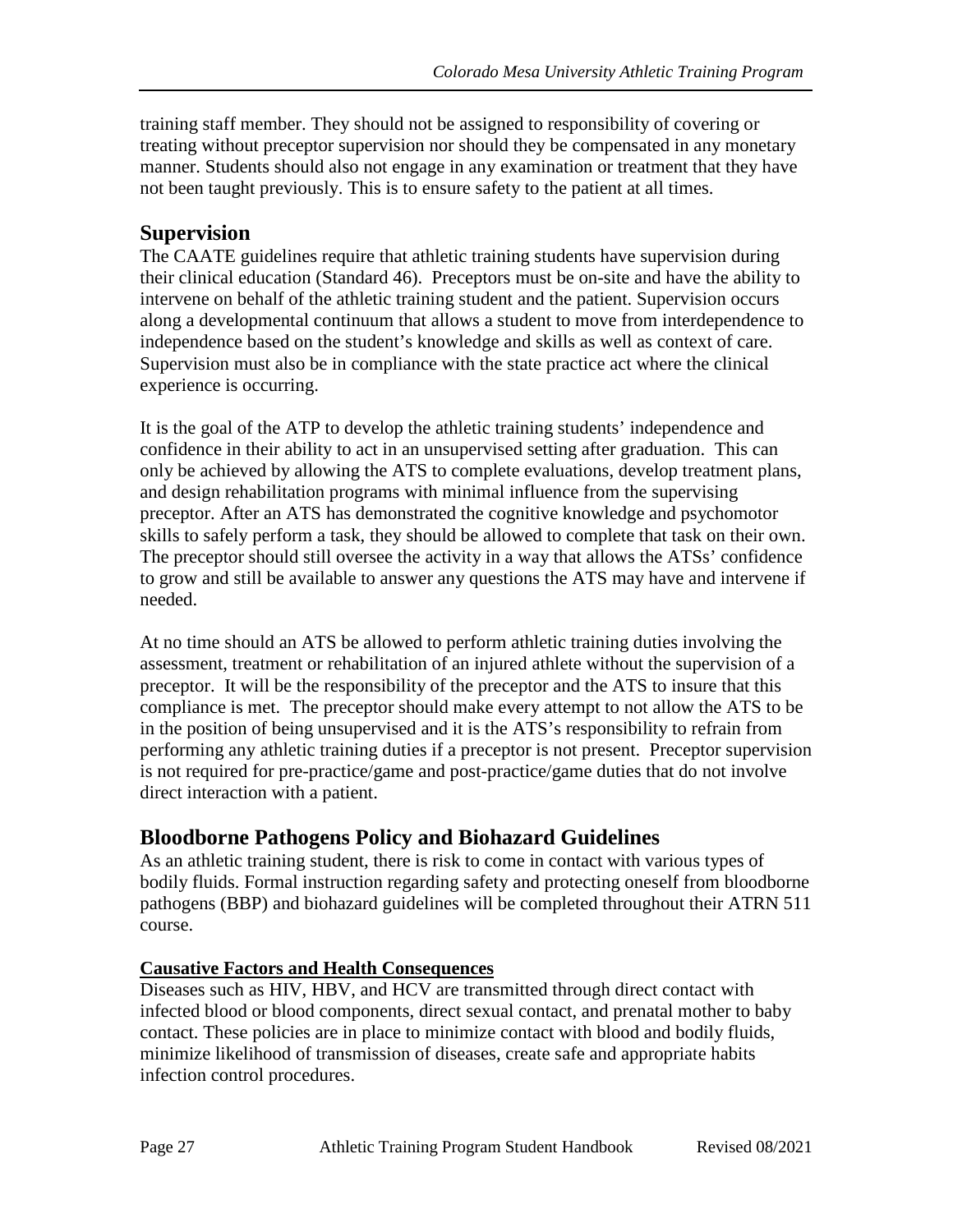training staff member. They should not be assigned to responsibility of covering or treating without preceptor supervision nor should they be compensated in any monetary manner. Students should also not engage in any examination or treatment that they have not been taught previously. This is to ensure safety to the patient at all times.

## Supervision

The CAATE guidelines require that athletic training students have supervision during their clinical education (Standard 46). Preceptors must be on-site and have the ability to intervene on behalf of the athletic training student and the patient. Supervision occurs along a developmental continuum that allows a student to move from interdependence to independence based on the student's knowledge and skills as well as context of care. Supervision must also be in compliance with the state practice act where the clinical experience is occurring.

It is the goal of the ATP to develop the athletic training students' independence and confidence in their ability to act in an unsupervised setting after graduation. This can only be achieved by allowing the ATS to complete evaluations, develop treatment plans, and design rehabilitation programs with minimal influence from the supervising preceptor. After an ATS has demonstrated the cognitive knowledge and psychomotor skills to safely perform a task, they should be allowed to complete that task on their own. The preceptor should still oversee the activity in a way that allows the ATSs' confidence to grow and still be available to answer any questions the ATS may have and intervene if needed.

At no time should an ATS be allowed to perform athletic training duties involving the assessment, treatment or rehabilitation of an injured athlete without the supervision of a preceptor. It will be the responsibility of the preceptor and the ATS to insure that this compliance is met. The preceptor should make every attempt to not allow the ATS to be in the position of being unsupervised and it is the ATS's responsibility to refrain from performing any athletic training duties if a preceptor is not present. Preceptor supervision is not required for pre-practice/game and post-practice/game duties that do not involve direct interaction with a patient.

## Bloodborne Pathogens Policy and Biohazard Guidelines

As an athletic training student, there is risk to come in contact with various types of bodily fluids. Formal instruction regarding safety and protecting oneself from bloodborne pathogens (BBP) and biohazard guidelines will be completed throughout their ATRN 511 course.

### Causative Factors and Health Consequences

Diseases such as HIV, HBV, and HCV are transmitted through direct contact with infected blood or blood components, direct sexual contact, and prenatal mother to baby contact. These policies are in place to minimize contact with blood and bodily fluids, minimize likelihood of transmission of diseases, create safe and appropriate habits infection control procedures.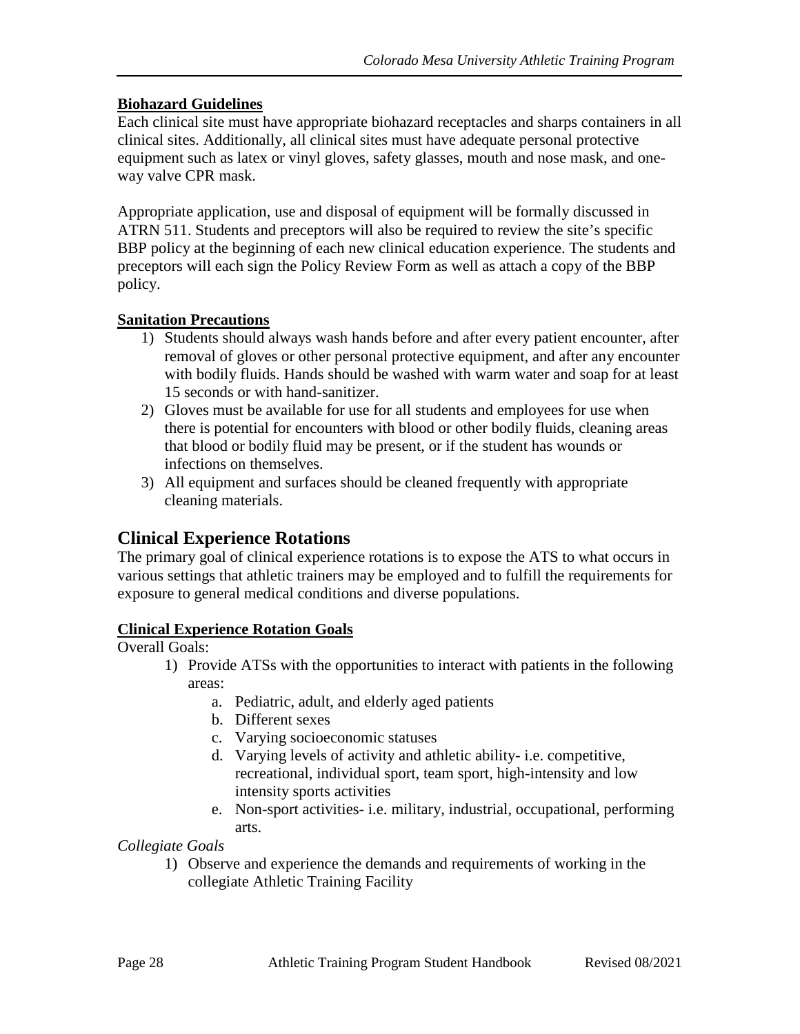**Biohazard Guidelines**

Each clinical site must have appropriate biohazard receptacles and sharps containers in all clinical sites. Additionally, all clinical sites must have adequate personal protective equipment such as latex or vinyl gloves, safety glasses, mouth and nose mask, and one-way valve CPR mask.

Appropriate application, use and disposal of equipment will be formally discussed in ATRN 511. Students and preceptors will also be required to review the site's specific BBP policy at the beginning of each new clinical education experience. The students and preceptors will each sign the Policy Review Form as well as attach a copy of the BBP policy.

**Sanitation Precautions**

1) Students should always wash hands before and after every patient encounter, after removal of gloves or other personal protective equipment, and after any encounter with bodily fluids. Hands should be washed with warm water and soap for at least 15 seconds or with hand-sanitizer.
2) Gloves must be available for use for all students and employees for use when there is potential for encounters with blood or other bodily fluids, cleaning areas that blood or bodily fluid may be present, or if the student has wounds or infections on themselves.
3) All equipment and surfaces should be cleaned frequently with appropriate cleaning materials.

## Clinical Experience Rotations

The primary goal of clinical experience rotations is to expose the ATS to what occurs in various settings that athletic trainers may be employed and to fulfill the requirements for exposure to general medical conditions and diverse populations.

**Clinical Experience Rotation Goals**

Overall Goals:

1) Provide ATSs with the opportunities to interact with patients in the following areas:
   a. Pediatric, adult, and elderly aged patients
   b. Different sexes
   c. Varying socioeconomic statuses
   d. Varying levels of activity and athletic ability- i.e. competitive, recreational, individual sport, team sport, high-intensity and low intensity sports activities
   e. Non-sport activities- i.e. military, industrial, occupational, performing arts.

*Collegiate Goals*

1) Observe and experience the demands and requirements of working in the collegiate Athletic Training Facility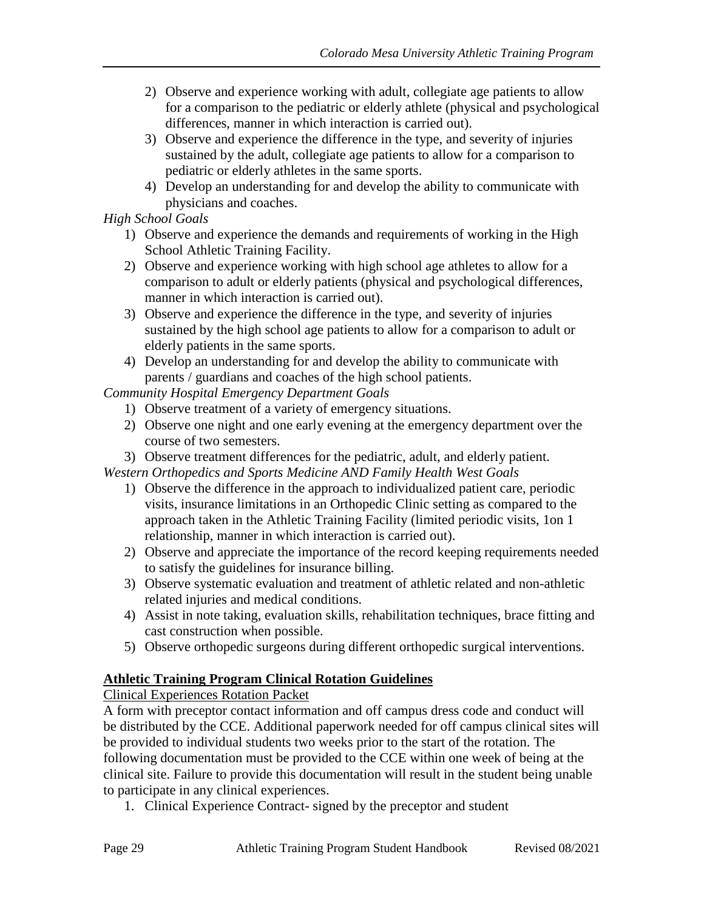2) Observe and experience working with adult, collegiate age patients to allow for a comparison to the pediatric or elderly athlete (physical and psychological differences, manner in which interaction is carried out).
3) Observe and experience the difference in the type, and severity of injuries sustained by the adult, collegiate age patients to allow for a comparison to pediatric or elderly athletes in the same sports.
4) Develop an understanding for and develop the ability to communicate with physicians and coaches.

*High School Goals*

1) Observe and experience the demands and requirements of working in the High School Athletic Training Facility.
2) Observe and experience working with high school age athletes to allow for a comparison to adult or elderly patients (physical and psychological differences, manner in which interaction is carried out).
3) Observe and experience the difference in the type, and severity of injuries sustained by the high school age patients to allow for a comparison to adult or elderly patients in the same sports.
4) Develop an understanding for and develop the ability to communicate with parents / guardians and coaches of the high school patients.

*Community Hospital Emergency Department Goals*

1) Observe treatment of a variety of emergency situations.
2) Observe one night and one early evening at the emergency department over the course of two semesters.
3) Observe treatment differences for the pediatric, adult, and elderly patient.

*Western Orthopedics and Sports Medicine AND Family Health West Goals*

1) Observe the difference in the approach to individualized patient care, periodic visits, insurance limitations in an Orthopedic Clinic setting as compared to the approach taken in the Athletic Training Facility (limited periodic visits, 1on 1 relationship, manner in which interaction is carried out).
2) Observe and appreciate the importance of the record keeping requirements needed to satisfy the guidelines for insurance billing.
3) Observe systematic evaluation and treatment of athletic related and non-athletic related injuries and medical conditions.
4) Assist in note taking, evaluation skills, rehabilitation techniques, brace fitting and cast construction when possible.
5) Observe orthopedic surgeons during different orthopedic surgical interventions.

## Athletic Training Program Clinical Rotation Guidelines

Clinical Experiences Rotation Packet

A form with preceptor contact information and off campus dress code and conduct will be distributed by the CCE. Additional paperwork needed for off campus clinical sites will be provided to individual students two weeks prior to the start of the rotation. The following documentation must be provided to the CCE within one week of being at the clinical site. Failure to provide this documentation will result in the student being unable to participate in any clinical experiences.

1. Clinical Experience Contract- signed by the preceptor and student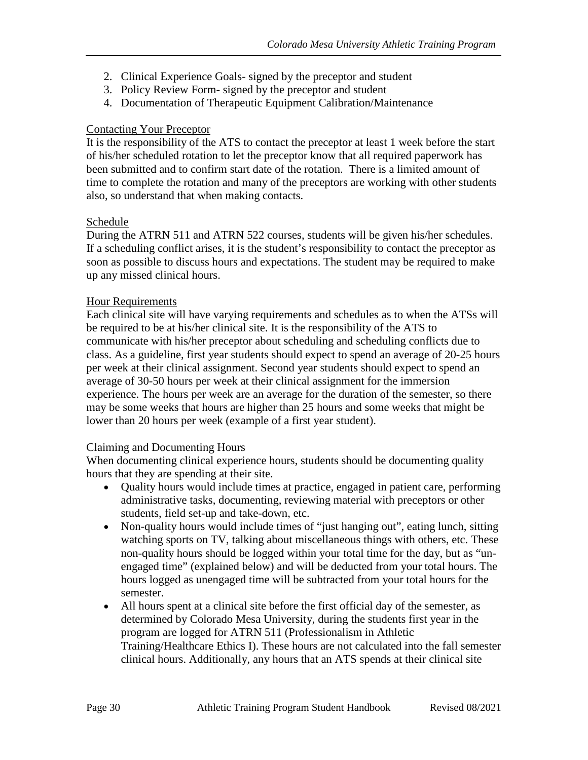2. Clinical Experience Goals- signed by the preceptor and student
3. Policy Review Form- signed by the preceptor and student
4. Documentation of Therapeutic Equipment Calibration/Maintenance

Contacting Your Preceptor

It is the responsibility of the ATS to contact the preceptor at least 1 week before the start of his/her scheduled rotation to let the preceptor know that all required paperwork has been submitted and to confirm start date of the rotation. There is a limited amount of time to complete the rotation and many of the preceptors are working with other students also, so understand that when making contacts.

Schedule

During the ATRN 511 and ATRN 522 courses, students will be given his/her schedules. If a scheduling conflict arises, it is the student's responsibility to contact the preceptor as soon as possible to discuss hours and expectations. The student may be required to make up any missed clinical hours.

Hour Requirements

Each clinical site will have varying requirements and schedules as to when the ATSs will be required to be at his/her clinical site. It is the responsibility of the ATS to communicate with his/her preceptor about scheduling and scheduling conflicts due to class. As a guideline, first year students should expect to spend an average of 20-25 hours per week at their clinical assignment. Second year students should expect to spend an average of 30-50 hours per week at their clinical assignment for the immersion experience. The hours per week are an average for the duration of the semester, so there may be some weeks that hours are higher than 25 hours and some weeks that might be lower than 20 hours per week (example of a first year student).

Claiming and Documenting Hours

When documenting clinical experience hours, students should be documenting quality hours that they are spending at their site.

- Quality hours would include times at practice, engaged in patient care, performing administrative tasks, documenting, reviewing material with preceptors or other students, field set-up and take-down, etc.
- Non-quality hours would include times of "just hanging out", eating lunch, sitting watching sports on TV, talking about miscellaneous things with others, etc. These non-quality hours should be logged within your total time for the day, but as "un-engaged time" (explained below) and will be deducted from your total hours. The hours logged as unengaged time will be subtracted from your total hours for the semester.
- All hours spent at a clinical site before the first official day of the semester, as determined by Colorado Mesa University, during the students first year in the program are logged for ATRN 511 (Professionalism in Athletic Training/Healthcare Ethics I). These hours are not calculated into the fall semester clinical hours. Additionally, any hours that an ATS spends at their clinical site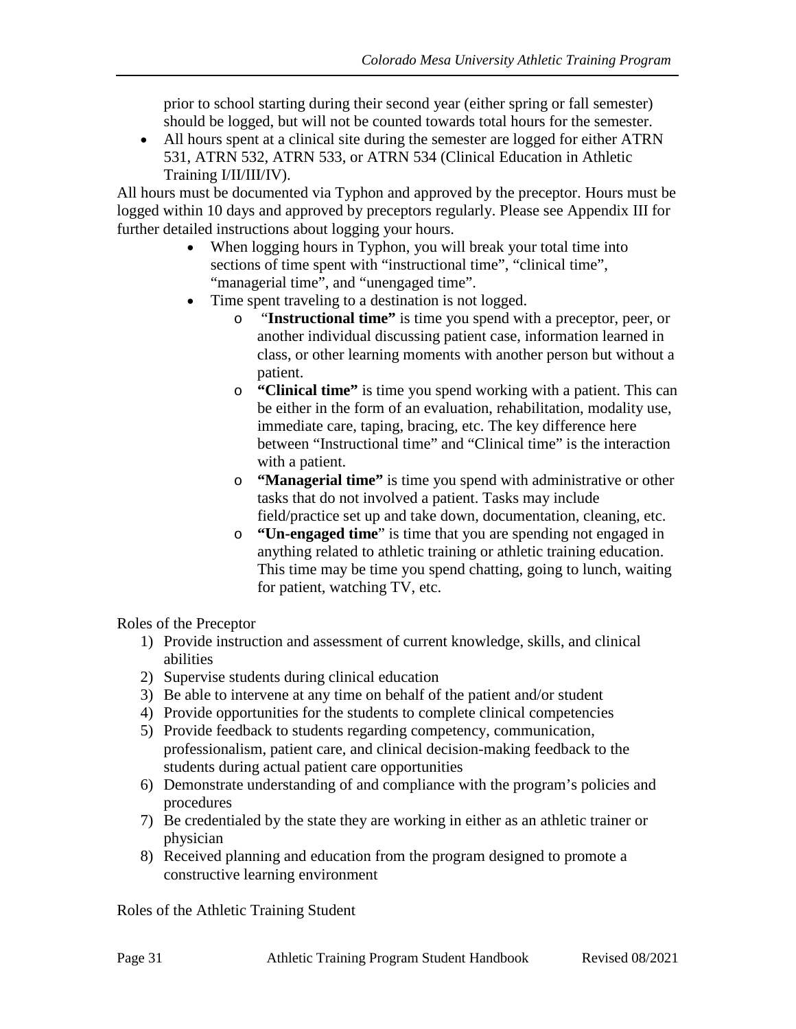prior to school starting during their second year (either spring or fall semester) should be logged, but will not be counted towards total hours for the semester.

- All hours spent at a clinical site during the semester are logged for either ATRN 531, ATRN 532, ATRN 533, or ATRN 534 (Clinical Education in Athletic Training I/II/III/IV).

All hours must be documented via Typhon and approved by the preceptor. Hours must be logged within 10 days and approved by preceptors regularly. Please see Appendix III for further detailed instructions about logging your hours.

- When logging hours in Typhon, you will break your total time into sections of time spent with "instructional time", "clinical time", "managerial time", and "unengaged time".
- Time spent traveling to a destination is not logged.
  - "**Instructional time"** is time you spend with a preceptor, peer, or another individual discussing patient case, information learned in class, or other learning moments with another person but without a patient.
  - **"Clinical time"** is time you spend working with a patient. This can be either in the form of an evaluation, rehabilitation, modality use, immediate care, taping, bracing, etc. The key difference here between "Instructional time" and "Clinical time" is the interaction with a patient.
  - **"Managerial time"** is time you spend with administrative or other tasks that do not involved a patient. Tasks may include field/practice set up and take down, documentation, cleaning, etc.
  - **"Un-engaged time**" is time that you are spending not engaged in anything related to athletic training or athletic training education. This time may be time you spend chatting, going to lunch, waiting for patient, watching TV, etc.

Roles of the Preceptor

1) Provide instruction and assessment of current knowledge, skills, and clinical abilities
2) Supervise students during clinical education
3) Be able to intervene at any time on behalf of the patient and/or student
4) Provide opportunities for the students to complete clinical competencies
5) Provide feedback to students regarding competency, communication, professionalism, patient care, and clinical decision-making feedback to the students during actual patient care opportunities
6) Demonstrate understanding of and compliance with the program's policies and procedures
7) Be credentialed by the state they are working in either as an athletic trainer or physician
8) Received planning and education from the program designed to promote a constructive learning environment

Roles of the Athletic Training Student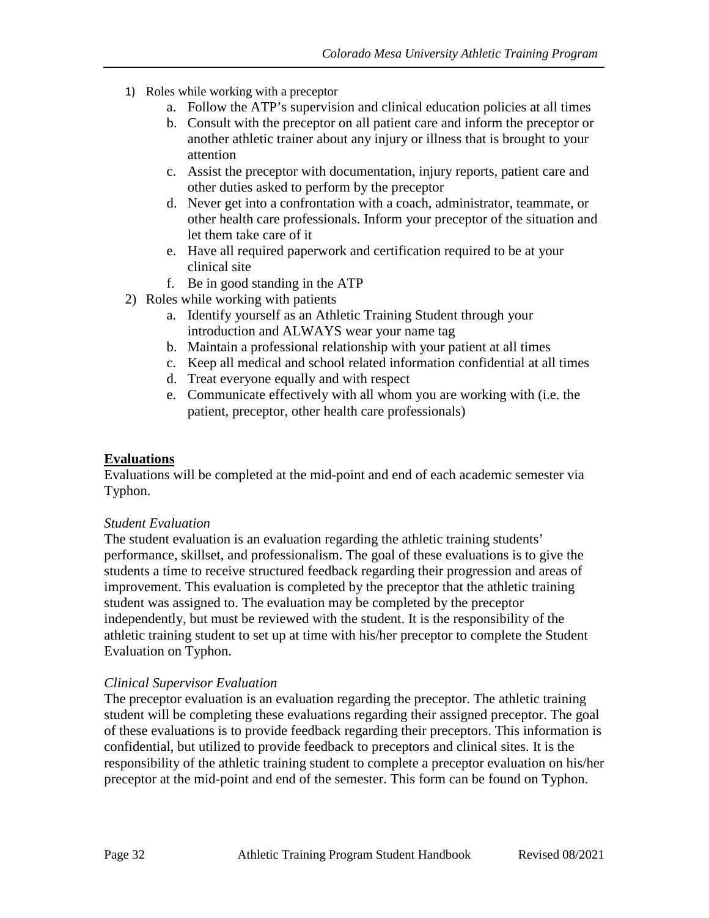1) Roles while working with a preceptor
    a. Follow the ATP's supervision and clinical education policies at all times
    b. Consult with the preceptor on all patient care and inform the preceptor or another athletic trainer about any injury or illness that is brought to your attention
    c. Assist the preceptor with documentation, injury reports, patient care and other duties asked to perform by the preceptor
    d. Never get into a confrontation with a coach, administrator, teammate, or other health care professionals. Inform your preceptor of the situation and let them take care of it
    e. Have all required paperwork and certification required to be at your clinical site
    f. Be in good standing in the ATP
2) Roles while working with patients
    a. Identify yourself as an Athletic Training Student through your introduction and ALWAYS wear your name tag
    b. Maintain a professional relationship with your patient at all times
    c. Keep all medical and school related information confidential at all times
    d. Treat everyone equally and with respect
    e. Communicate effectively with all whom you are working with (i.e. the patient, preceptor, other health care professionals)

## Evaluations

Evaluations will be completed at the mid-point and end of each academic semester via Typhon.

*Student Evaluation*

The student evaluation is an evaluation regarding the athletic training students' performance, skillset, and professionalism. The goal of these evaluations is to give the students a time to receive structured feedback regarding their progression and areas of improvement. This evaluation is completed by the preceptor that the athletic training student was assigned to. The evaluation may be completed by the preceptor independently, but must be reviewed with the student. It is the responsibility of the athletic training student to set up at time with his/her preceptor to complete the Student Evaluation on Typhon.

*Clinical Supervisor Evaluation*

The preceptor evaluation is an evaluation regarding the preceptor. The athletic training student will be completing these evaluations regarding their assigned preceptor. The goal of these evaluations is to provide feedback regarding their preceptors. This information is confidential, but utilized to provide feedback to preceptors and clinical sites. It is the responsibility of the athletic training student to complete a preceptor evaluation on his/her preceptor at the mid-point and end of the semester. This form can be found on Typhon.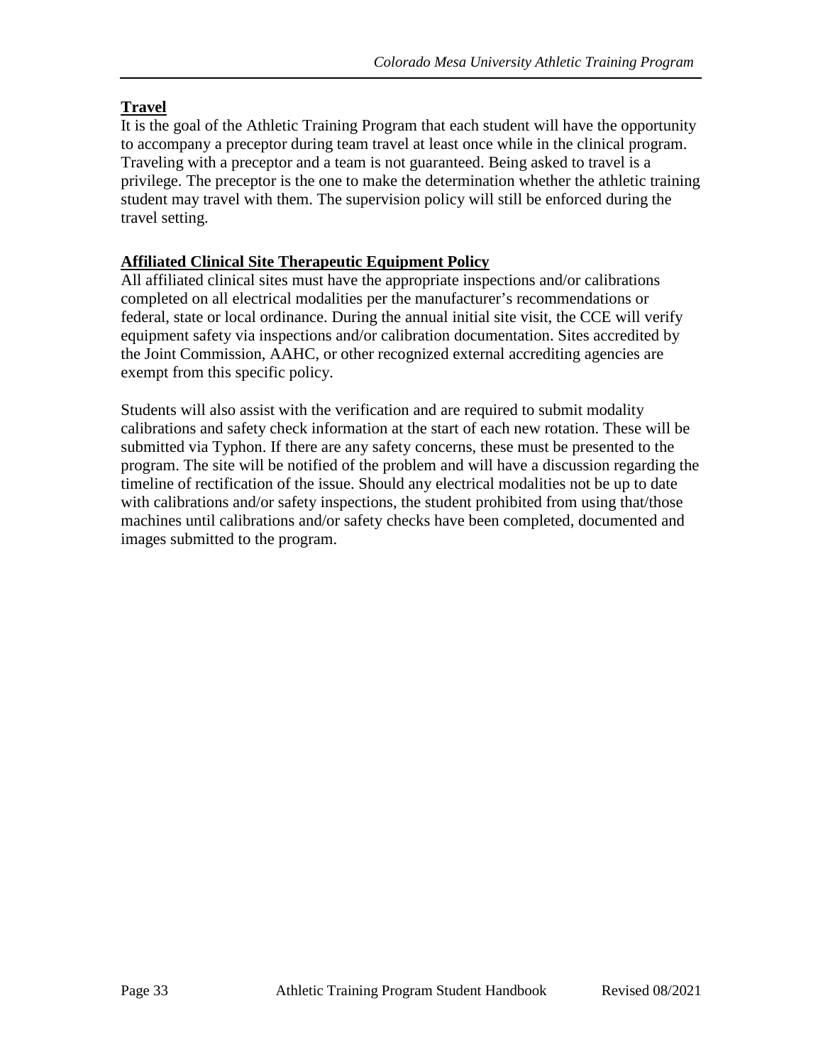## Travel

It is the goal of the Athletic Training Program that each student will have the opportunity to accompany a preceptor during team travel at least once while in the clinical program. Traveling with a preceptor and a team is not guaranteed. Being asked to travel is a privilege. The preceptor is the one to make the determination whether the athletic training student may travel with them. The supervision policy will still be enforced during the travel setting.

## Affiliated Clinical Site Therapeutic Equipment Policy

All affiliated clinical sites must have the appropriate inspections and/or calibrations completed on all electrical modalities per the manufacturer's recommendations or federal, state or local ordinance. During the annual initial site visit, the CCE will verify equipment safety via inspections and/or calibration documentation. Sites accredited by the Joint Commission, AAHC, or other recognized external accrediting agencies are exempt from this specific policy.

Students will also assist with the verification and are required to submit modality calibrations and safety check information at the start of each new rotation. These will be submitted via Typhon. If there are any safety concerns, these must be presented to the program. The site will be notified of the problem and will have a discussion regarding the timeline of rectification of the issue. Should any electrical modalities not be up to date with calibrations and/or safety inspections, the student prohibited from using that/those machines until calibrations and/or safety checks have been completed, documented and images submitted to the program.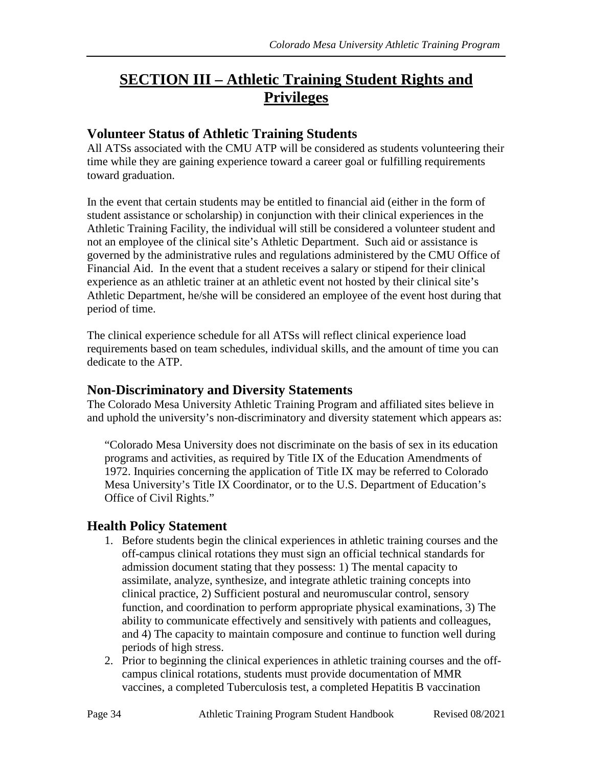# SECTION III – Athletic Training Student Rights and Privileges

## Volunteer Status of Athletic Training Students

All ATSs associated with the CMU ATP will be considered as students volunteering their time while they are gaining experience toward a career goal or fulfilling requirements toward graduation.

In the event that certain students may be entitled to financial aid (either in the form of student assistance or scholarship) in conjunction with their clinical experiences in the Athletic Training Facility, the individual will still be considered a volunteer student and not an employee of the clinical site's Athletic Department. Such aid or assistance is governed by the administrative rules and regulations administered by the CMU Office of Financial Aid. In the event that a student receives a salary or stipend for their clinical experience as an athletic trainer at an athletic event not hosted by their clinical site's Athletic Department, he/she will be considered an employee of the event host during that period of time.

The clinical experience schedule for all ATSs will reflect clinical experience load requirements based on team schedules, individual skills, and the amount of time you can dedicate to the ATP.

## Non-Discriminatory and Diversity Statements

The Colorado Mesa University Athletic Training Program and affiliated sites believe in and uphold the university's non-discriminatory and diversity statement which appears as:

> "Colorado Mesa University does not discriminate on the basis of sex in its education programs and activities, as required by Title IX of the Education Amendments of 1972. Inquiries concerning the application of Title IX may be referred to Colorado Mesa University's Title IX Coordinator, or to the U.S. Department of Education's Office of Civil Rights."

## Health Policy Statement

1. Before students begin the clinical experiences in athletic training courses and the off-campus clinical rotations they must sign an official technical standards for admission document stating that they possess: 1) The mental capacity to assimilate, analyze, synthesize, and integrate athletic training concepts into clinical practice, 2) Sufficient postural and neuromuscular control, sensory function, and coordination to perform appropriate physical examinations, 3) The ability to communicate effectively and sensitively with patients and colleagues, and 4) The capacity to maintain composure and continue to function well during periods of high stress.
2. Prior to beginning the clinical experiences in athletic training courses and the off-campus clinical rotations, students must provide documentation of MMR vaccines, a completed Tuberculosis test, a completed Hepatitis B vaccination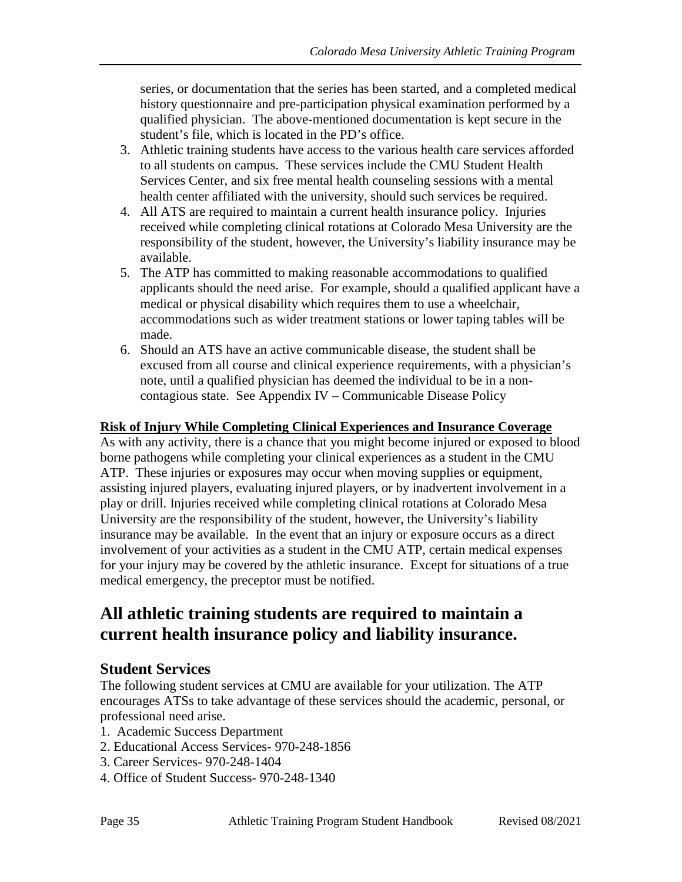series, or documentation that the series has been started, and a completed medical history questionnaire and pre-participation physical examination performed by a qualified physician. The above-mentioned documentation is kept secure in the student's file, which is located in the PD's office.

3. Athletic training students have access to the various health care services afforded to all students on campus. These services include the CMU Student Health Services Center, and six free mental health counseling sessions with a mental health center affiliated with the university, should such services be required.
4. All ATS are required to maintain a current health insurance policy. Injuries received while completing clinical rotations at Colorado Mesa University are the responsibility of the student, however, the University's liability insurance may be available.
5. The ATP has committed to making reasonable accommodations to qualified applicants should the need arise. For example, should a qualified applicant have a medical or physical disability which requires them to use a wheelchair, accommodations such as wider treatment stations or lower taping tables will be made.
6. Should an ATS have an active communicable disease, the student shall be excused from all course and clinical experience requirements, with a physician's note, until a qualified physician has deemed the individual to be in a non-contagious state. See Appendix IV – Communicable Disease Policy

**Risk of Injury While Completing Clinical Experiences and Insurance Coverage**

As with any activity, there is a chance that you might become injured or exposed to blood borne pathogens while completing your clinical experiences as a student in the CMU ATP. These injuries or exposures may occur when moving supplies or equipment, assisting injured players, evaluating injured players, or by inadvertent involvement in a play or drill. Injuries received while completing clinical rotations at Colorado Mesa University are the responsibility of the student, however, the University's liability insurance may be available. In the event that an injury or exposure occurs as a direct involvement of your activities as a student in the CMU ATP, certain medical expenses for your injury may be covered by the athletic insurance. Except for situations of a true medical emergency, the preceptor must be notified.

## All athletic training students are required to maintain a current health insurance policy and liability insurance.

### Student Services

The following student services at CMU are available for your utilization. The ATP encourages ATSs to take advantage of these services should the academic, personal, or professional need arise.

1. Academic Success Department
2. Educational Access Services- 970-248-1856
3. Career Services- 970-248-1404
4. Office of Student Success- 970-248-1340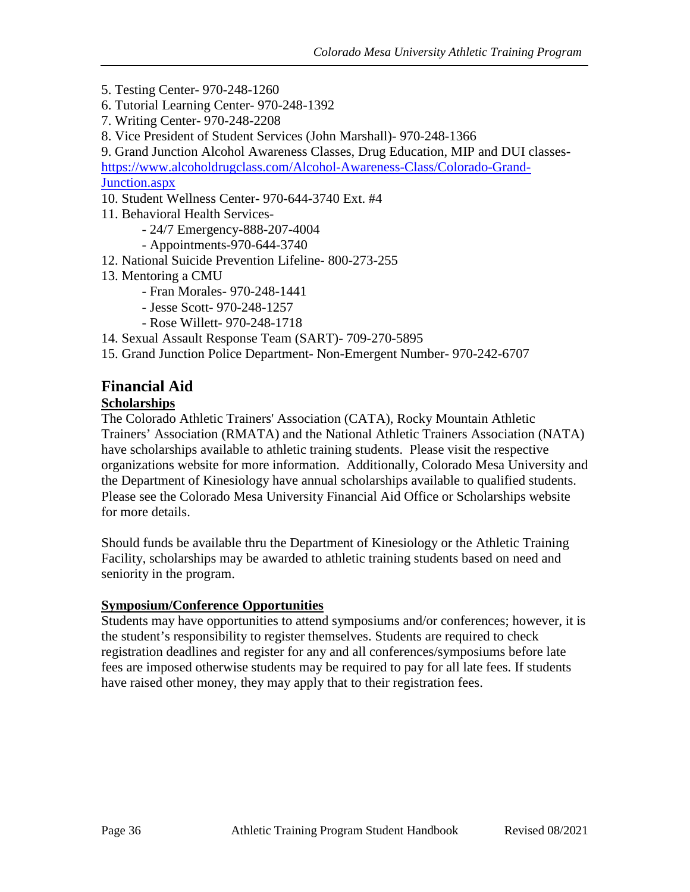5. Testing Center- 970-248-1260
6. Tutorial Learning Center- 970-248-1392
7. Writing Center- 970-248-2208
8. Vice President of Student Services (John Marshall)- 970-248-1366
9. Grand Junction Alcohol Awareness Classes, Drug Education, MIP and DUI classes- [https://www.alcoholdrugclass.com/Alcohol-Awareness-Class/Colorado-Grand-Junction.aspx](https://www.alcoholdrugclass.com/Alcohol-Awareness-Class/Colorado-Grand-Junction.aspx)
10. Student Wellness Center- 970-644-3740 Ext. #4
11. Behavioral Health Services-
    - 24/7 Emergency-888-207-4004
    - Appointments-970-644-3740
12. National Suicide Prevention Lifeline- 800-273-255
13. Mentoring a CMU
    - Fran Morales- 970-248-1441
    - Jesse Scott- 970-248-1257
    - Rose Willett- 970-248-1718
14. Sexual Assault Response Team (SART)- 709-270-5895
15. Grand Junction Police Department- Non-Emergent Number- 970-242-6707

## Financial Aid

### Scholarships

The Colorado Athletic Trainers' Association (CATA), Rocky Mountain Athletic Trainers' Association (RMATA) and the National Athletic Trainers Association (NATA) have scholarships available to athletic training students. Please visit the respective organizations website for more information. Additionally, Colorado Mesa University and the Department of Kinesiology have annual scholarships available to qualified students. Please see the Colorado Mesa University Financial Aid Office or Scholarships website for more details.

Should funds be available thru the Department of Kinesiology or the Athletic Training Facility, scholarships may be awarded to athletic training students based on need and seniority in the program.

### Symposium/Conference Opportunities

Students may have opportunities to attend symposiums and/or conferences; however, it is the student's responsibility to register themselves. Students are required to check registration deadlines and register for any and all conferences/symposiums before late fees are imposed otherwise students may be required to pay for all late fees. If students have raised other money, they may apply that to their registration fees.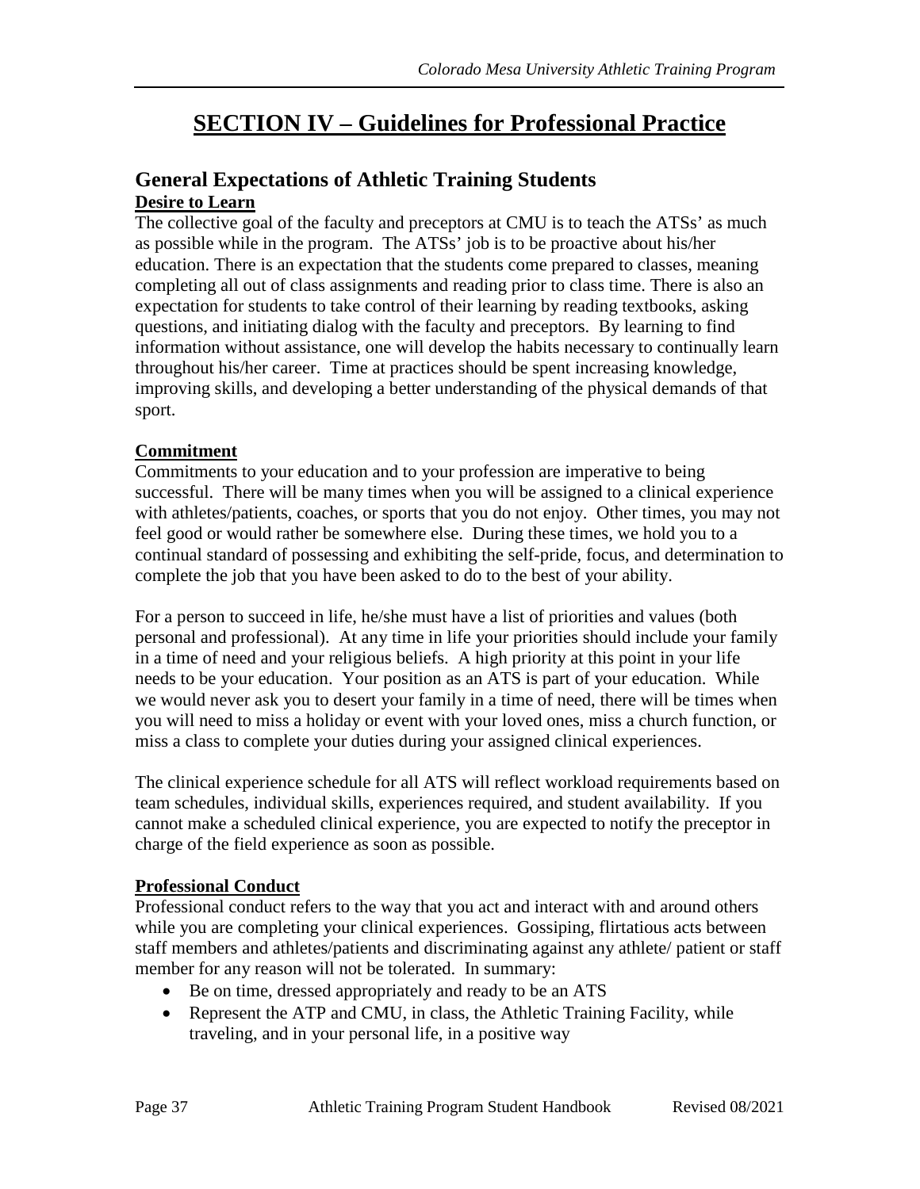# SECTION IV – Guidelines for Professional Practice

## General Expectations of Athletic Training Students

### Desire to Learn

The collective goal of the faculty and preceptors at CMU is to teach the ATSs' as much as possible while in the program. The ATSs' job is to be proactive about his/her education. There is an expectation that the students come prepared to classes, meaning completing all out of class assignments and reading prior to class time. There is also an expectation for students to take control of their learning by reading textbooks, asking questions, and initiating dialog with the faculty and preceptors. By learning to find information without assistance, one will develop the habits necessary to continually learn throughout his/her career. Time at practices should be spent increasing knowledge, improving skills, and developing a better understanding of the physical demands of that sport.

### Commitment

Commitments to your education and to your profession are imperative to being successful. There will be many times when you will be assigned to a clinical experience with athletes/patients, coaches, or sports that you do not enjoy. Other times, you may not feel good or would rather be somewhere else. During these times, we hold you to a continual standard of possessing and exhibiting the self-pride, focus, and determination to complete the job that you have been asked to do to the best of your ability.

For a person to succeed in life, he/she must have a list of priorities and values (both personal and professional). At any time in life your priorities should include your family in a time of need and your religious beliefs. A high priority at this point in your life needs to be your education. Your position as an ATS is part of your education. While we would never ask you to desert your family in a time of need, there will be times when you will need to miss a holiday or event with your loved ones, miss a church function, or miss a class to complete your duties during your assigned clinical experiences.

The clinical experience schedule for all ATS will reflect workload requirements based on team schedules, individual skills, experiences required, and student availability. If you cannot make a scheduled clinical experience, you are expected to notify the preceptor in charge of the field experience as soon as possible.

### Professional Conduct

Professional conduct refers to the way that you act and interact with and around others while you are completing your clinical experiences. Gossiping, flirtatious acts between staff members and athletes/patients and discriminating against any athlete/ patient or staff member for any reason will not be tolerated. In summary:

- Be on time, dressed appropriately and ready to be an ATS
- Represent the ATP and CMU, in class, the Athletic Training Facility, while traveling, and in your personal life, in a positive way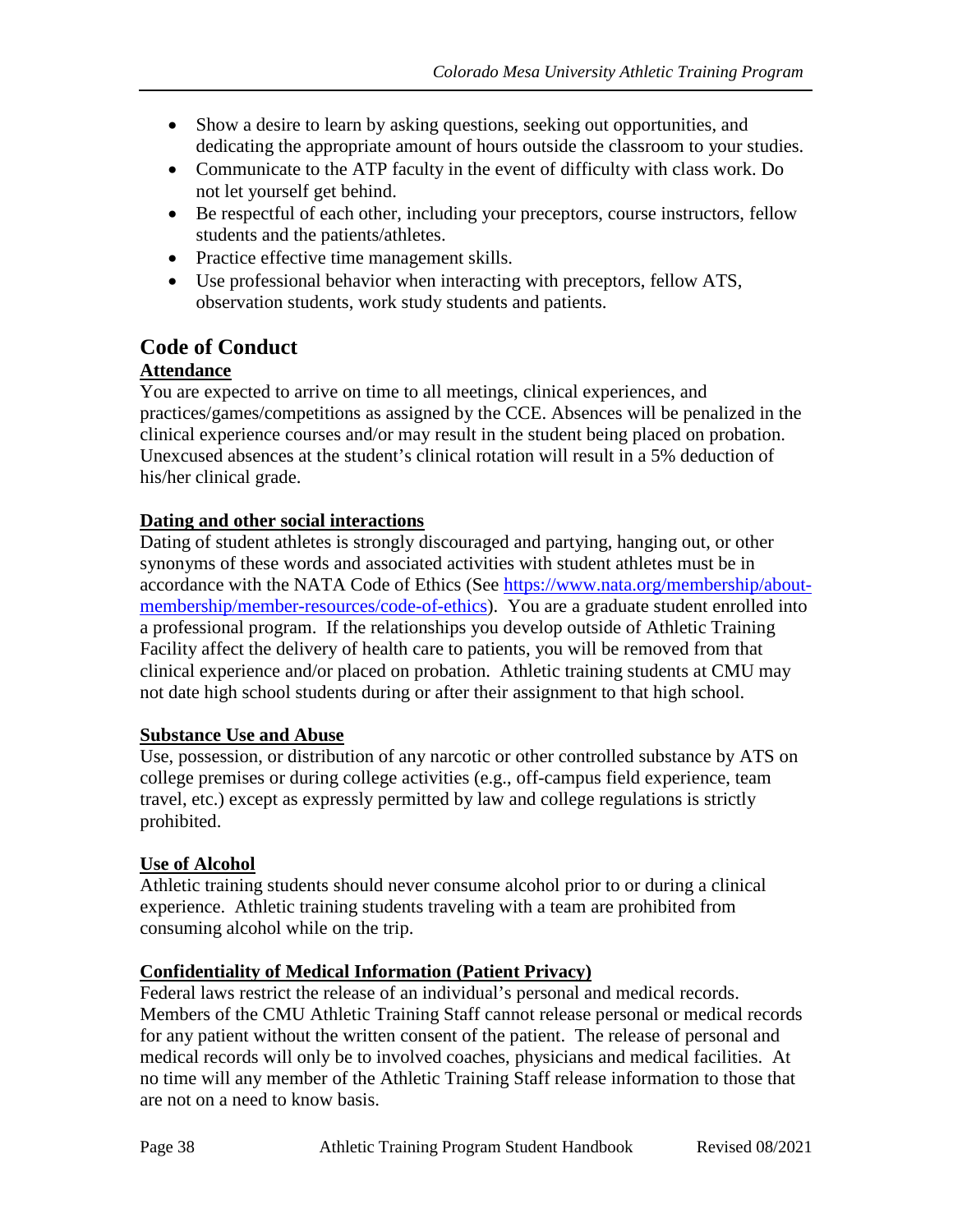- Show a desire to learn by asking questions, seeking out opportunities, and dedicating the appropriate amount of hours outside the classroom to your studies.
- Communicate to the ATP faculty in the event of difficulty with class work. Do not let yourself get behind.
- Be respectful of each other, including your preceptors, course instructors, fellow students and the patients/athletes.
- Practice effective time management skills.
- Use professional behavior when interacting with preceptors, fellow ATS, observation students, work study students and patients.

## Code of Conduct

**Attendance**

You are expected to arrive on time to all meetings, clinical experiences, and practices/games/competitions as assigned by the CCE. Absences will be penalized in the clinical experience courses and/or may result in the student being placed on probation. Unexcused absences at the student's clinical rotation will result in a 5% deduction of his/her clinical grade.

**Dating and other social interactions**

Dating of student athletes is strongly discouraged and partying, hanging out, or other synonyms of these words and associated activities with student athletes must be in accordance with the NATA Code of Ethics (See [https://www.nata.org/membership/about-membership/member-resources/code-of-ethics](https://www.nata.org/membership/about-membership/member-resources/code-of-ethics)). You are a graduate student enrolled into a professional program. If the relationships you develop outside of Athletic Training Facility affect the delivery of health care to patients, you will be removed from that clinical experience and/or placed on probation. Athletic training students at CMU may not date high school students during or after their assignment to that high school.

**Substance Use and Abuse**

Use, possession, or distribution of any narcotic or other controlled substance by ATS on college premises or during college activities (e.g., off-campus field experience, team travel, etc.) except as expressly permitted by law and college regulations is strictly prohibited.

**Use of Alcohol**

Athletic training students should never consume alcohol prior to or during a clinical experience. Athletic training students traveling with a team are prohibited from consuming alcohol while on the trip.

**Confidentiality of Medical Information (Patient Privacy)**

Federal laws restrict the release of an individual's personal and medical records. Members of the CMU Athletic Training Staff cannot release personal or medical records for any patient without the written consent of the patient. The release of personal and medical records will only be to involved coaches, physicians and medical facilities. At no time will any member of the Athletic Training Staff release information to those that are not on a need to know basis.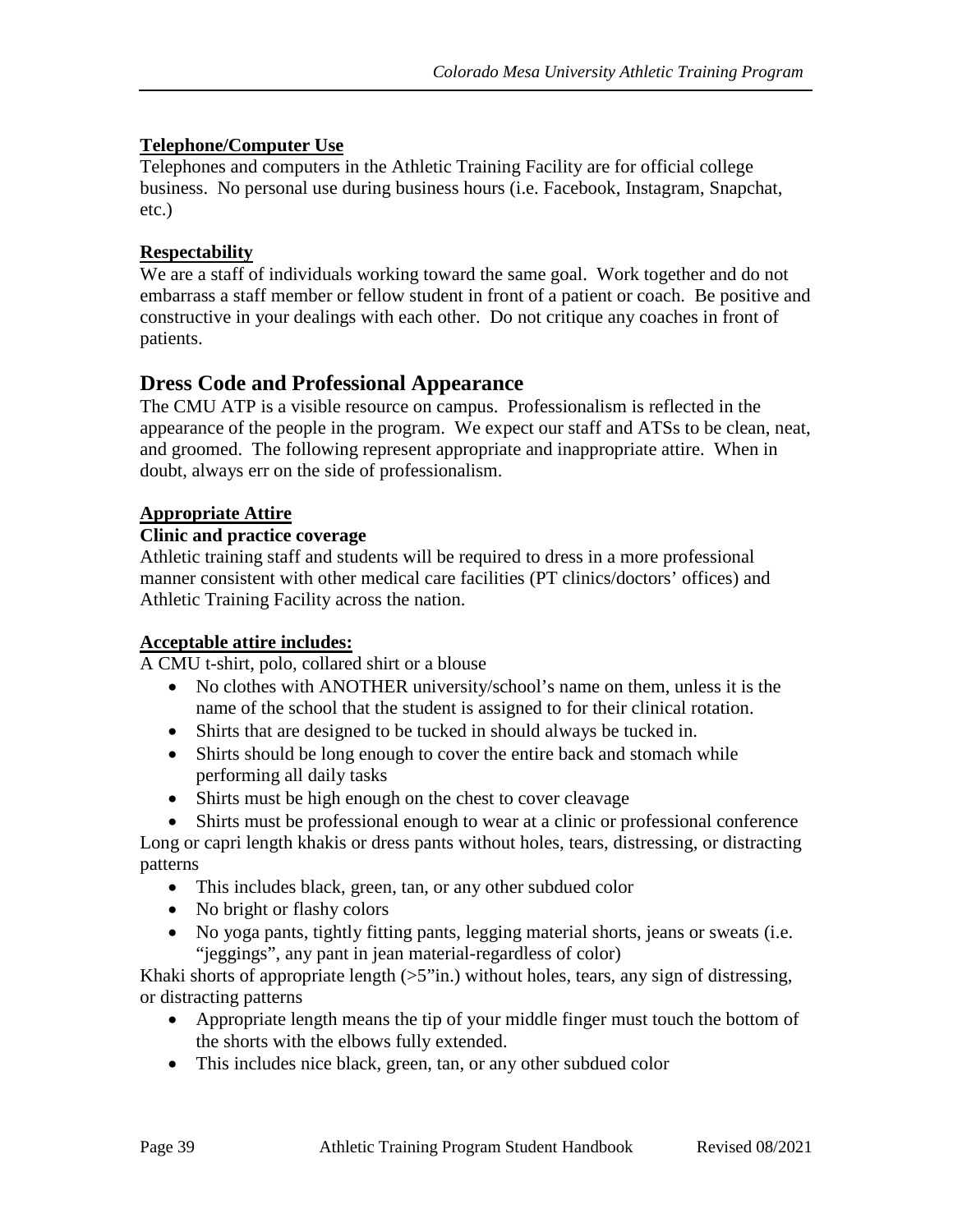**<u>Telephone/Computer Use</u>**

Telephones and computers in the Athletic Training Facility are for official college business. No personal use during business hours (i.e. Facebook, Instagram, Snapchat, etc.)

**<u>Respectability</u>**

We are a staff of individuals working toward the same goal. Work together and do not embarrass a staff member or fellow student in front of a patient or coach. Be positive and constructive in your dealings with each other. Do not critique any coaches in front of patients.

## Dress Code and Professional Appearance

The CMU ATP is a visible resource on campus. Professionalism is reflected in the appearance of the people in the program. We expect our staff and ATSs to be clean, neat, and groomed. The following represent appropriate and inappropriate attire. When in doubt, always err on the side of professionalism.

**<u>Appropriate Attire</u>**

**Clinic and practice coverage**

Athletic training staff and students will be required to dress in a more professional manner consistent with other medical care facilities (PT clinics/doctors' offices) and Athletic Training Facility across the nation.

**<u>Acceptable attire includes:</u>**

A CMU t-shirt, polo, collared shirt or a blouse

- No clothes with ANOTHER university/school's name on them, unless it is the name of the school that the student is assigned to for their clinical rotation.
- Shirts that are designed to be tucked in should always be tucked in.
- Shirts should be long enough to cover the entire back and stomach while performing all daily tasks
- Shirts must be high enough on the chest to cover cleavage
- Shirts must be professional enough to wear at a clinic or professional conference

Long or capri length khakis or dress pants without holes, tears, distressing, or distracting patterns

- This includes black, green, tan, or any other subdued color
- No bright or flashy colors
- No yoga pants, tightly fitting pants, legging material shorts, jeans or sweats (i.e. "jeggings", any pant in jean material-regardless of color)

Khaki shorts of appropriate length (>5"in.) without holes, tears, any sign of distressing, or distracting patterns

- Appropriate length means the tip of your middle finger must touch the bottom of the shorts with the elbows fully extended.
- This includes nice black, green, tan, or any other subdued color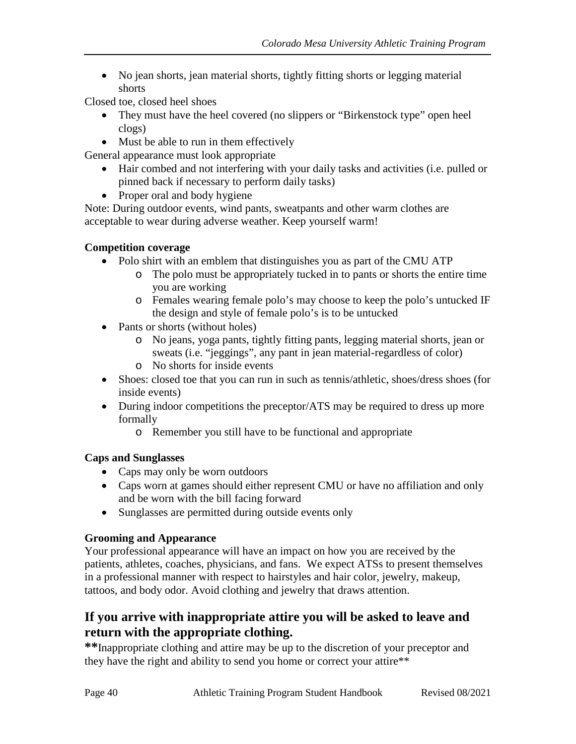- No jean shorts, jean material shorts, tightly fitting shorts or legging material shorts

Closed toe, closed heel shoes

- They must have the heel covered (no slippers or "Birkenstock type" open heel clogs)
- Must be able to run in them effectively

General appearance must look appropriate

- Hair combed and not interfering with your daily tasks and activities (i.e. pulled or pinned back if necessary to perform daily tasks)
- Proper oral and body hygiene

Note: During outdoor events, wind pants, sweatpants and other warm clothes are acceptable to wear during adverse weather. Keep yourself warm!

**Competition coverage**

- Polo shirt with an emblem that distinguishes you as part of the CMU ATP
  - The polo must be appropriately tucked in to pants or shorts the entire time you are working
  - Females wearing female polo's may choose to keep the polo's untucked IF the design and style of female polo's is to be untucked
- Pants or shorts (without holes)
  - No jeans, yoga pants, tightly fitting pants, legging material shorts, jean or sweats (i.e. "jeggings", any pant in jean material-regardless of color)
  - No shorts for inside events
- Shoes: closed toe that you can run in such as tennis/athletic, shoes/dress shoes (for inside events)
- During indoor competitions the preceptor/ATS may be required to dress up more formally
  - Remember you still have to be functional and appropriate

**Caps and Sunglasses**

- Caps may only be worn outdoors
- Caps worn at games should either represent CMU or have no affiliation and only and be worn with the bill facing forward
- Sunglasses are permitted during outside events only

**Grooming and Appearance**

Your professional appearance will have an impact on how you are received by the patients, athletes, coaches, physicians, and fans. We expect ATSs to present themselves in a professional manner with respect to hairstyles and hair color, jewelry, makeup, tattoos, and body odor. Avoid clothing and jewelry that draws attention.

## If you arrive with inappropriate attire you will be asked to leave and return with the appropriate clothing.

**\*\***Inappropriate clothing and attire may be up to the discretion of your preceptor and they have the right and ability to send you home or correct your attire**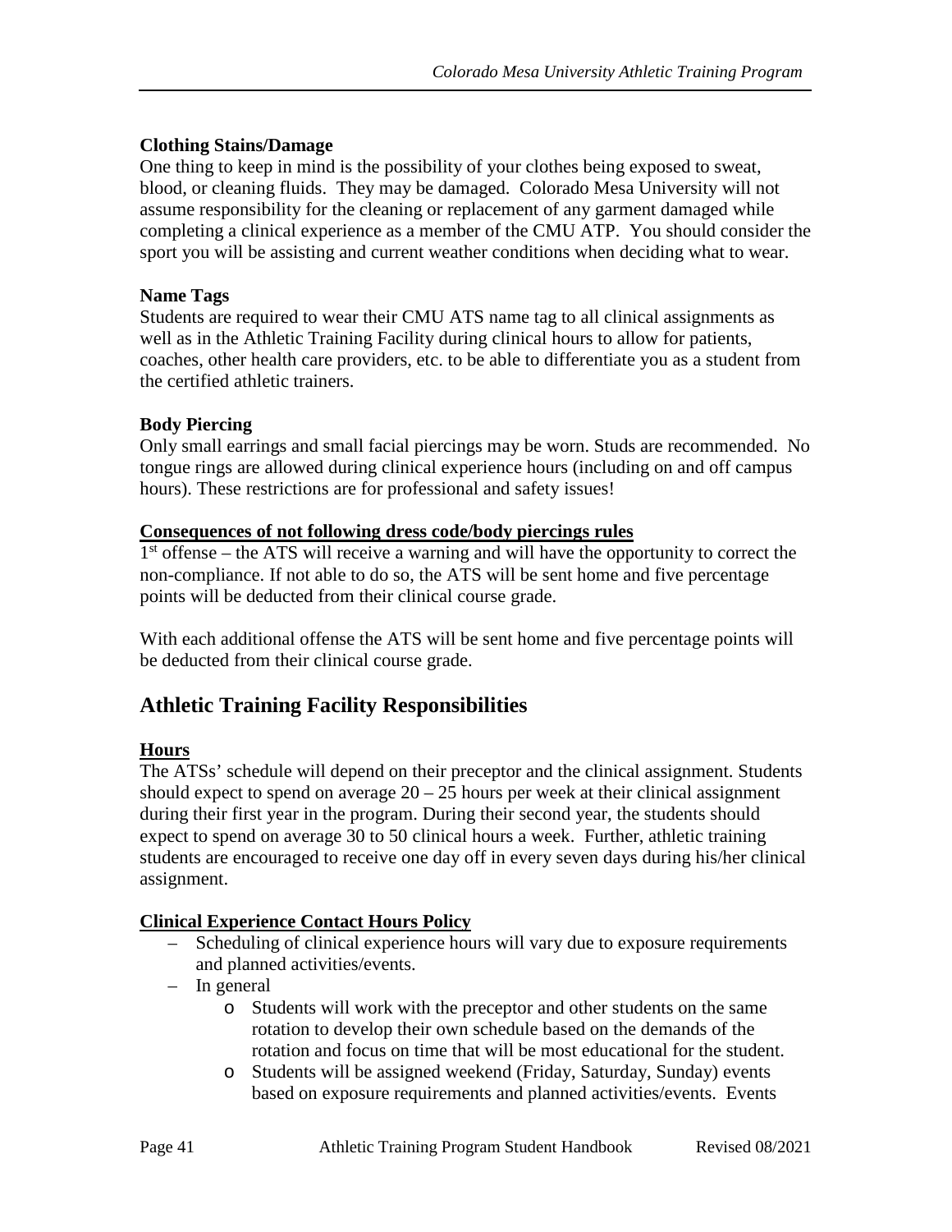**Clothing Stains/Damage**

One thing to keep in mind is the possibility of your clothes being exposed to sweat, blood, or cleaning fluids. They may be damaged. Colorado Mesa University will not assume responsibility for the cleaning or replacement of any garment damaged while completing a clinical experience as a member of the CMU ATP. You should consider the sport you will be assisting and current weather conditions when deciding what to wear.

**Name Tags**

Students are required to wear their CMU ATS name tag to all clinical assignments as well as in the Athletic Training Facility during clinical hours to allow for patients, coaches, other health care providers, etc. to be able to differentiate you as a student from the certified athletic trainers.

**Body Piercing**

Only small earrings and small facial piercings may be worn. Studs are recommended. No tongue rings are allowed during clinical experience hours (including on and off campus hours). These restrictions are for professional and safety issues!

**Consequences of not following dress code/body piercings rules**

1st offense – the ATS will receive a warning and will have the opportunity to correct the non-compliance. If not able to do so, the ATS will be sent home and five percentage points will be deducted from their clinical course grade.

With each additional offense the ATS will be sent home and five percentage points will be deducted from their clinical course grade.

## Athletic Training Facility Responsibilities

**Hours**

The ATSs' schedule will depend on their preceptor and the clinical assignment. Students should expect to spend on average 20 – 25 hours per week at their clinical assignment during their first year in the program. During their second year, the students should expect to spend on average 30 to 50 clinical hours a week. Further, athletic training students are encouraged to receive one day off in every seven days during his/her clinical assignment.

**Clinical Experience Contact Hours Policy**

- Scheduling of clinical experience hours will vary due to exposure requirements and planned activities/events.
- In general
  - Students will work with the preceptor and other students on the same rotation to develop their own schedule based on the demands of the rotation and focus on time that will be most educational for the student.
  - Students will be assigned weekend (Friday, Saturday, Sunday) events based on exposure requirements and planned activities/events. Events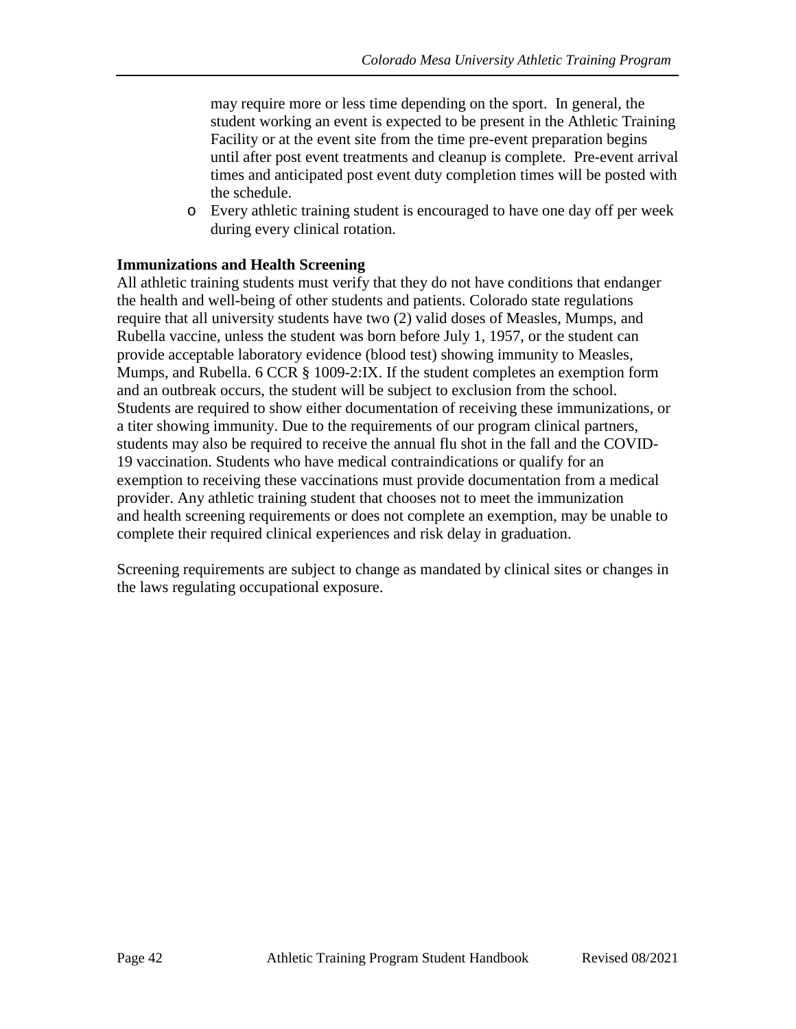may require more or less time depending on the sport. In general, the student working an event is expected to be present in the Athletic Training Facility or at the event site from the time pre-event preparation begins until after post event treatments and cleanup is complete. Pre-event arrival times and anticipated post event duty completion times will be posted with the schedule.

- Every athletic training student is encouraged to have one day off per week during every clinical rotation.

**Immunizations and Health Screening**

All athletic training students must verify that they do not have conditions that endanger the health and well-being of other students and patients. Colorado state regulations require that all university students have two (2) valid doses of Measles, Mumps, and Rubella vaccine, unless the student was born before July 1, 1957, or the student can provide acceptable laboratory evidence (blood test) showing immunity to Measles, Mumps, and Rubella. 6 CCR § 1009-2:IX. If the student completes an exemption form and an outbreak occurs, the student will be subject to exclusion from the school. Students are required to show either documentation of receiving these immunizations, or a titer showing immunity. Due to the requirements of our program clinical partners, students may also be required to receive the annual flu shot in the fall and the COVID-19 vaccination. Students who have medical contraindications or qualify for an exemption to receiving these vaccinations must provide documentation from a medical provider. Any athletic training student that chooses not to meet the immunization and health screening requirements or does not complete an exemption, may be unable to complete their required clinical experiences and risk delay in graduation.

Screening requirements are subject to change as mandated by clinical sites or changes in the laws regulating occupational exposure.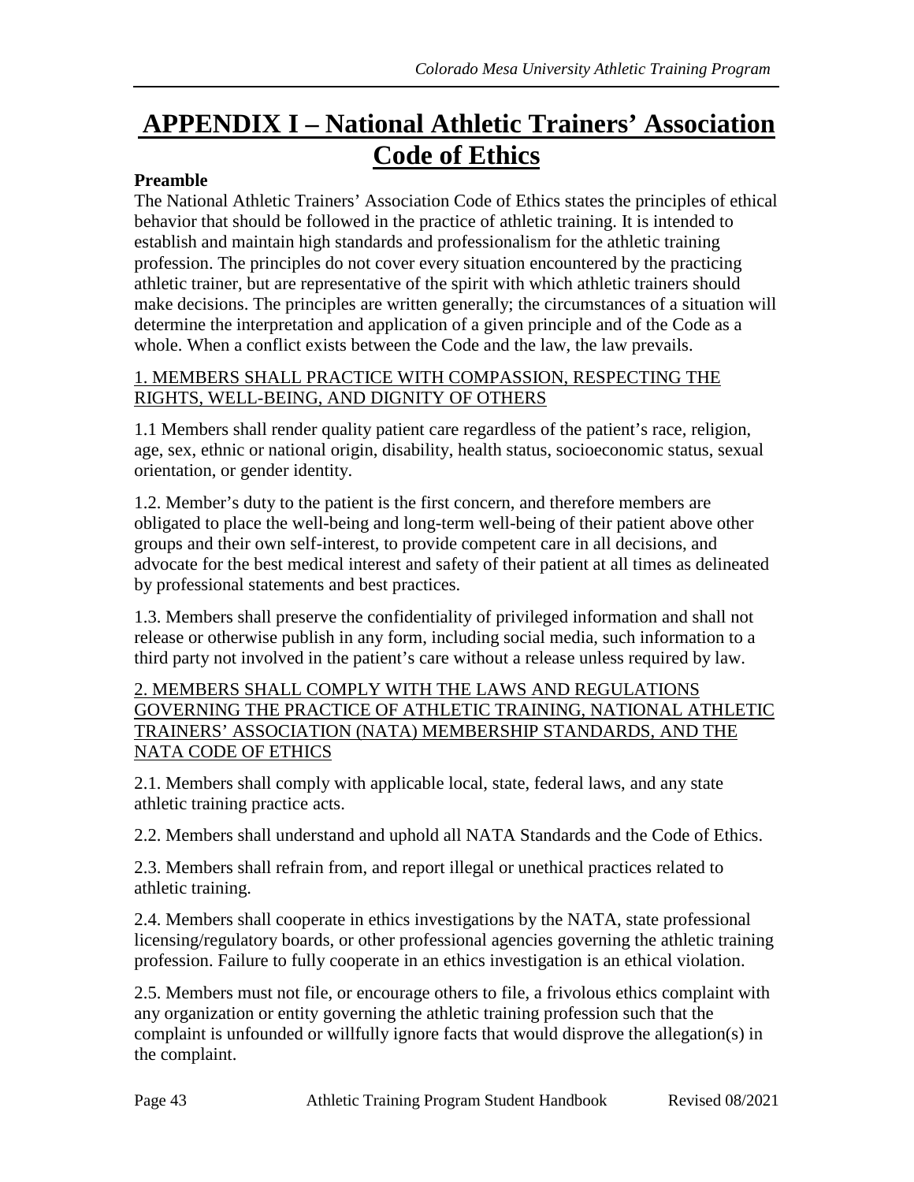# APPENDIX I – National Athletic Trainers' Association Code of Ethics

**Preamble**

The National Athletic Trainers' Association Code of Ethics states the principles of ethical behavior that should be followed in the practice of athletic training. It is intended to establish and maintain high standards and professionalism for the athletic training profession. The principles do not cover every situation encountered by the practicing athletic trainer, but are representative of the spirit with which athletic trainers should make decisions. The principles are written generally; the circumstances of a situation will determine the interpretation and application of a given principle and of the Code as a whole. When a conflict exists between the Code and the law, the law prevails.

1. MEMBERS SHALL PRACTICE WITH COMPASSION, RESPECTING THE RIGHTS, WELL-BEING, AND DIGNITY OF OTHERS

1.1 Members shall render quality patient care regardless of the patient's race, religion, age, sex, ethnic or national origin, disability, health status, socioeconomic status, sexual orientation, or gender identity.

1.2. Member's duty to the patient is the first concern, and therefore members are obligated to place the well-being and long-term well-being of their patient above other groups and their own self-interest, to provide competent care in all decisions, and advocate for the best medical interest and safety of their patient at all times as delineated by professional statements and best practices.

1.3. Members shall preserve the confidentiality of privileged information and shall not release or otherwise publish in any form, including social media, such information to a third party not involved in the patient's care without a release unless required by law.

2. MEMBERS SHALL COMPLY WITH THE LAWS AND REGULATIONS GOVERNING THE PRACTICE OF ATHLETIC TRAINING, NATIONAL ATHLETIC TRAINERS' ASSOCIATION (NATA) MEMBERSHIP STANDARDS, AND THE NATA CODE OF ETHICS

2.1. Members shall comply with applicable local, state, federal laws, and any state athletic training practice acts.

2.2. Members shall understand and uphold all NATA Standards and the Code of Ethics.

2.3. Members shall refrain from, and report illegal or unethical practices related to athletic training.

2.4. Members shall cooperate in ethics investigations by the NATA, state professional licensing/regulatory boards, or other professional agencies governing the athletic training profession. Failure to fully cooperate in an ethics investigation is an ethical violation.

2.5. Members must not file, or encourage others to file, a frivolous ethics complaint with any organization or entity governing the athletic training profession such that the complaint is unfounded or willfully ignore facts that would disprove the allegation(s) in the complaint.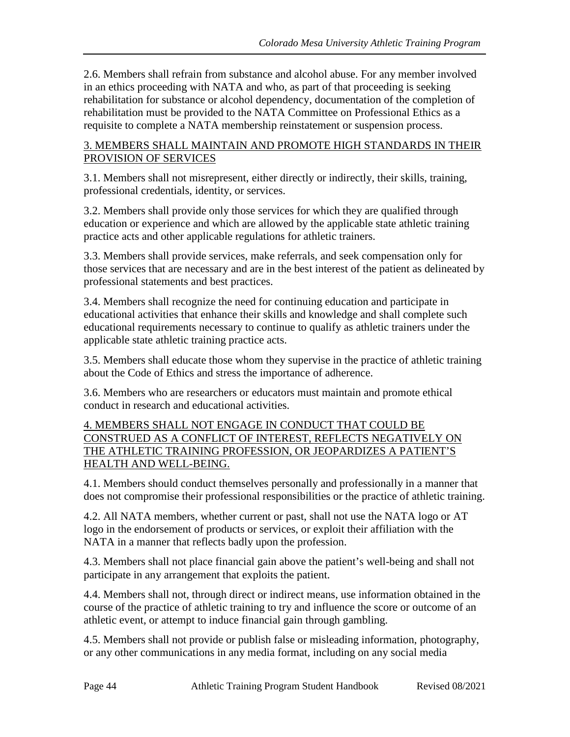2.6. Members shall refrain from substance and alcohol abuse. For any member involved in an ethics proceeding with NATA and who, as part of that proceeding is seeking rehabilitation for substance or alcohol dependency, documentation of the completion of rehabilitation must be provided to the NATA Committee on Professional Ethics as a requisite to complete a NATA membership reinstatement or suspension process.

<u>3. MEMBERS SHALL MAINTAIN AND PROMOTE HIGH STANDARDS IN THEIR PROVISION OF SERVICES</u>

3.1. Members shall not misrepresent, either directly or indirectly, their skills, training, professional credentials, identity, or services.

3.2. Members shall provide only those services for which they are qualified through education or experience and which are allowed by the applicable state athletic training practice acts and other applicable regulations for athletic trainers.

3.3. Members shall provide services, make referrals, and seek compensation only for those services that are necessary and are in the best interest of the patient as delineated by professional statements and best practices.

3.4. Members shall recognize the need for continuing education and participate in educational activities that enhance their skills and knowledge and shall complete such educational requirements necessary to continue to qualify as athletic trainers under the applicable state athletic training practice acts.

3.5. Members shall educate those whom they supervise in the practice of athletic training about the Code of Ethics and stress the importance of adherence.

3.6. Members who are researchers or educators must maintain and promote ethical conduct in research and educational activities.

<u>4. MEMBERS SHALL NOT ENGAGE IN CONDUCT THAT COULD BE CONSTRUED AS A CONFLICT OF INTEREST, REFLECTS NEGATIVELY ON THE ATHLETIC TRAINING PROFESSION, OR JEOPARDIZES A PATIENT'S HEALTH AND WELL-BEING.</u>

4.1. Members should conduct themselves personally and professionally in a manner that does not compromise their professional responsibilities or the practice of athletic training.

4.2. All NATA members, whether current or past, shall not use the NATA logo or AT logo in the endorsement of products or services, or exploit their affiliation with the NATA in a manner that reflects badly upon the profession.

4.3. Members shall not place financial gain above the patient's well-being and shall not participate in any arrangement that exploits the patient.

4.4. Members shall not, through direct or indirect means, use information obtained in the course of the practice of athletic training to try and influence the score or outcome of an athletic event, or attempt to induce financial gain through gambling.

4.5. Members shall not provide or publish false or misleading information, photography, or any other communications in any media format, including on any social media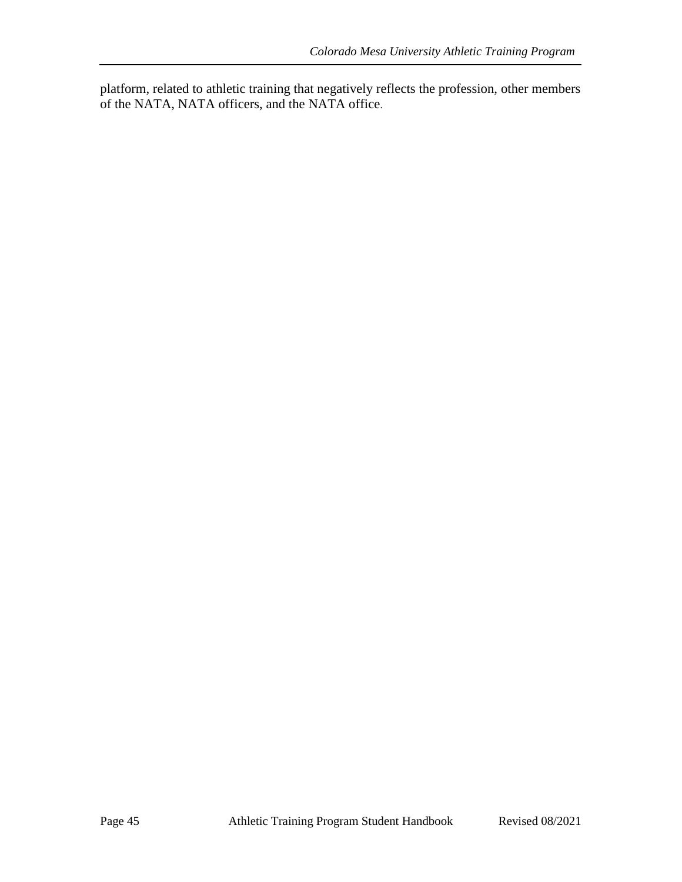platform, related to athletic training that negatively reflects the profession, other members of the NATA, NATA officers, and the NATA office.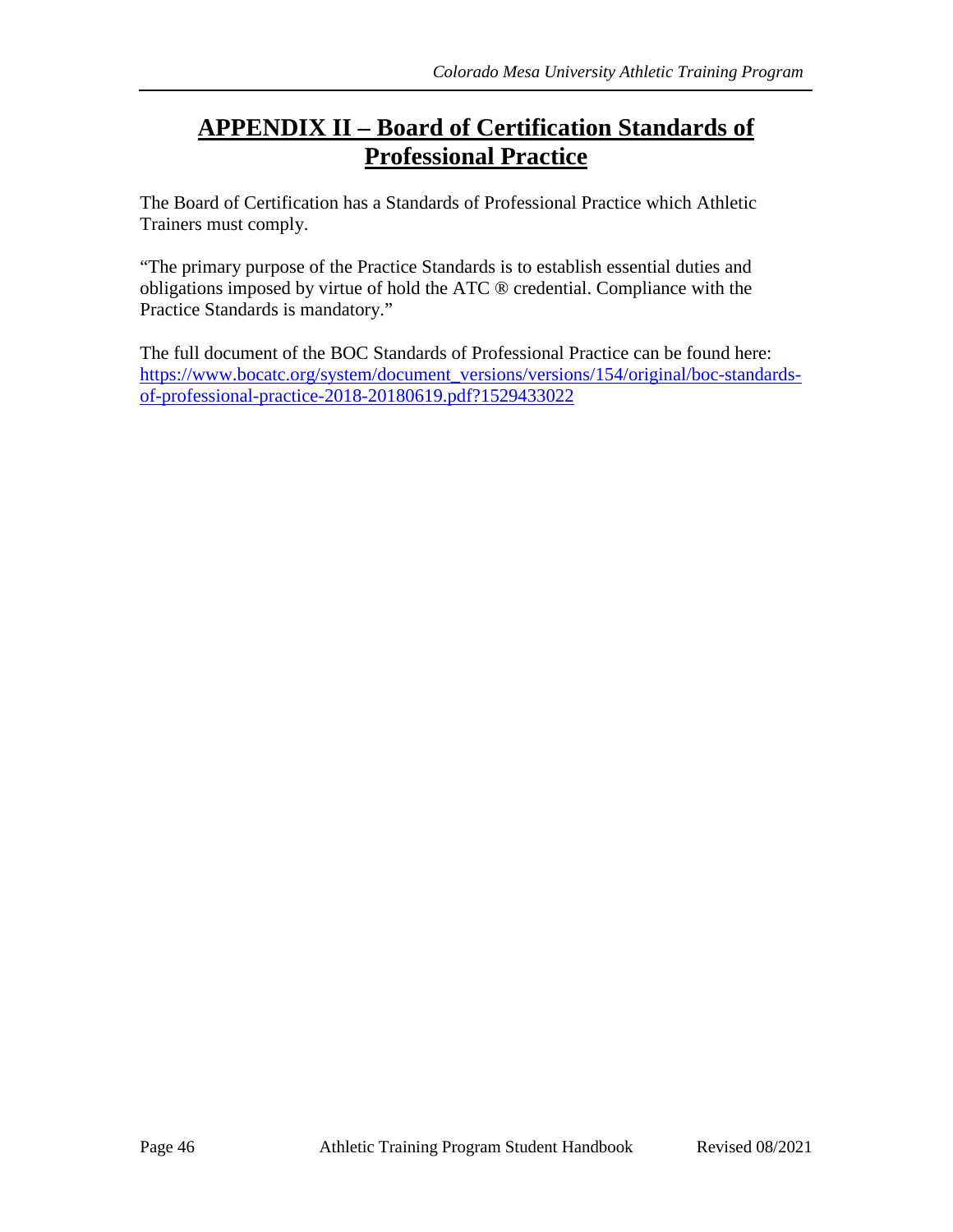# APPENDIX II – Board of Certification Standards of Professional Practice

The Board of Certification has a Standards of Professional Practice which Athletic Trainers must comply.

"The primary purpose of the Practice Standards is to establish essential duties and obligations imposed by virtue of hold the ATC ® credential. Compliance with the Practice Standards is mandatory."

The full document of the BOC Standards of Professional Practice can be found here: [https://www.bocatc.org/system/document_versions/versions/154/original/boc-standards-of-professional-practice-2018-20180619.pdf?1529433022](https://www.bocatc.org/system/document_versions/versions/154/original/boc-standards-of-professional-practice-2018-20180619.pdf?1529433022)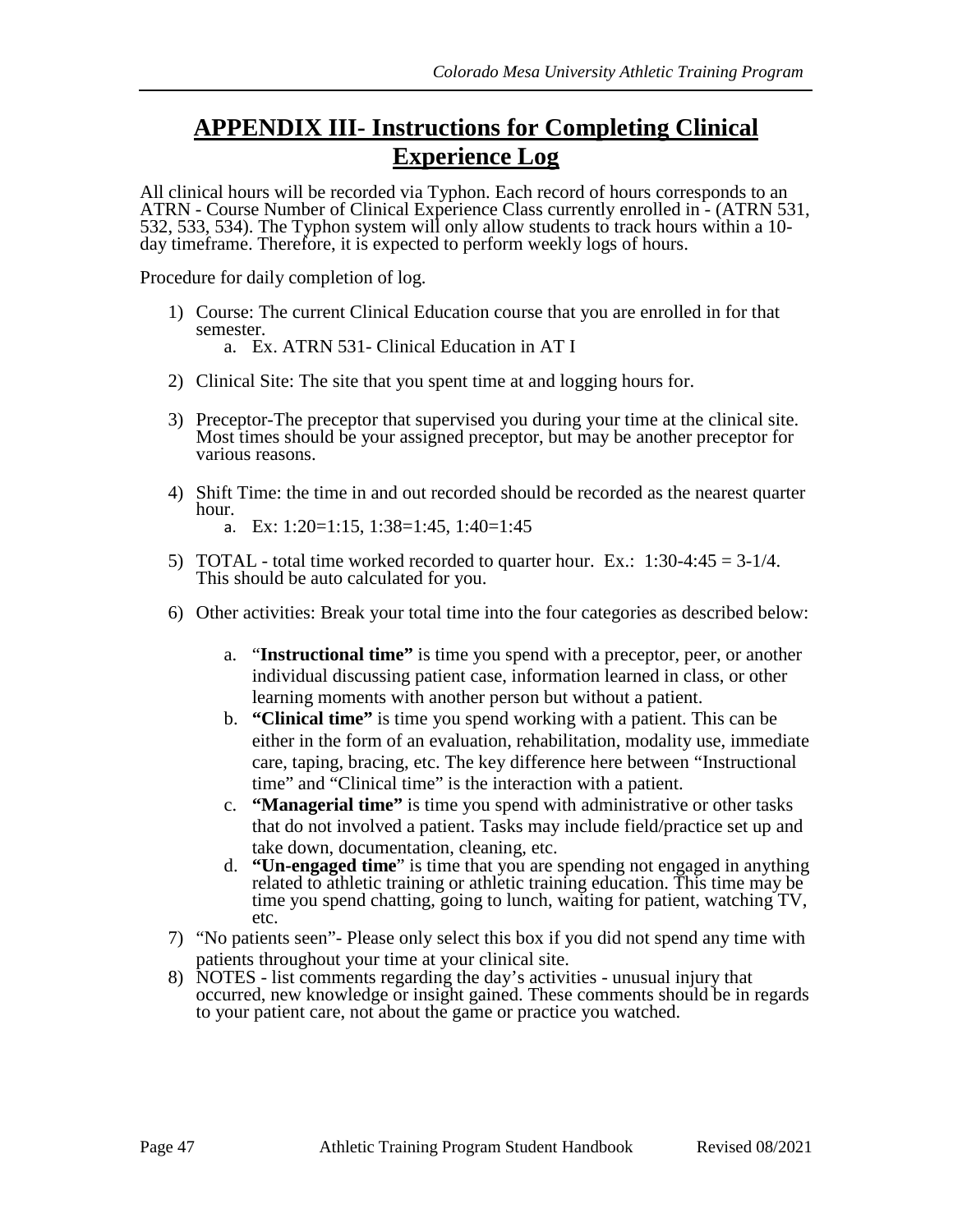# APPENDIX III- Instructions for Completing Clinical Experience Log

All clinical hours will be recorded via Typhon. Each record of hours corresponds to an ATRN - Course Number of Clinical Experience Class currently enrolled in - (ATRN 531, 532, 533, 534). The Typhon system will only allow students to track hours within a 10-day timeframe. Therefore, it is expected to perform weekly logs of hours.

Procedure for daily completion of log.

1) Course: The current Clinical Education course that you are enrolled in for that semester.
    a. Ex. ATRN 531- Clinical Education in AT I

2) Clinical Site: The site that you spent time at and logging hours for.

3) Preceptor-The preceptor that supervised you during your time at the clinical site. Most times should be your assigned preceptor, but may be another preceptor for various reasons.

4) Shift Time: the time in and out recorded should be recorded as the nearest quarter hour.
    a. Ex: 1:20=1:15, 1:38=1:45, 1:40=1:45

5) TOTAL - total time worked recorded to quarter hour. Ex.: 1:30-4:45 = 3-1/4. This should be auto calculated for you.

6) Other activities: Break your total time into the four categories as described below:

    a. "**Instructional time"** is time you spend with a preceptor, peer, or another individual discussing patient case, information learned in class, or other learning moments with another person but without a patient.
    b. **"Clinical time"** is time you spend working with a patient. This can be either in the form of an evaluation, rehabilitation, modality use, immediate care, taping, bracing, etc. The key difference here between "Instructional time" and "Clinical time" is the interaction with a patient.
    c. **"Managerial time"** is time you spend with administrative or other tasks that do not involved a patient. Tasks may include field/practice set up and take down, documentation, cleaning, etc.
    d. **"Un-engaged time**" is time that you are spending not engaged in anything related to athletic training or athletic training education. This time may be time you spend chatting, going to lunch, waiting for patient, watching TV, etc.

7) "No patients seen"- Please only select this box if you did not spend any time with patients throughout your time at your clinical site.
8) NOTES - list comments regarding the day's activities - unusual injury that occurred, new knowledge or insight gained. These comments should be in regards to your patient care, not about the game or practice you watched.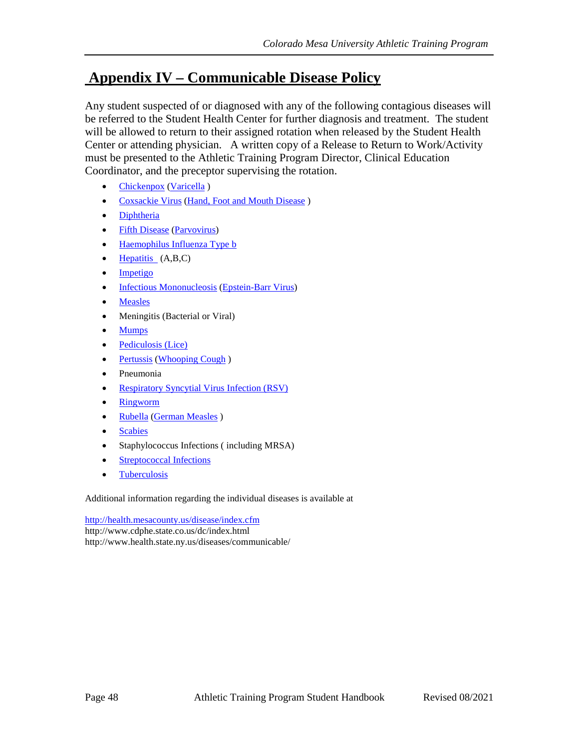# Appendix IV – Communicable Disease Policy

Any student suspected of or diagnosed with any of the following contagious diseases will be referred to the Student Health Center for further diagnosis and treatment. The student will be allowed to return to their assigned rotation when released by the Student Health Center or attending physician. A written copy of a Release to Return to Work/Activity must be presented to the Athletic Training Program Director, Clinical Education Coordinator, and the preceptor supervising the rotation.

- Chickenpox (Varicella )
- Coxsackie Virus (Hand, Foot and Mouth Disease )
- Diphtheria
- Fifth Disease (Parvovirus)
- Haemophilus Influenza Type b
- Hepatitis (A,B,C)
- Impetigo
- Infectious Mononucleosis (Epstein-Barr Virus)
- Measles
- Meningitis (Bacterial or Viral)
- Mumps
- Pediculosis (Lice)
- Pertussis (Whooping Cough )
- Pneumonia
- Respiratory Syncytial Virus Infection (RSV)
- Ringworm
- Rubella (German Measles )
- Scabies
- Staphylococcus Infections ( including MRSA)
- Streptococcal Infections
- Tuberculosis

Additional information regarding the individual diseases is available at

http://health.mesacounty.us/disease/index.cfm
http://www.cdphe.state.co.us/dc/index.html
http://www.health.state.ny.us/diseases/communicable/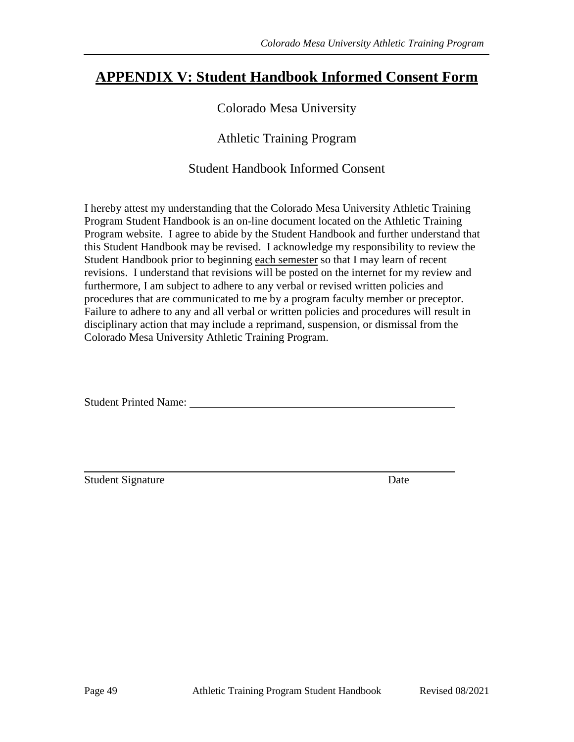# APPENDIX V: Student Handbook Informed Consent Form

Colorado Mesa University

Athletic Training Program

Student Handbook Informed Consent

I hereby attest my understanding that the Colorado Mesa University Athletic Training Program Student Handbook is an on-line document located on the Athletic Training Program website. I agree to abide by the Student Handbook and further understand that this Student Handbook may be revised. I acknowledge my responsibility to review the Student Handbook prior to beginning <u>each semester</u> so that I may learn of recent revisions. I understand that revisions will be posted on the internet for my review and furthermore, I am subject to adhere to any verbal or revised written policies and procedures that are communicated to me by a program faculty member or preceptor. Failure to adhere to any and all verbal or written policies and procedures will result in disciplinary action that may include a reprimand, suspension, or dismissal from the Colorado Mesa University Athletic Training Program.

Student Printed Name: ______________________________________________

______________________________________________________________

Student Signature                                                                 Date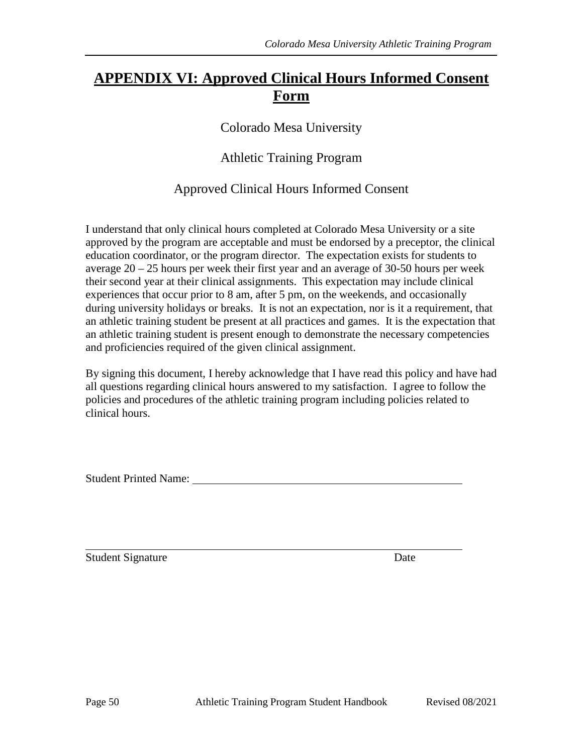# APPENDIX VI: Approved Clinical Hours Informed Consent Form

Colorado Mesa University

Athletic Training Program

Approved Clinical Hours Informed Consent

I understand that only clinical hours completed at Colorado Mesa University or a site approved by the program are acceptable and must be endorsed by a preceptor, the clinical education coordinator, or the program director. The expectation exists for students to average 20 – 25 hours per week their first year and an average of 30-50 hours per week their second year at their clinical assignments. This expectation may include clinical experiences that occur prior to 8 am, after 5 pm, on the weekends, and occasionally during university holidays or breaks. It is not an expectation, nor is it a requirement, that an athletic training student be present at all practices and games. It is the expectation that an athletic training student is present enough to demonstrate the necessary competencies and proficiencies required of the given clinical assignment.

By signing this document, I hereby acknowledge that I have read this policy and have had all questions regarding clinical hours answered to my satisfaction. I agree to follow the policies and procedures of the athletic training program including policies related to clinical hours.

Student Printed Name: ______________________________________________

______________________________________________________________

Student Signature                                                                                    Date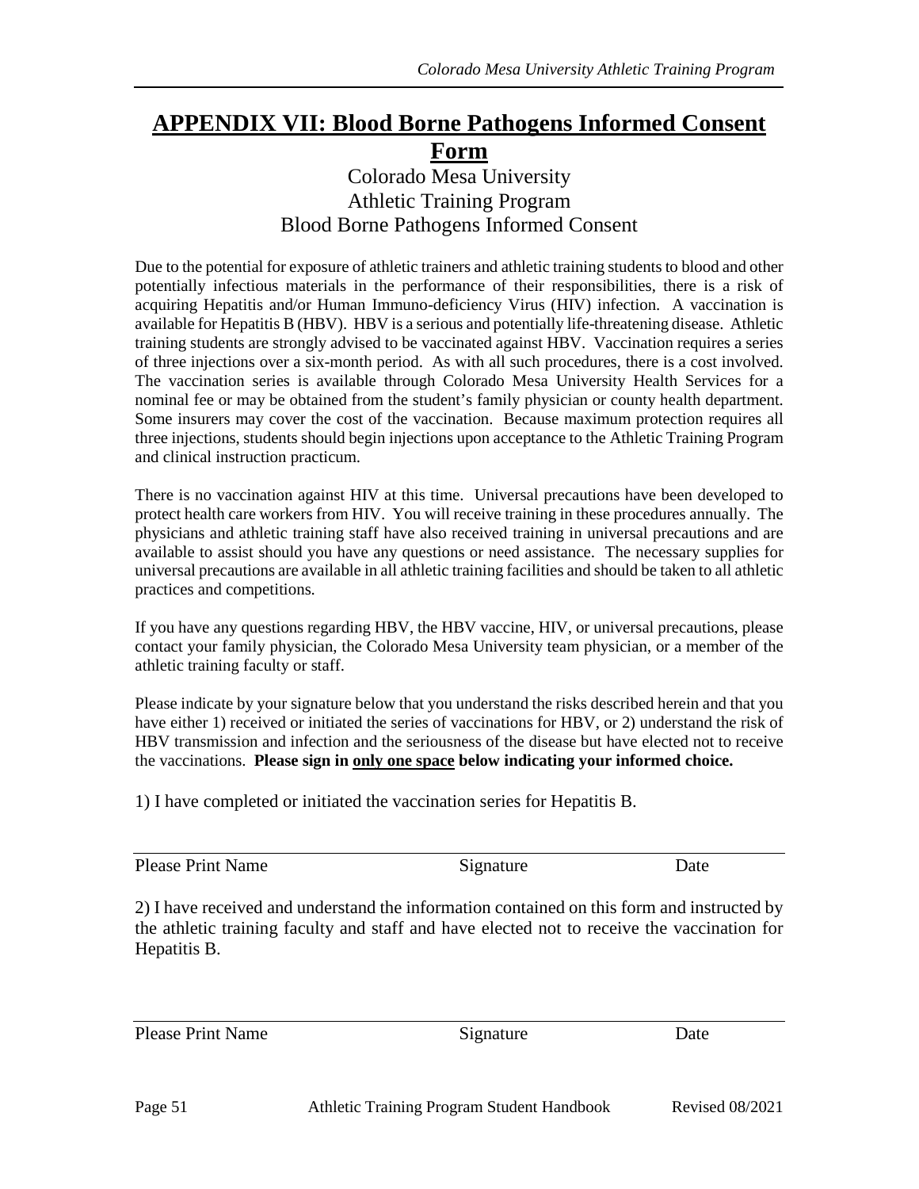# APPENDIX VII: Blood Borne Pathogens Informed Consent Form

Colorado Mesa University
Athletic Training Program
Blood Borne Pathogens Informed Consent

Due to the potential for exposure of athletic trainers and athletic training students to blood and other potentially infectious materials in the performance of their responsibilities, there is a risk of acquiring Hepatitis and/or Human Immuno-deficiency Virus (HIV) infection. A vaccination is available for Hepatitis B (HBV). HBV is a serious and potentially life-threatening disease. Athletic training students are strongly advised to be vaccinated against HBV. Vaccination requires a series of three injections over a six-month period. As with all such procedures, there is a cost involved. The vaccination series is available through Colorado Mesa University Health Services for a nominal fee or may be obtained from the student's family physician or county health department. Some insurers may cover the cost of the vaccination. Because maximum protection requires all three injections, students should begin injections upon acceptance to the Athletic Training Program and clinical instruction practicum.

There is no vaccination against HIV at this time. Universal precautions have been developed to protect health care workers from HIV. You will receive training in these procedures annually. The physicians and athletic training staff have also received training in universal precautions and are available to assist should you have any questions or need assistance. The necessary supplies for universal precautions are available in all athletic training facilities and should be taken to all athletic practices and competitions.

If you have any questions regarding HBV, the HBV vaccine, HIV, or universal precautions, please contact your family physician, the Colorado Mesa University team physician, or a member of the athletic training faculty or staff.

Please indicate by your signature below that you understand the risks described herein and that you have either 1) received or initiated the series of vaccinations for HBV, or 2) understand the risk of HBV transmission and infection and the seriousness of the disease but have elected not to receive the vaccinations. **Please sign in <u>only one space</u> below indicating your informed choice.**

1) I have completed or initiated the vaccination series for Hepatitis B.

______________________________________________________________

Please Print Name          Signature          Date

2) I have received and understand the information contained on this form and instructed by the athletic training faculty and staff and have elected not to receive the vaccination for Hepatitis B.

______________________________________________________________

Please Print Name          Signature          Date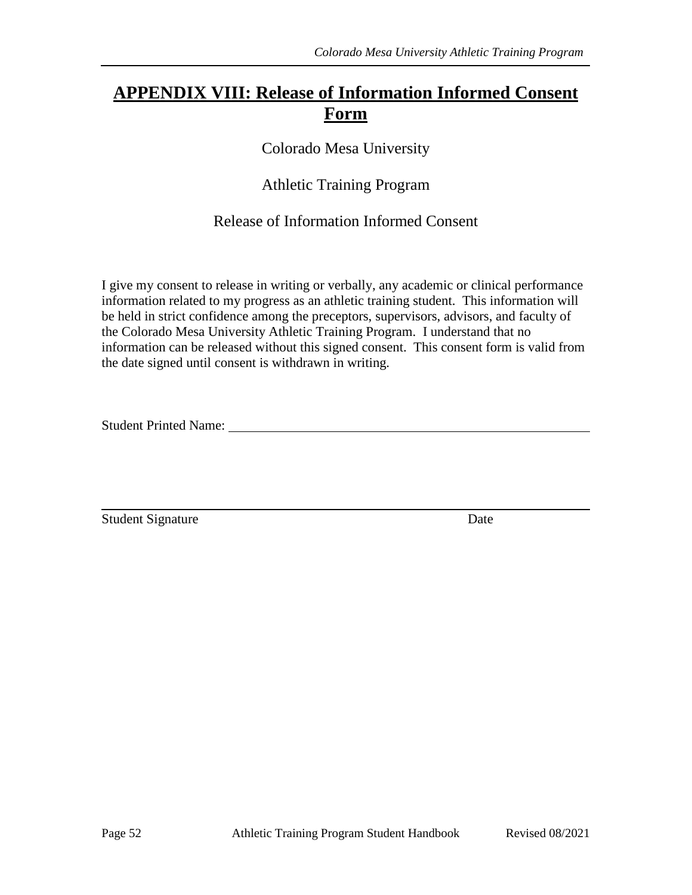# APPENDIX VIII: Release of Information Informed Consent Form

Colorado Mesa University

Athletic Training Program

Release of Information Informed Consent

I give my consent to release in writing or verbally, any academic or clinical performance information related to my progress as an athletic training student. This information will be held in strict confidence among the preceptors, supervisors, advisors, and faculty of the Colorado Mesa University Athletic Training Program. I understand that no information can be released without this signed consent. This consent form is valid from the date signed until consent is withdrawn in writing.

Student Printed Name: ______________________________________________________

__________________________________________________________________________

Student Signature                                                                                    Date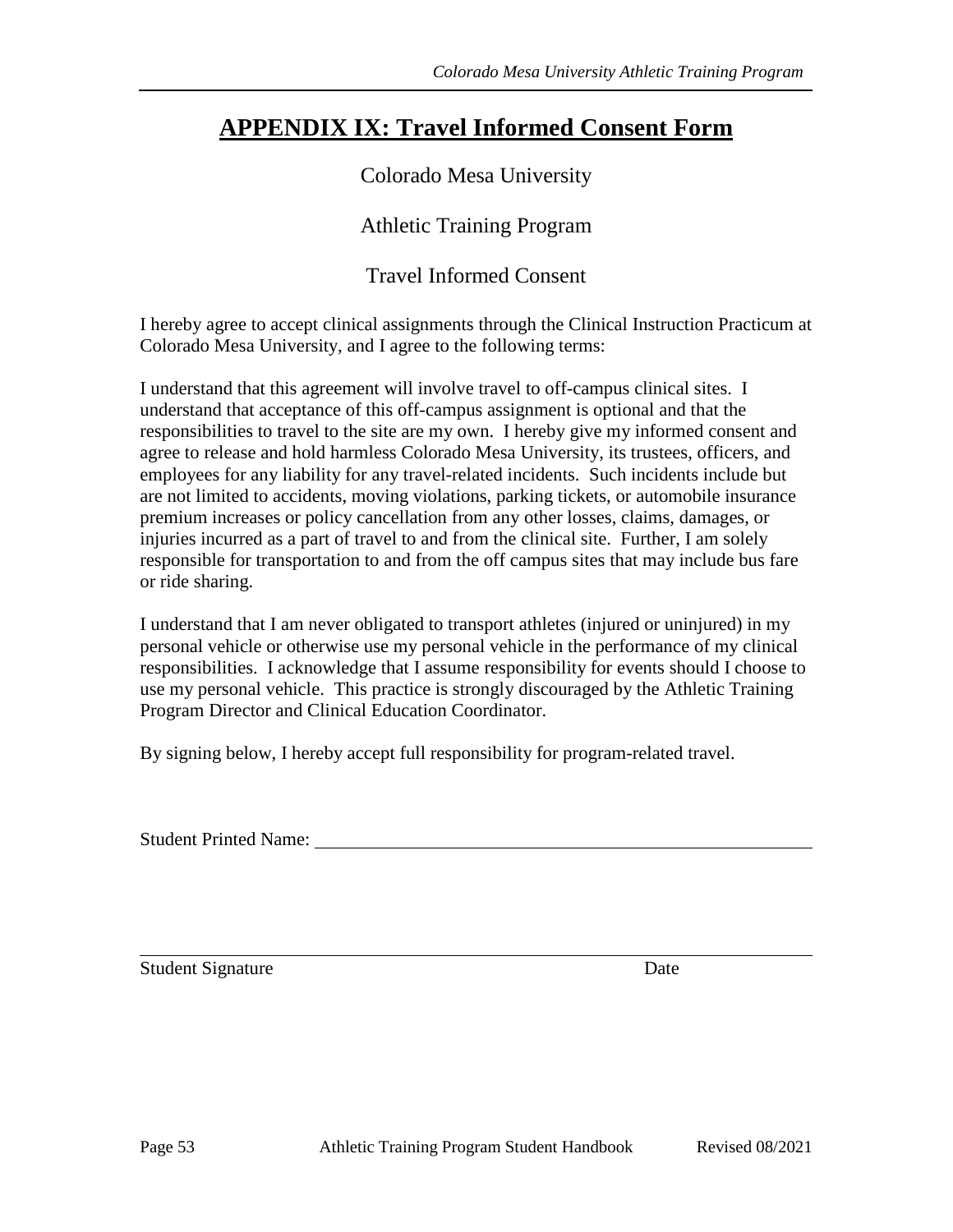# APPENDIX IX: Travel Informed Consent Form

Colorado Mesa University

Athletic Training Program

Travel Informed Consent

I hereby agree to accept clinical assignments through the Clinical Instruction Practicum at Colorado Mesa University, and I agree to the following terms:

I understand that this agreement will involve travel to off-campus clinical sites. I understand that acceptance of this off-campus assignment is optional and that the responsibilities to travel to the site are my own. I hereby give my informed consent and agree to release and hold harmless Colorado Mesa University, its trustees, officers, and employees for any liability for any travel-related incidents. Such incidents include but are not limited to accidents, moving violations, parking tickets, or automobile insurance premium increases or policy cancellation from any other losses, claims, damages, or injuries incurred as a part of travel to and from the clinical site. Further, I am solely responsible for transportation to and from the off campus sites that may include bus fare or ride sharing.

I understand that I am never obligated to transport athletes (injured or uninjured) in my personal vehicle or otherwise use my personal vehicle in the performance of my clinical responsibilities. I acknowledge that I assume responsibility for events should I choose to use my personal vehicle. This practice is strongly discouraged by the Athletic Training Program Director and Clinical Education Coordinator.

By signing below, I hereby accept full responsibility for program-related travel.

Student Printed Name: ______________________________________________________

______________________________________________________________________

Student Signature                                                                                   Date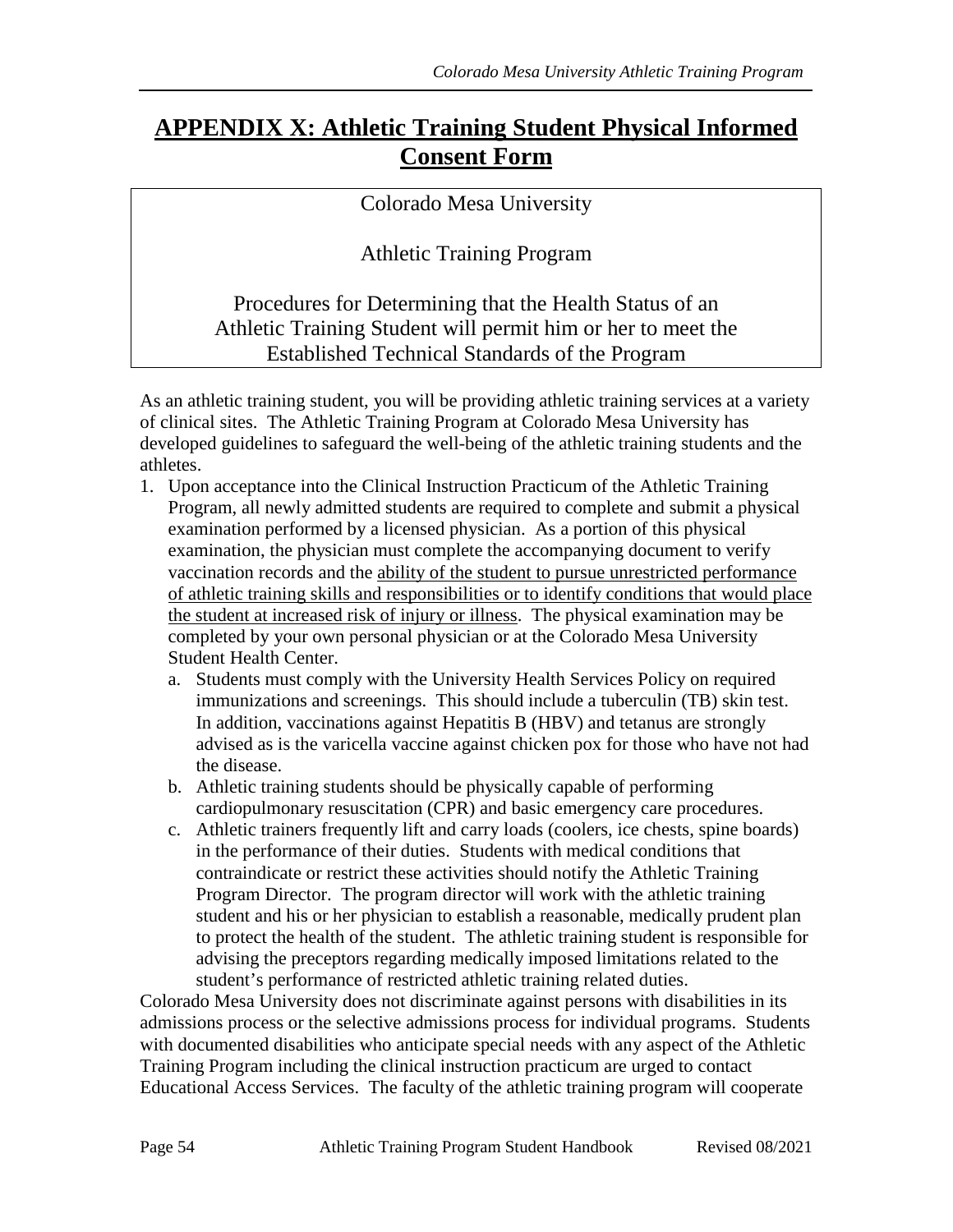# <u>APPENDIX X: Athletic Training Student Physical Informed Consent Form</u>

Colorado Mesa University

Athletic Training Program

Procedures for Determining that the Health Status of an Athletic Training Student will permit him or her to meet the Established Technical Standards of the Program

As an athletic training student, you will be providing athletic training services at a variety of clinical sites. The Athletic Training Program at Colorado Mesa University has developed guidelines to safeguard the well-being of the athletic training students and the athletes.

1. Upon acceptance into the Clinical Instruction Practicum of the Athletic Training Program, all newly admitted students are required to complete and submit a physical examination performed by a licensed physician. As a portion of this physical examination, the physician must complete the accompanying document to verify vaccination records and the <u>ability of the student to pursue unrestricted performance of athletic training skills and responsibilities or to identify conditions that would place the student at increased risk of injury or illness</u>. The physical examination may be completed by your own personal physician or at the Colorado Mesa University Student Health Center.
   a. Students must comply with the University Health Services Policy on required immunizations and screenings. This should include a tuberculin (TB) skin test. In addition, vaccinations against Hepatitis B (HBV) and tetanus are strongly advised as is the varicella vaccine against chicken pox for those who have not had the disease.
   b. Athletic training students should be physically capable of performing cardiopulmonary resuscitation (CPR) and basic emergency care procedures.
   c. Athletic trainers frequently lift and carry loads (coolers, ice chests, spine boards) in the performance of their duties. Students with medical conditions that contraindicate or restrict these activities should notify the Athletic Training Program Director. The program director will work with the athletic training student and his or her physician to establish a reasonable, medically prudent plan to protect the health of the student. The athletic training student is responsible for advising the preceptors regarding medically imposed limitations related to the student's performance of restricted athletic training related duties.

Colorado Mesa University does not discriminate against persons with disabilities in its admissions process or the selective admissions process for individual programs. Students with documented disabilities who anticipate special needs with any aspect of the Athletic Training Program including the clinical instruction practicum are urged to contact Educational Access Services. The faculty of the athletic training program will cooperate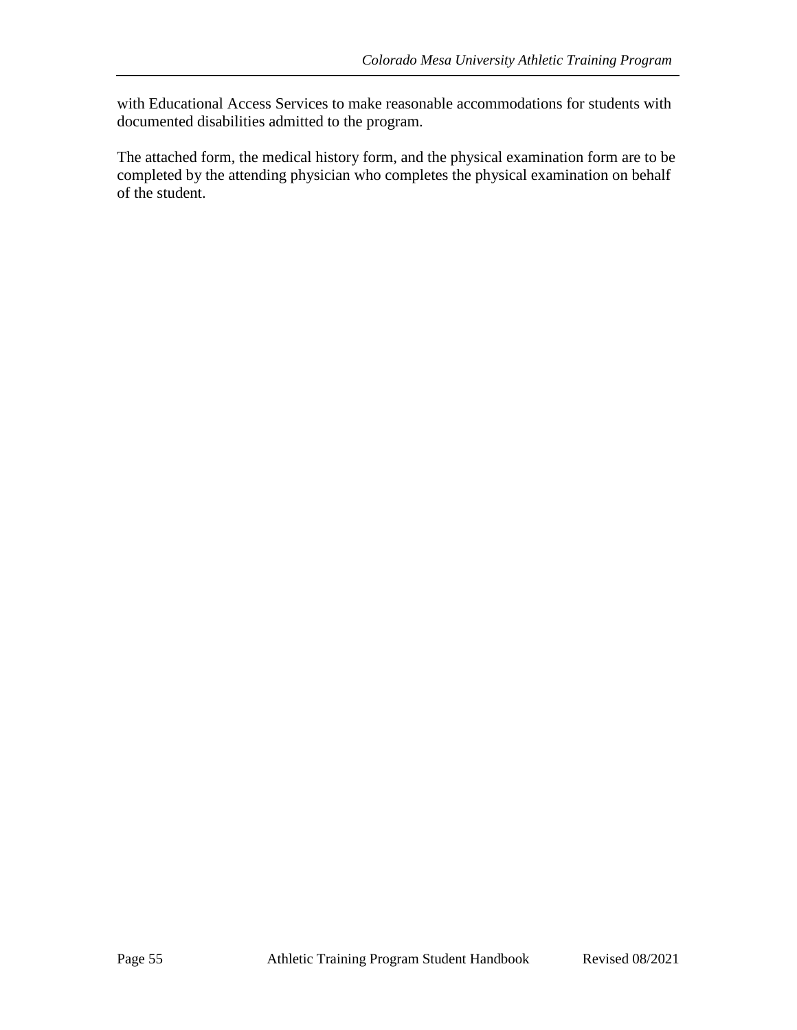with Educational Access Services to make reasonable accommodations for students with documented disabilities admitted to the program.

The attached form, the medical history form, and the physical examination form are to be completed by the attending physician who completes the physical examination on behalf of the student.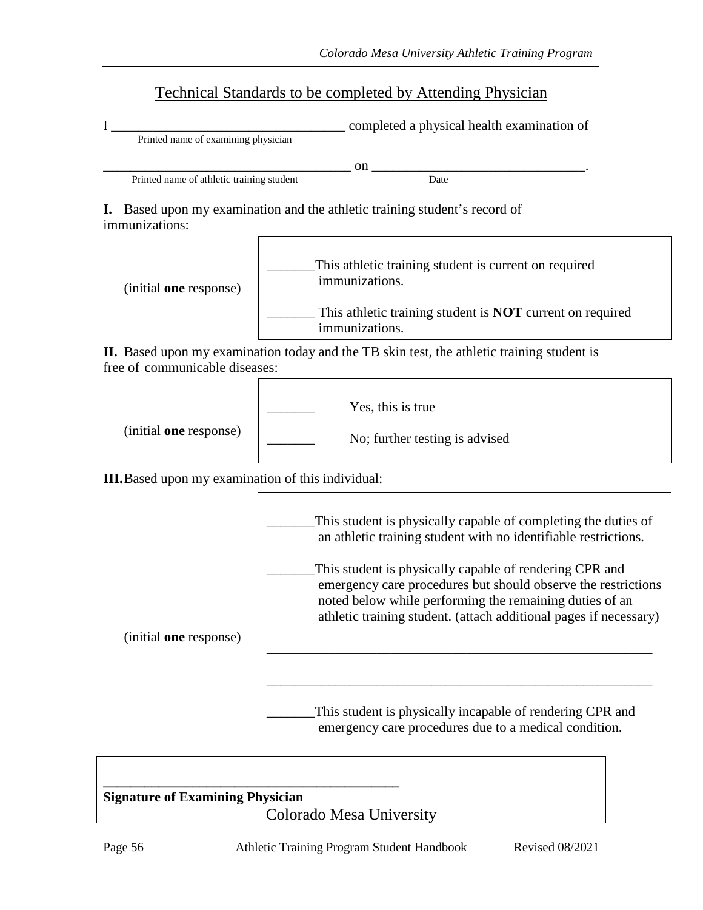## Technical Standards to be completed by Attending Physician

I ___________________________________ completed a physical health examination of
Printed name of examining physician

______________________________________ on _______________________________.
Printed name of athletic training student                                    Date

**I.** Based upon my examination and the athletic training student's record of immunizations:

(initial **one** response)

_______This athletic training student is current on required immunizations.

_______ This athletic training student is **NOT** current on required immunizations.

**II.** Based upon my examination today and the TB skin test, the athletic training student is free of communicable diseases:

(initial **one** response)

_______ Yes, this is true

_______ No; further testing is advised

**III.** Based upon my examination of this individual:

(initial **one** response)

_______This student is physically capable of completing the duties of an athletic training student with no identifiable restrictions.

_______This student is physically capable of rendering CPR and emergency care procedures but should observe the restrictions noted below while performing the remaining duties of an athletic training student. (attach additional pages if necessary)

__________________________________________________________

__________________________________________________________

_______This student is physically incapable of rendering CPR and emergency care procedures due to a medical condition.

__________________________________________
**Signature of Examining Physician**

Colorado Mesa University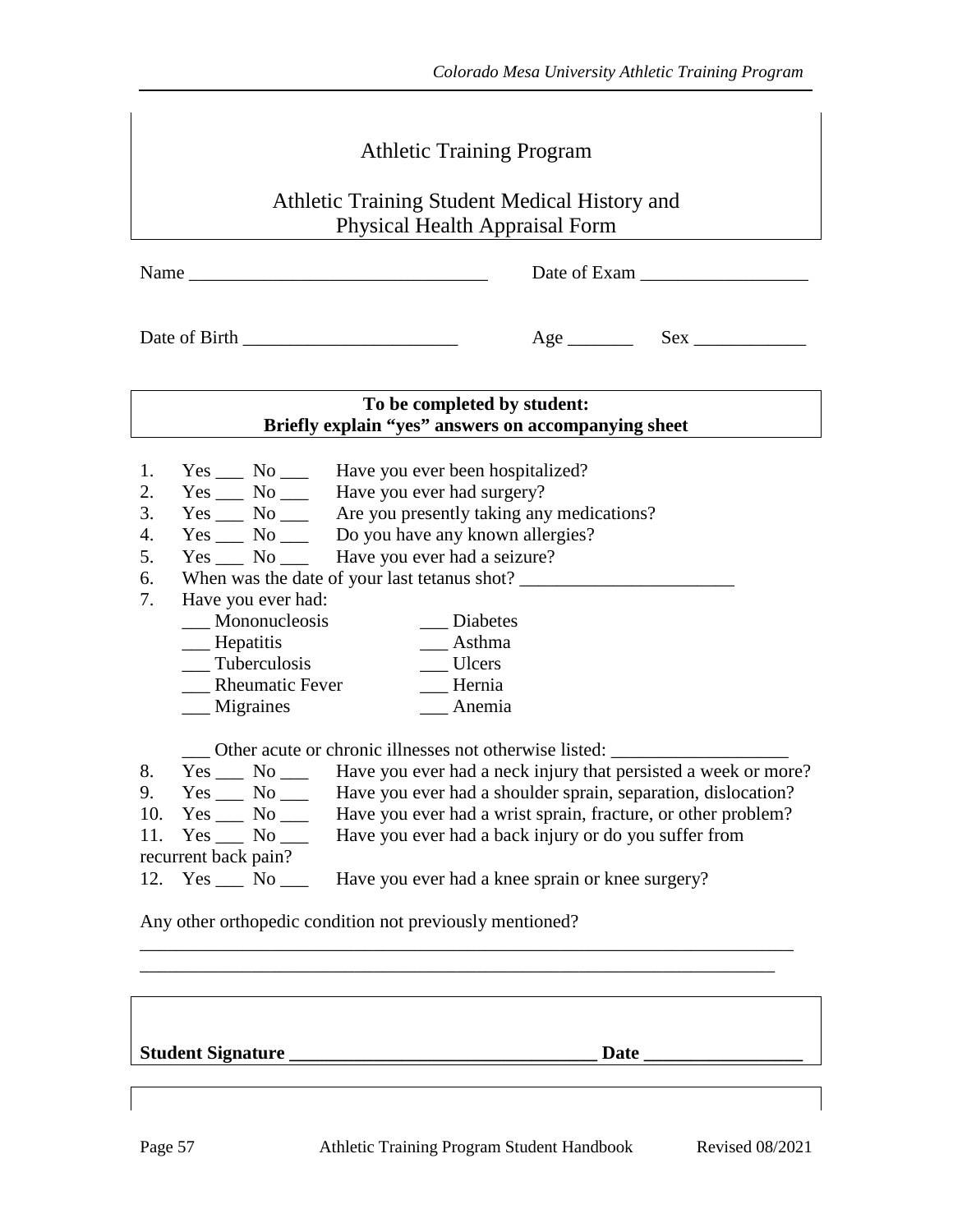# Athletic Training Program

## Athletic Training Student Medical History and Physical Health Appraisal Form

Name ________________________________ Date of Exam __________________

Date of Birth _______________________ Age _______ Sex ____________

**To be completed by student:**
**Briefly explain "yes" answers on accompanying sheet**

1. Yes ___ No ___ Have you ever been hospitalized?
2. Yes ___ No ___ Have you ever had surgery?
3. Yes ___ No ___ Are you presently taking any medications?
4. Yes ___ No ___ Do you have any known allergies?
5. Yes ___ No ___ Have you ever had a seizure?
6. When was the date of your last tetanus shot? _______________________
7. Have you ever had:
   - ___ Mononucleosis
   - ___ Hepatitis
   - ___ Tuberculosis
   - ___ Rheumatic Fever
   - ___ Migraines
   - ___ Diabetes
   - ___ Asthma
   - ___ Ulcers
   - ___ Hernia
   - ___ Anemia
   - ___ Other acute or chronic illnesses not otherwise listed: ___________________
8. Yes ___ No ___ Have you ever had a neck injury that persisted a week or more?
9. Yes ___ No ___ Have you ever had a shoulder sprain, separation, dislocation?
10. Yes ___ No ___ Have you ever had a wrist sprain, fracture, or other problem?
11. Yes ___ No ___ Have you ever had a back injury or do you suffer from recurrent back pain?
12. Yes ___ No ___ Have you ever had a knee sprain or knee surgery?

Any other orthopedic condition not previously mentioned?

_______________________________________________________________________

_______________________________________________________________________

**Student Signature _________________________________ Date _________________**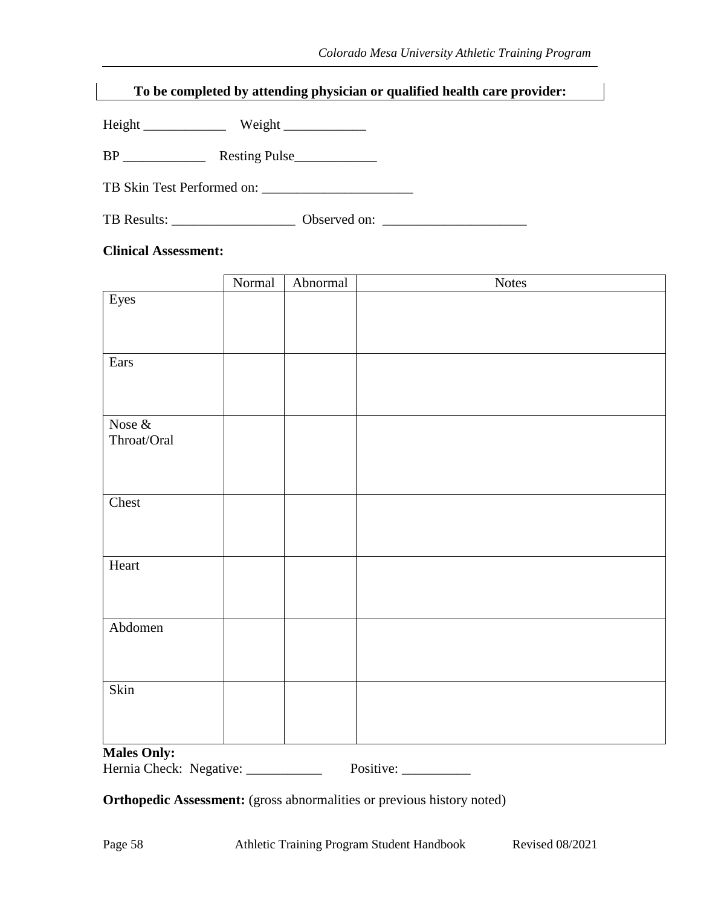**To be completed by attending physician or qualified health care provider:**

Height ____________ Weight ____________

BP ____________ Resting Pulse____________

TB Skin Test Performed on: ______________________

TB Results: __________________ Observed on: _____________________

**Clinical Assessment:**

| | Normal | Abnormal | Notes |
|---|---|---|---|
| Eyes | | | |
| Ears | | | |
| Nose & Throat/Oral | | | |
| Chest | | | |
| Heart | | | |
| Abdomen | | | |
| Skin | | | |

**Males Only:**
Hernia Check: Negative: ___________ Positive: __________

**Orthopedic Assessment:** (gross abnormalities or previous history noted)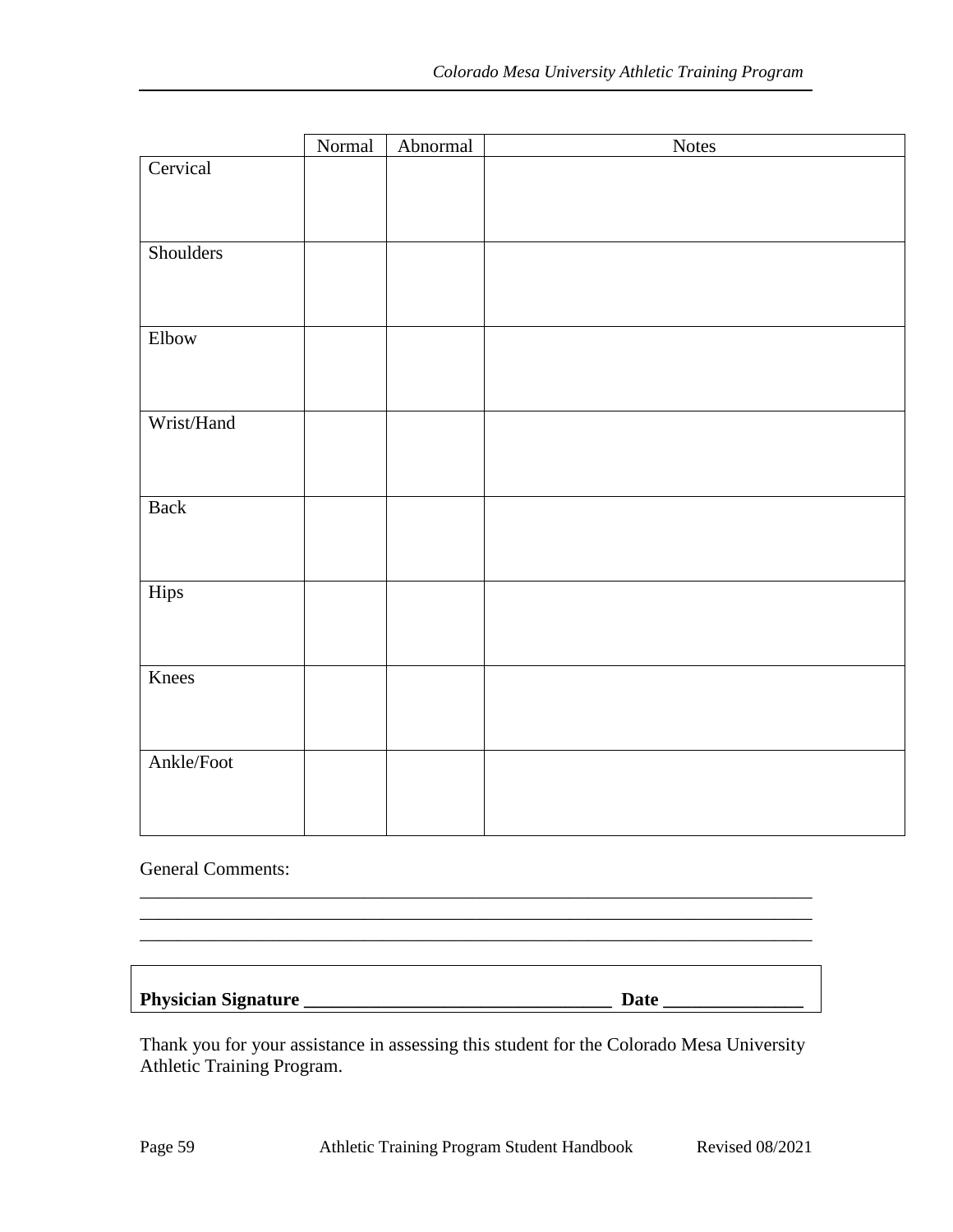| | Normal | Abnormal | Notes |
|---|---|---|---|
| Cervical | | | |
| Shoulders | | | |
| Elbow | | | |
| Wrist/Hand | | | |
| Back | | | |
| Hips | | | |
| Knees | | | |
| Ankle/Foot | | | |

General Comments:

___________________________________________________________________________
___________________________________________________________________________
___________________________________________________________________________

**Physician Signature ________________________________ Date ______________**

Thank you for your assistance in assessing this student for the Colorado Mesa University Athletic Training Program.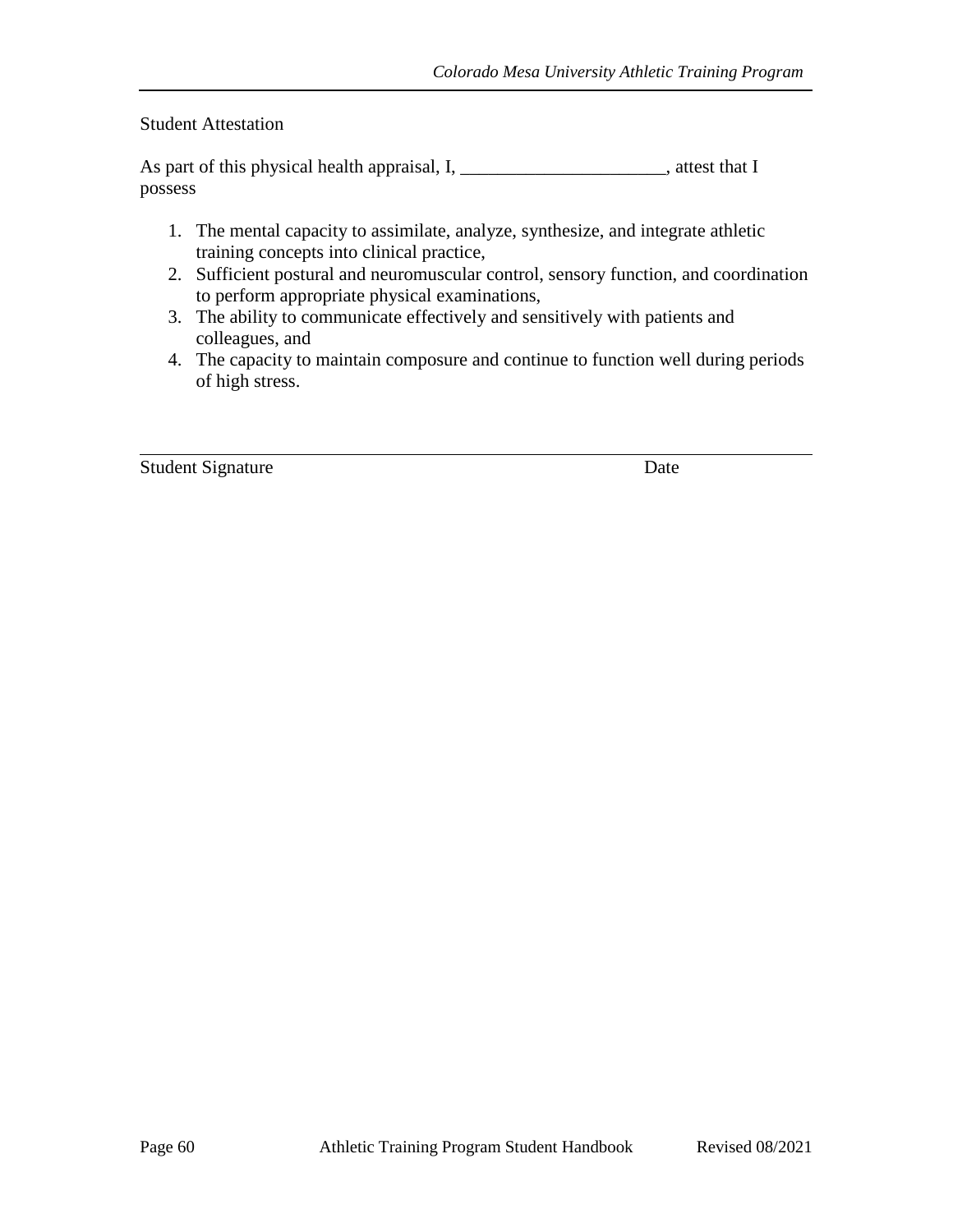Student Attestation

As part of this physical health appraisal, I, ______________________, attest that I possess

1. The mental capacity to assimilate, analyze, synthesize, and integrate athletic training concepts into clinical practice,
2. Sufficient postural and neuromuscular control, sensory function, and coordination to perform appropriate physical examinations,
3. The ability to communicate effectively and sensitively with patients and colleagues, and
4. The capacity to maintain composure and continue to function well during periods of high stress.

______________________________________________________________________

Student Signature Date